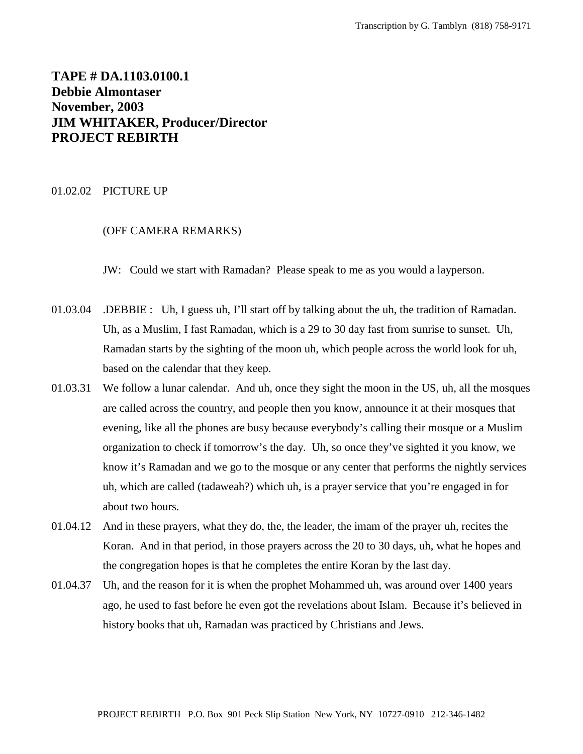**TAPE # DA.1103.0100.1**
**Debbie Almontaser**
**November, 2003**
**JIM WHITAKER, Producer/Director**
**PROJECT REBIRTH**

01.02.02 PICTURE UP

(OFF CAMERA REMARKS)

JW: Could we start with Ramadan? Please speak to me as you would a layperson.

01.03.04 .DEBBIE : Uh, I guess uh, I'll start off by talking about the uh, the tradition of Ramadan. Uh, as a Muslim, I fast Ramadan, which is a 29 to 30 day fast from sunrise to sunset. Uh, Ramadan starts by the sighting of the moon uh, which people across the world look for uh, based on the calendar that they keep.

01.03.31 We follow a lunar calendar. And uh, once they sight the moon in the US, uh, all the mosques are called across the country, and people then you know, announce it at their mosques that evening, like all the phones are busy because everybody's calling their mosque or a Muslim organization to check if tomorrow's the day. Uh, so once they've sighted it you know, we know it's Ramadan and we go to the mosque or any center that performs the nightly services uh, which are called (tadaweah?) which uh, is a prayer service that you're engaged in for about two hours.

01.04.12 And in these prayers, what they do, the, the leader, the imam of the prayer uh, recites the Koran. And in that period, in those prayers across the 20 to 30 days, uh, what he hopes and the congregation hopes is that he completes the entire Koran by the last day.

01.04.37 Uh, and the reason for it is when the prophet Mohammed uh, was around over 1400 years ago, he used to fast before he even got the revelations about Islam. Because it's believed in history books that uh, Ramadan was practiced by Christians and Jews.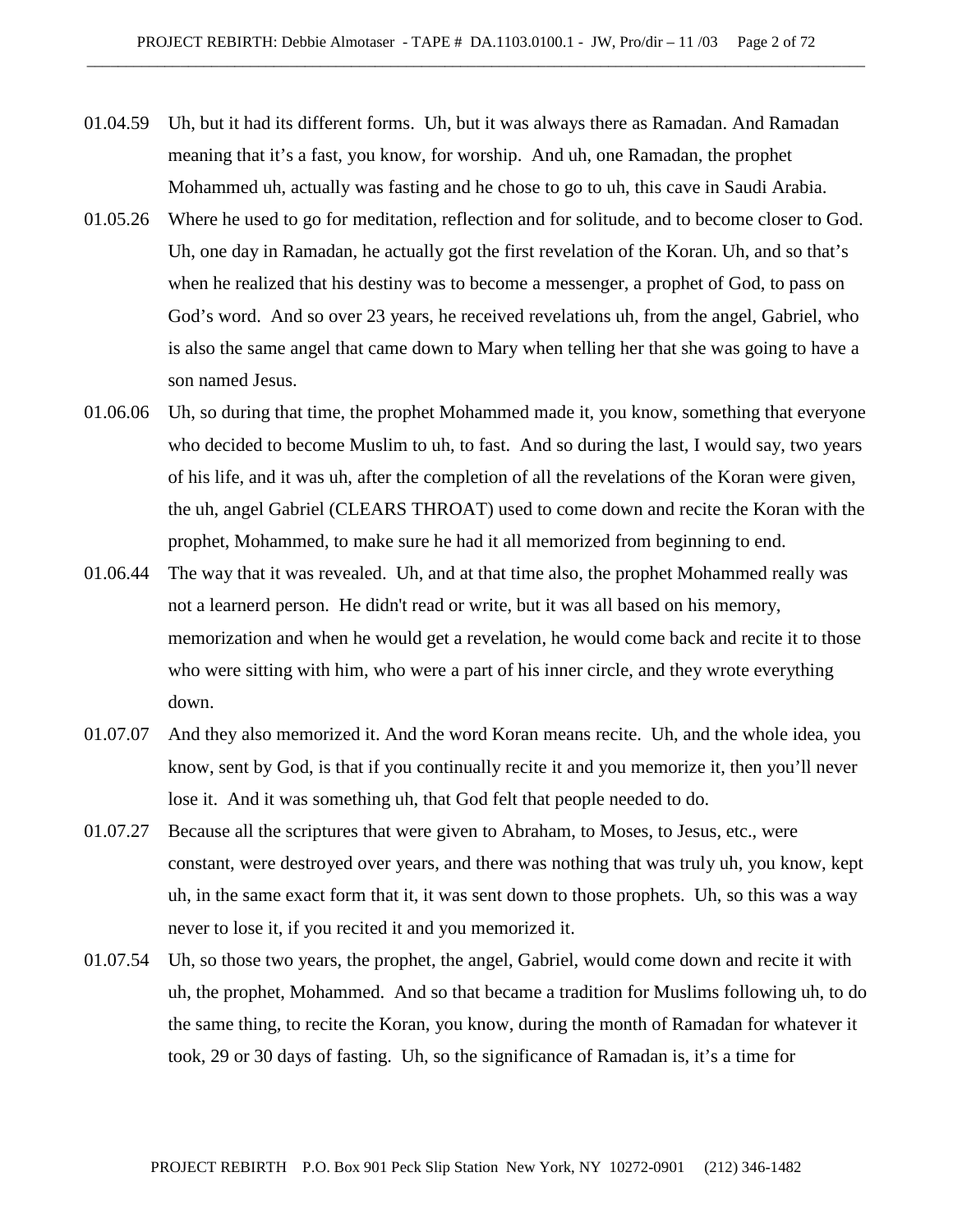01.04.59 Uh, but it had its different forms. Uh, but it was always there as Ramadan. And Ramadan meaning that it's a fast, you know, for worship. And uh, one Ramadan, the prophet Mohammed uh, actually was fasting and he chose to go to uh, this cave in Saudi Arabia.

01.05.26 Where he used to go for meditation, reflection and for solitude, and to become closer to God. Uh, one day in Ramadan, he actually got the first revelation of the Koran. Uh, and so that's when he realized that his destiny was to become a messenger, a prophet of God, to pass on God's word. And so over 23 years, he received revelations uh, from the angel, Gabriel, who is also the same angel that came down to Mary when telling her that she was going to have a son named Jesus.

01.06.06 Uh, so during that time, the prophet Mohammed made it, you know, something that everyone who decided to become Muslim to uh, to fast. And so during the last, I would say, two years of his life, and it was uh, after the completion of all the revelations of the Koran were given, the uh, angel Gabriel (CLEARS THROAT) used to come down and recite the Koran with the prophet, Mohammed, to make sure he had it all memorized from beginning to end.

01.06.44 The way that it was revealed. Uh, and at that time also, the prophet Mohammed really was not a learnerd person. He didn't read or write, but it was all based on his memory, memorization and when he would get a revelation, he would come back and recite it to those who were sitting with him, who were a part of his inner circle, and they wrote everything down.

01.07.07 And they also memorized it. And the word Koran means recite. Uh, and the whole idea, you know, sent by God, is that if you continually recite it and you memorize it, then you'll never lose it. And it was something uh, that God felt that people needed to do.

01.07.27 Because all the scriptures that were given to Abraham, to Moses, to Jesus, etc., were constant, were destroyed over years, and there was nothing that was truly uh, you know, kept uh, in the same exact form that it, it was sent down to those prophets. Uh, so this was a way never to lose it, if you recited it and you memorized it.

01.07.54 Uh, so those two years, the prophet, the angel, Gabriel, would come down and recite it with uh, the prophet, Mohammed. And so that became a tradition for Muslims following uh, to do the same thing, to recite the Koran, you know, during the month of Ramadan for whatever it took, 29 or 30 days of fasting. Uh, so the significance of Ramadan is, it's a time for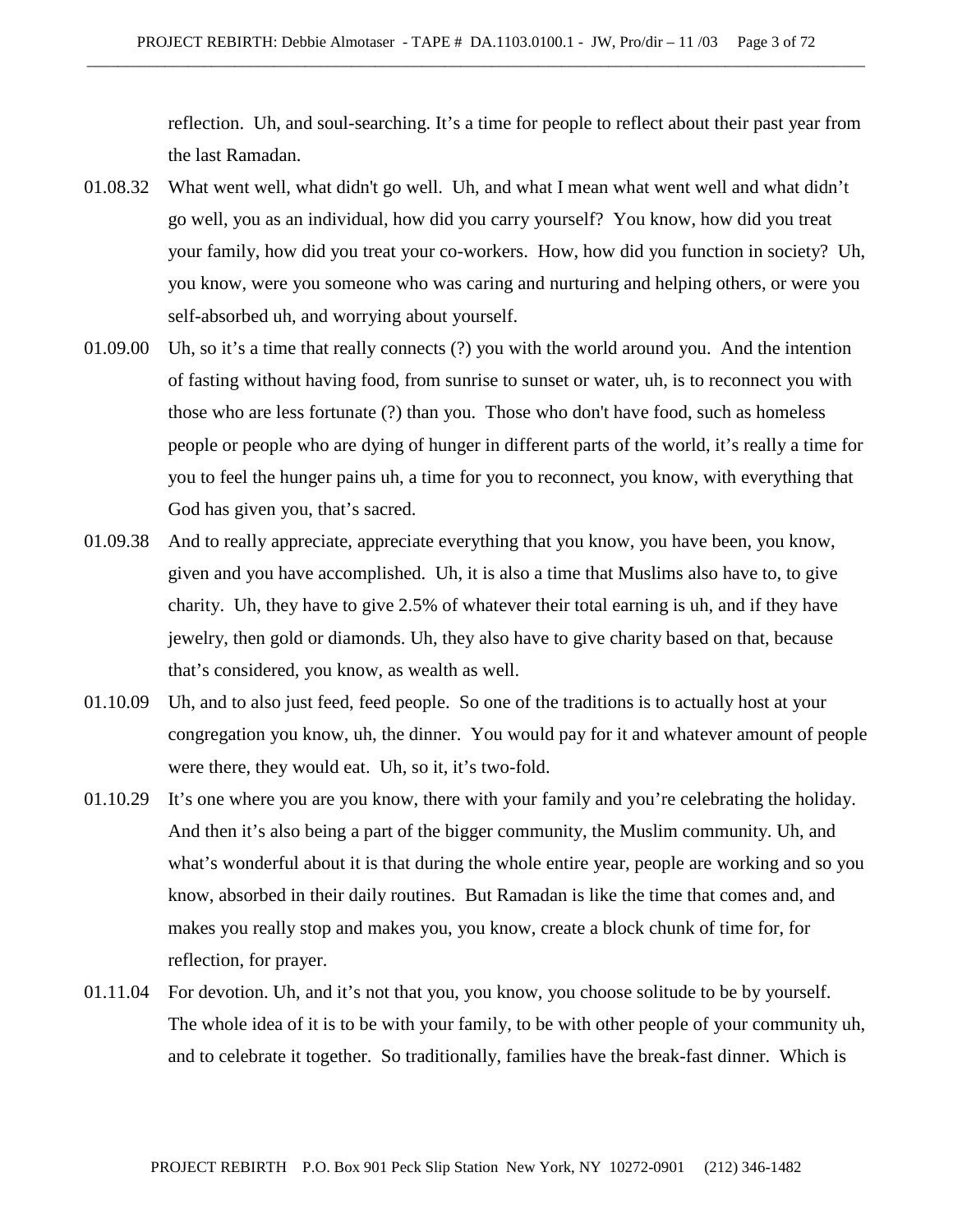reflection. Uh, and soul-searching. It's a time for people to reflect about their past year from the last Ramadan.

01.08.32 What went well, what didn't go well. Uh, and what I mean what went well and what didn't go well, you as an individual, how did you carry yourself? You know, how did you treat your family, how did you treat your co-workers. How, how did you function in society? Uh, you know, were you someone who was caring and nurturing and helping others, or were you self-absorbed uh, and worrying about yourself.

01.09.00 Uh, so it's a time that really connects (?) you with the world around you. And the intention of fasting without having food, from sunrise to sunset or water, uh, is to reconnect you with those who are less fortunate (?) than you. Those who don't have food, such as homeless people or people who are dying of hunger in different parts of the world, it's really a time for you to feel the hunger pains uh, a time for you to reconnect, you know, with everything that God has given you, that's sacred.

01.09.38 And to really appreciate, appreciate everything that you know, you have been, you know, given and you have accomplished. Uh, it is also a time that Muslims also have to, to give charity. Uh, they have to give 2.5% of whatever their total earning is uh, and if they have jewelry, then gold or diamonds. Uh, they also have to give charity based on that, because that's considered, you know, as wealth as well.

01.10.09 Uh, and to also just feed, feed people. So one of the traditions is to actually host at your congregation you know, uh, the dinner. You would pay for it and whatever amount of people were there, they would eat. Uh, so it, it's two-fold.

01.10.29 It's one where you are you know, there with your family and you're celebrating the holiday. And then it's also being a part of the bigger community, the Muslim community. Uh, and what's wonderful about it is that during the whole entire year, people are working and so you know, absorbed in their daily routines. But Ramadan is like the time that comes and, and makes you really stop and makes you, you know, create a block chunk of time for, for reflection, for prayer.

01.11.04 For devotion. Uh, and it's not that you, you know, you choose solitude to be by yourself. The whole idea of it is to be with your family, to be with other people of your community uh, and to celebrate it together. So traditionally, families have the break-fast dinner. Which is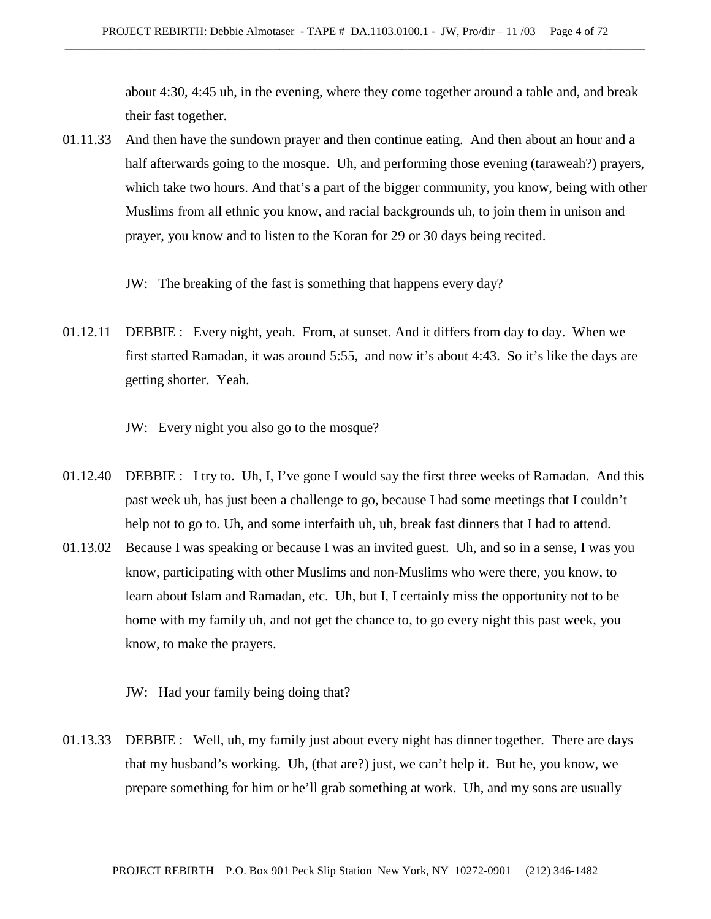about 4:30, 4:45 uh, in the evening, where they come together around a table and, and break their fast together.

01.11.33 And then have the sundown prayer and then continue eating. And then about an hour and a half afterwards going to the mosque. Uh, and performing those evening (taraweah?) prayers, which take two hours. And that's a part of the bigger community, you know, being with other Muslims from all ethnic you know, and racial backgrounds uh, to join them in unison and prayer, you know and to listen to the Koran for 29 or 30 days being recited.

JW: The breaking of the fast is something that happens every day?

01.12.11 DEBBIE : Every night, yeah. From, at sunset. And it differs from day to day. When we first started Ramadan, it was around 5:55, and now it's about 4:43. So it's like the days are getting shorter. Yeah.

JW: Every night you also go to the mosque?

01.12.40 DEBBIE : I try to. Uh, I, I've gone I would say the first three weeks of Ramadan. And this past week uh, has just been a challenge to go, because I had some meetings that I couldn't help not to go to. Uh, and some interfaith uh, uh, break fast dinners that I had to attend.

01.13.02 Because I was speaking or because I was an invited guest. Uh, and so in a sense, I was you know, participating with other Muslims and non-Muslims who were there, you know, to learn about Islam and Ramadan, etc. Uh, but I, I certainly miss the opportunity not to be home with my family uh, and not get the chance to, to go every night this past week, you know, to make the prayers.

JW: Had your family being doing that?

01.13.33 DEBBIE : Well, uh, my family just about every night has dinner together. There are days that my husband's working. Uh, (that are?) just, we can't help it. But he, you know, we prepare something for him or he'll grab something at work. Uh, and my sons are usually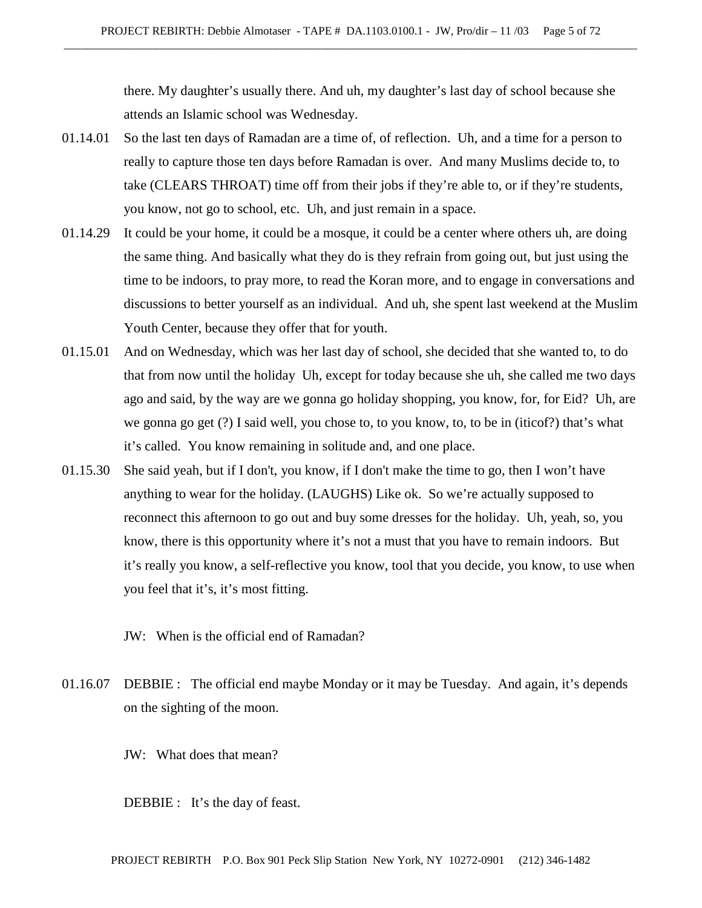there. My daughter's usually there. And uh, my daughter's last day of school because she attends an Islamic school was Wednesday.

01.14.01 So the last ten days of Ramadan are a time of, of reflection. Uh, and a time for a person to really to capture those ten days before Ramadan is over. And many Muslims decide to, to take (CLEARS THROAT) time off from their jobs if they're able to, or if they're students, you know, not go to school, etc. Uh, and just remain in a space.

01.14.29 It could be your home, it could be a mosque, it could be a center where others uh, are doing the same thing. And basically what they do is they refrain from going out, but just using the time to be indoors, to pray more, to read the Koran more, and to engage in conversations and discussions to better yourself as an individual. And uh, she spent last weekend at the Muslim Youth Center, because they offer that for youth.

01.15.01 And on Wednesday, which was her last day of school, she decided that she wanted to, to do that from now until the holiday Uh, except for today because she uh, she called me two days ago and said, by the way are we gonna go holiday shopping, you know, for, for Eid? Uh, are we gonna go get (?) I said well, you chose to, to you know, to, to be in (iticof?) that's what it's called. You know remaining in solitude and, and one place.

01.15.30 She said yeah, but if I don't, you know, if I don't make the time to go, then I won't have anything to wear for the holiday. (LAUGHS) Like ok. So we're actually supposed to reconnect this afternoon to go out and buy some dresses for the holiday. Uh, yeah, so, you know, there is this opportunity where it's not a must that you have to remain indoors. But it's really you know, a self-reflective you know, tool that you decide, you know, to use when you feel that it's, it's most fitting.

JW: When is the official end of Ramadan?

01.16.07 DEBBIE : The official end maybe Monday or it may be Tuesday. And again, it's depends on the sighting of the moon.

JW: What does that mean?

DEBBIE : It's the day of feast.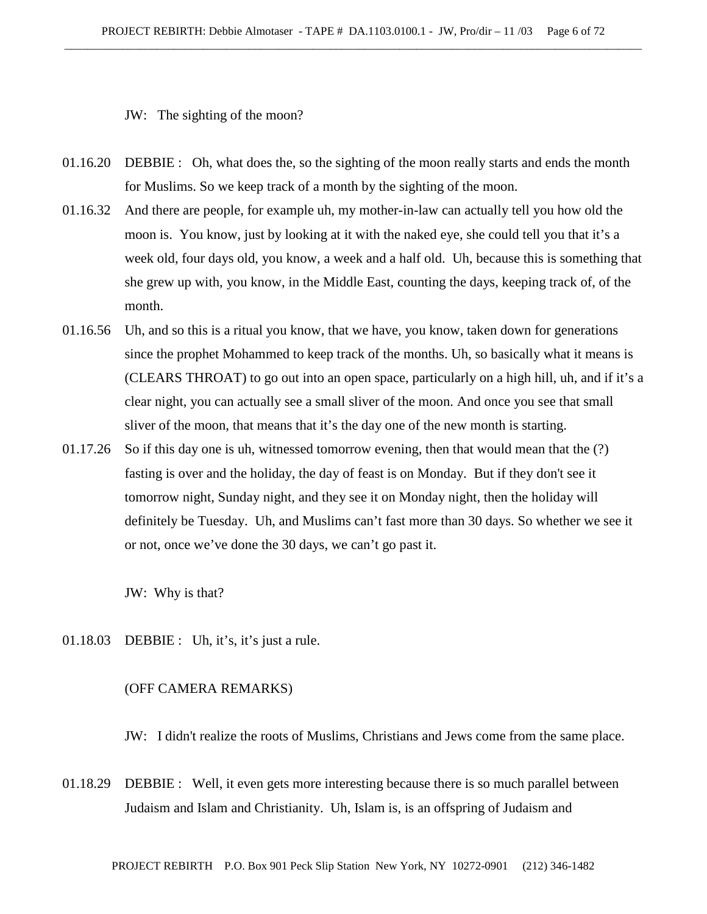JW: The sighting of the moon?

01.16.20 DEBBIE : Oh, what does the, so the sighting of the moon really starts and ends the month for Muslims. So we keep track of a month by the sighting of the moon.

01.16.32 And there are people, for example uh, my mother-in-law can actually tell you how old the moon is. You know, just by looking at it with the naked eye, she could tell you that it's a week old, four days old, you know, a week and a half old. Uh, because this is something that she grew up with, you know, in the Middle East, counting the days, keeping track of, of the month.

01.16.56 Uh, and so this is a ritual you know, that we have, you know, taken down for generations since the prophet Mohammed to keep track of the months. Uh, so basically what it means is (CLEARS THROAT) to go out into an open space, particularly on a high hill, uh, and if it's a clear night, you can actually see a small sliver of the moon. And once you see that small sliver of the moon, that means that it's the day one of the new month is starting.

01.17.26 So if this day one is uh, witnessed tomorrow evening, then that would mean that the (?) fasting is over and the holiday, the day of feast is on Monday. But if they don't see it tomorrow night, Sunday night, and they see it on Monday night, then the holiday will definitely be Tuesday. Uh, and Muslims can't fast more than 30 days. So whether we see it or not, once we've done the 30 days, we can't go past it.

JW: Why is that?

01.18.03 DEBBIE : Uh, it's, it's just a rule.

(OFF CAMERA REMARKS)

JW: I didn't realize the roots of Muslims, Christians and Jews come from the same place.

01.18.29 DEBBIE : Well, it even gets more interesting because there is so much parallel between Judaism and Islam and Christianity. Uh, Islam is, is an offspring of Judaism and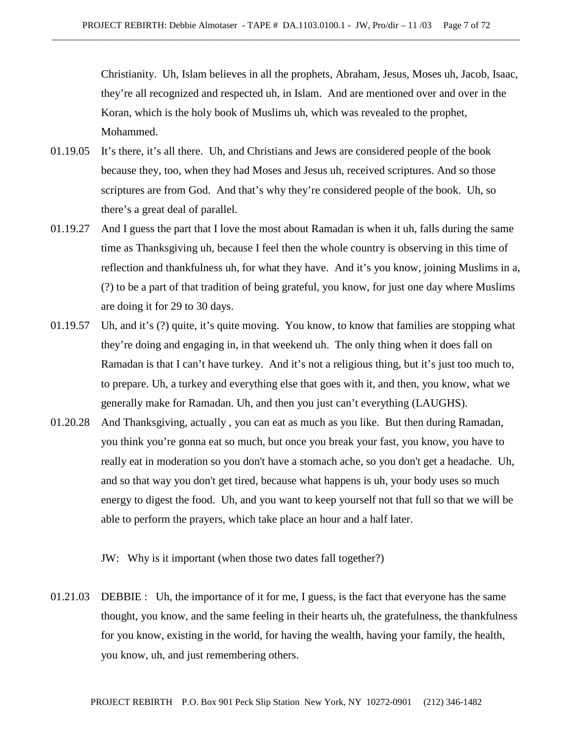Christianity. Uh, Islam believes in all the prophets, Abraham, Jesus, Moses uh, Jacob, Isaac, they're all recognized and respected uh, in Islam. And are mentioned over and over in the Koran, which is the holy book of Muslims uh, which was revealed to the prophet, Mohammed.

01.19.05 It's there, it's all there. Uh, and Christians and Jews are considered people of the book because they, too, when they had Moses and Jesus uh, received scriptures. And so those scriptures are from God. And that's why they're considered people of the book. Uh, so there's a great deal of parallel.

01.19.27 And I guess the part that I love the most about Ramadan is when it uh, falls during the same time as Thanksgiving uh, because I feel then the whole country is observing in this time of reflection and thankfulness uh, for what they have. And it's you know, joining Muslims in a, (?) to be a part of that tradition of being grateful, you know, for just one day where Muslims are doing it for 29 to 30 days.

01.19.57 Uh, and it's (?) quite, it's quite moving. You know, to know that families are stopping what they're doing and engaging in, in that weekend uh. The only thing when it does fall on Ramadan is that I can't have turkey. And it's not a religious thing, but it's just too much to, to prepare. Uh, a turkey and everything else that goes with it, and then, you know, what we generally make for Ramadan. Uh, and then you just can't everything (LAUGHS).

01.20.28 And Thanksgiving, actually , you can eat as much as you like. But then during Ramadan, you think you're gonna eat so much, but once you break your fast, you know, you have to really eat in moderation so you don't have a stomach ache, so you don't get a headache. Uh, and so that way you don't get tired, because what happens is uh, your body uses so much energy to digest the food. Uh, and you want to keep yourself not that full so that we will be able to perform the prayers, which take place an hour and a half later.

JW: Why is it important (when those two dates fall together?)

01.21.03 DEBBIE : Uh, the importance of it for me, I guess, is the fact that everyone has the same thought, you know, and the same feeling in their hearts uh, the gratefulness, the thankfulness for you know, existing in the world, for having the wealth, having your family, the health, you know, uh, and just remembering others.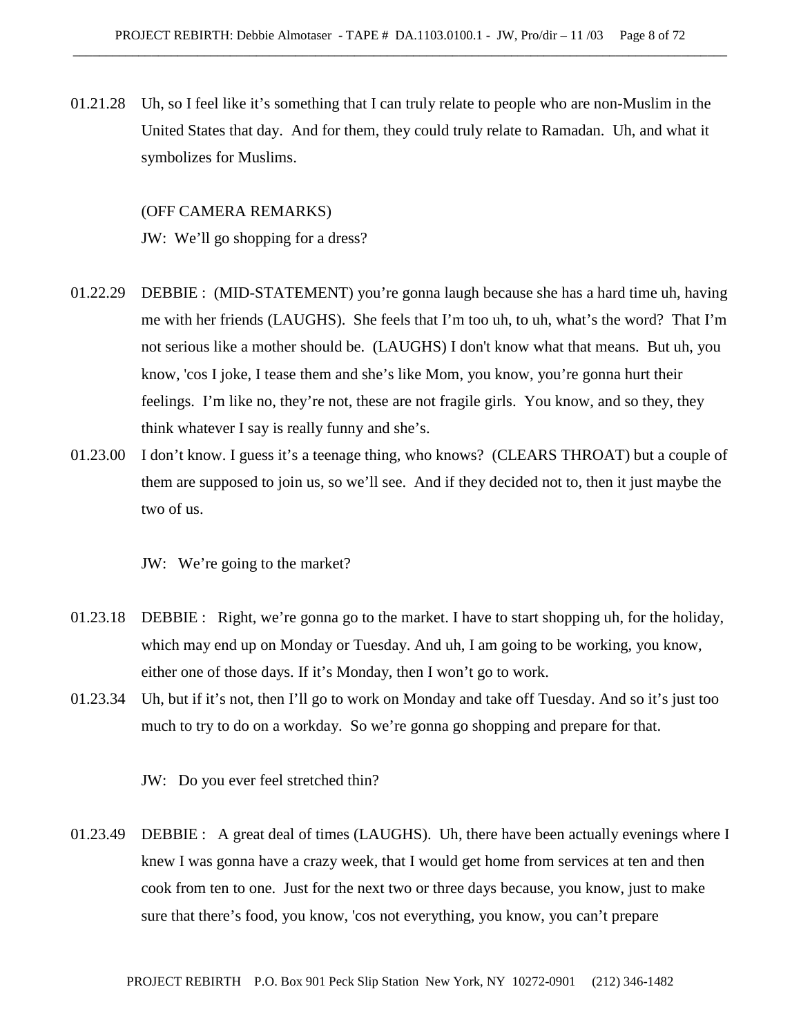01.21.28 Uh, so I feel like it's something that I can truly relate to people who are non-Muslim in the United States that day. And for them, they could truly relate to Ramadan. Uh, and what it symbolizes for Muslims.

(OFF CAMERA REMARKS)

JW: We'll go shopping for a dress?

01.22.29 DEBBIE : (MID-STATEMENT) you're gonna laugh because she has a hard time uh, having me with her friends (LAUGHS). She feels that I'm too uh, to uh, what's the word? That I'm not serious like a mother should be. (LAUGHS) I don't know what that means. But uh, you know, 'cos I joke, I tease them and she's like Mom, you know, you're gonna hurt their feelings. I'm like no, they're not, these are not fragile girls. You know, and so they, they think whatever I say is really funny and she's.

01.23.00 I don't know. I guess it's a teenage thing, who knows? (CLEARS THROAT) but a couple of them are supposed to join us, so we'll see. And if they decided not to, then it just maybe the two of us.

JW: We're going to the market?

01.23.18 DEBBIE : Right, we're gonna go to the market. I have to start shopping uh, for the holiday, which may end up on Monday or Tuesday. And uh, I am going to be working, you know, either one of those days. If it's Monday, then I won't go to work.

01.23.34 Uh, but if it's not, then I'll go to work on Monday and take off Tuesday. And so it's just too much to try to do on a workday. So we're gonna go shopping and prepare for that.

JW: Do you ever feel stretched thin?

01.23.49 DEBBIE : A great deal of times (LAUGHS). Uh, there have been actually evenings where I knew I was gonna have a crazy week, that I would get home from services at ten and then cook from ten to one. Just for the next two or three days because, you know, just to make sure that there's food, you know, 'cos not everything, you know, you can't prepare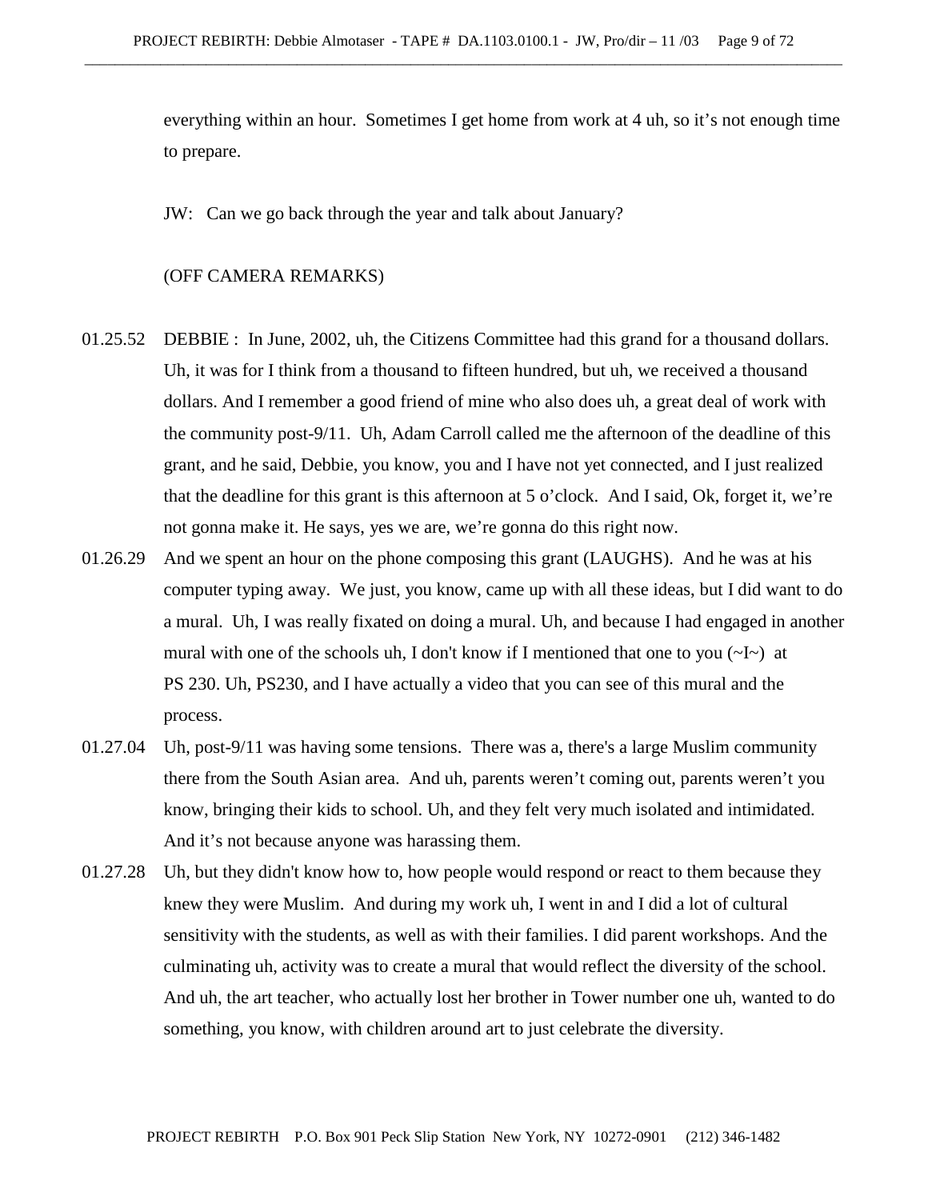everything within an hour. Sometimes I get home from work at 4 uh, so it's not enough time to prepare.

JW: Can we go back through the year and talk about January?

(OFF CAMERA REMARKS)

01.25.52 DEBBIE : In June, 2002, uh, the Citizens Committee had this grand for a thousand dollars. Uh, it was for I think from a thousand to fifteen hundred, but uh, we received a thousand dollars. And I remember a good friend of mine who also does uh, a great deal of work with the community post-9/11. Uh, Adam Carroll called me the afternoon of the deadline of this grant, and he said, Debbie, you know, you and I have not yet connected, and I just realized that the deadline for this grant is this afternoon at 5 o'clock. And I said, Ok, forget it, we're not gonna make it. He says, yes we are, we're gonna do this right now.

01.26.29 And we spent an hour on the phone composing this grant (LAUGHS). And he was at his computer typing away. We just, you know, came up with all these ideas, but I did want to do a mural. Uh, I was really fixated on doing a mural. Uh, and because I had engaged in another mural with one of the schools uh, I don't know if I mentioned that one to you (~I~) at PS 230. Uh, PS230, and I have actually a video that you can see of this mural and the process.

01.27.04 Uh, post-9/11 was having some tensions. There was a, there's a large Muslim community there from the South Asian area. And uh, parents weren't coming out, parents weren't you know, bringing their kids to school. Uh, and they felt very much isolated and intimidated. And it's not because anyone was harassing them.

01.27.28 Uh, but they didn't know how to, how people would respond or react to them because they knew they were Muslim. And during my work uh, I went in and I did a lot of cultural sensitivity with the students, as well as with their families. I did parent workshops. And the culminating uh, activity was to create a mural that would reflect the diversity of the school. And uh, the art teacher, who actually lost her brother in Tower number one uh, wanted to do something, you know, with children around art to just celebrate the diversity.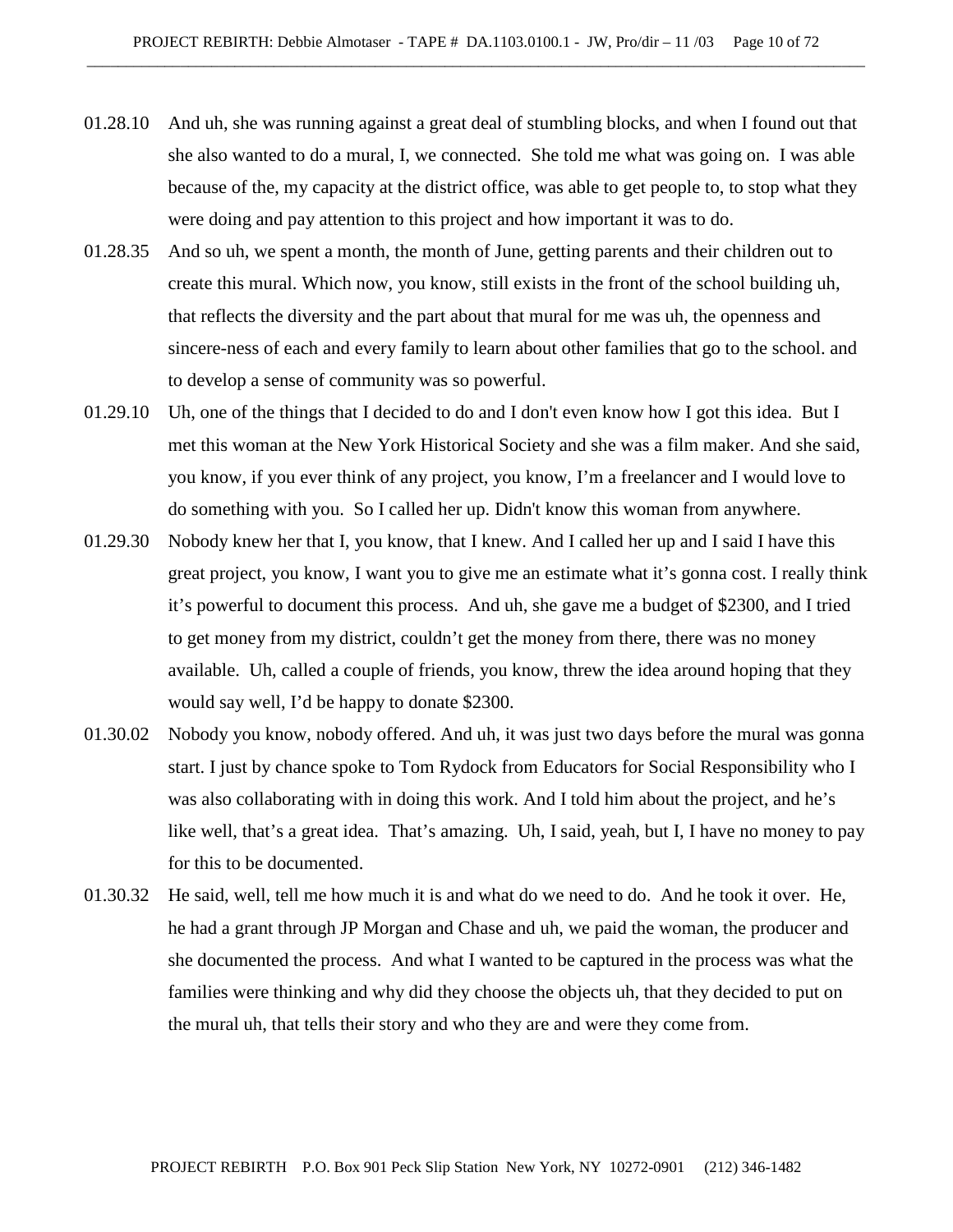01.28.10 And uh, she was running against a great deal of stumbling blocks, and when I found out that she also wanted to do a mural, I, we connected. She told me what was going on. I was able because of the, my capacity at the district office, was able to get people to, to stop what they were doing and pay attention to this project and how important it was to do.

01.28.35 And so uh, we spent a month, the month of June, getting parents and their children out to create this mural. Which now, you know, still exists in the front of the school building uh, that reflects the diversity and the part about that mural for me was uh, the openness and sincere-ness of each and every family to learn about other families that go to the school. and to develop a sense of community was so powerful.

01.29.10 Uh, one of the things that I decided to do and I don't even know how I got this idea. But I met this woman at the New York Historical Society and she was a film maker. And she said, you know, if you ever think of any project, you know, I'm a freelancer and I would love to do something with you. So I called her up. Didn't know this woman from anywhere.

01.29.30 Nobody knew her that I, you know, that I knew. And I called her up and I said I have this great project, you know, I want you to give me an estimate what it's gonna cost. I really think it's powerful to document this process. And uh, she gave me a budget of $2300, and I tried to get money from my district, couldn't get the money from there, there was no money available. Uh, called a couple of friends, you know, threw the idea around hoping that they would say well, I'd be happy to donate $2300.

01.30.02 Nobody you know, nobody offered. And uh, it was just two days before the mural was gonna start. I just by chance spoke to Tom Rydock from Educators for Social Responsibility who I was also collaborating with in doing this work. And I told him about the project, and he's like well, that's a great idea. That's amazing. Uh, I said, yeah, but I, I have no money to pay for this to be documented.

01.30.32 He said, well, tell me how much it is and what do we need to do. And he took it over. He, he had a grant through JP Morgan and Chase and uh, we paid the woman, the producer and she documented the process. And what I wanted to be captured in the process was what the families were thinking and why did they choose the objects uh, that they decided to put on the mural uh, that tells their story and who they are and were they come from.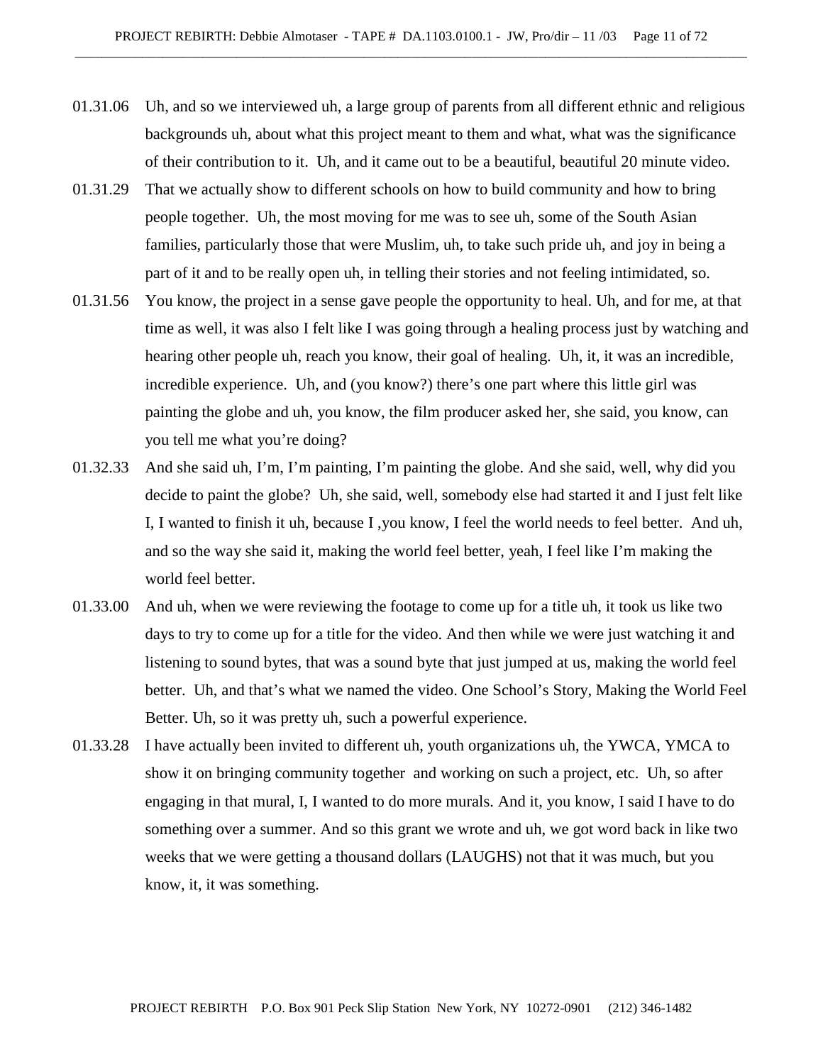01.31.06 Uh, and so we interviewed uh, a large group of parents from all different ethnic and religious backgrounds uh, about what this project meant to them and what, what was the significance of their contribution to it. Uh, and it came out to be a beautiful, beautiful 20 minute video.

01.31.29 That we actually show to different schools on how to build community and how to bring people together. Uh, the most moving for me was to see uh, some of the South Asian families, particularly those that were Muslim, uh, to take such pride uh, and joy in being a part of it and to be really open uh, in telling their stories and not feeling intimidated, so.

01.31.56 You know, the project in a sense gave people the opportunity to heal. Uh, and for me, at that time as well, it was also I felt like I was going through a healing process just by watching and hearing other people uh, reach you know, their goal of healing. Uh, it, it was an incredible, incredible experience. Uh, and (you know?) there's one part where this little girl was painting the globe and uh, you know, the film producer asked her, she said, you know, can you tell me what you're doing?

01.32.33 And she said uh, I'm, I'm painting, I'm painting the globe. And she said, well, why did you decide to paint the globe? Uh, she said, well, somebody else had started it and I just felt like I, I wanted to finish it uh, because I ,you know, I feel the world needs to feel better. And uh, and so the way she said it, making the world feel better, yeah, I feel like I'm making the world feel better.

01.33.00 And uh, when we were reviewing the footage to come up for a title uh, it took us like two days to try to come up for a title for the video. And then while we were just watching it and listening to sound bytes, that was a sound byte that just jumped at us, making the world feel better. Uh, and that's what we named the video. One School's Story, Making the World Feel Better. Uh, so it was pretty uh, such a powerful experience.

01.33.28 I have actually been invited to different uh, youth organizations uh, the YWCA, YMCA to show it on bringing community together and working on such a project, etc. Uh, so after engaging in that mural, I, I wanted to do more murals. And it, you know, I said I have to do something over a summer. And so this grant we wrote and uh, we got word back in like two weeks that we were getting a thousand dollars (LAUGHS) not that it was much, but you know, it, it was something.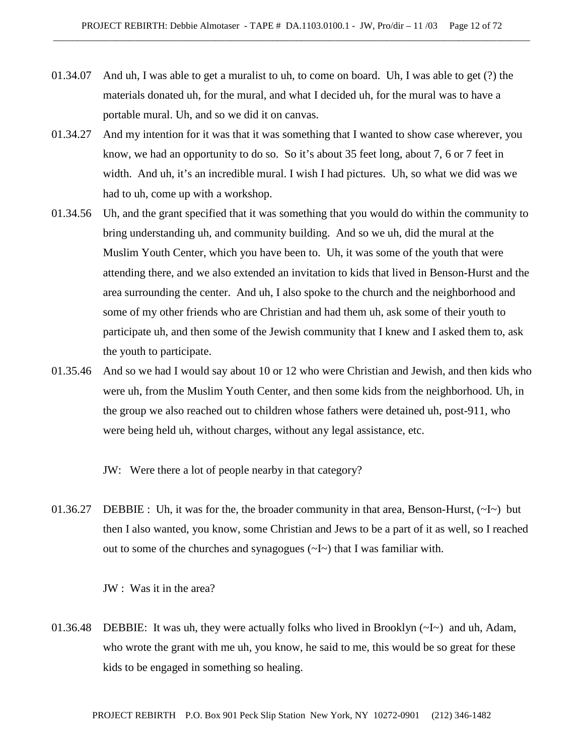01.34.07 And uh, I was able to get a muralist to uh, to come on board. Uh, I was able to get (?) the materials donated uh, for the mural, and what I decided uh, for the mural was to have a portable mural. Uh, and so we did it on canvas.

01.34.27 And my intention for it was that it was something that I wanted to show case wherever, you know, we had an opportunity to do so. So it's about 35 feet long, about 7, 6 or 7 feet in width. And uh, it's an incredible mural. I wish I had pictures. Uh, so what we did was we had to uh, come up with a workshop.

01.34.56 Uh, and the grant specified that it was something that you would do within the community to bring understanding uh, and community building. And so we uh, did the mural at the Muslim Youth Center, which you have been to. Uh, it was some of the youth that were attending there, and we also extended an invitation to kids that lived in Benson-Hurst and the area surrounding the center. And uh, I also spoke to the church and the neighborhood and some of my other friends who are Christian and had them uh, ask some of their youth to participate uh, and then some of the Jewish community that I knew and I asked them to, ask the youth to participate.

01.35.46 And so we had I would say about 10 or 12 who were Christian and Jewish, and then kids who were uh, from the Muslim Youth Center, and then some kids from the neighborhood. Uh, in the group we also reached out to children whose fathers were detained uh, post-911, who were being held uh, without charges, without any legal assistance, etc.

JW: Were there a lot of people nearby in that category?

01.36.27 DEBBIE : Uh, it was for the, the broader community in that area, Benson-Hurst, (~I~) but then I also wanted, you know, some Christian and Jews to be a part of it as well, so I reached out to some of the churches and synagogues (~I~) that I was familiar with.

JW : Was it in the area?

01.36.48 DEBBIE: It was uh, they were actually folks who lived in Brooklyn (~I~) and uh, Adam, who wrote the grant with me uh, you know, he said to me, this would be so great for these kids to be engaged in something so healing.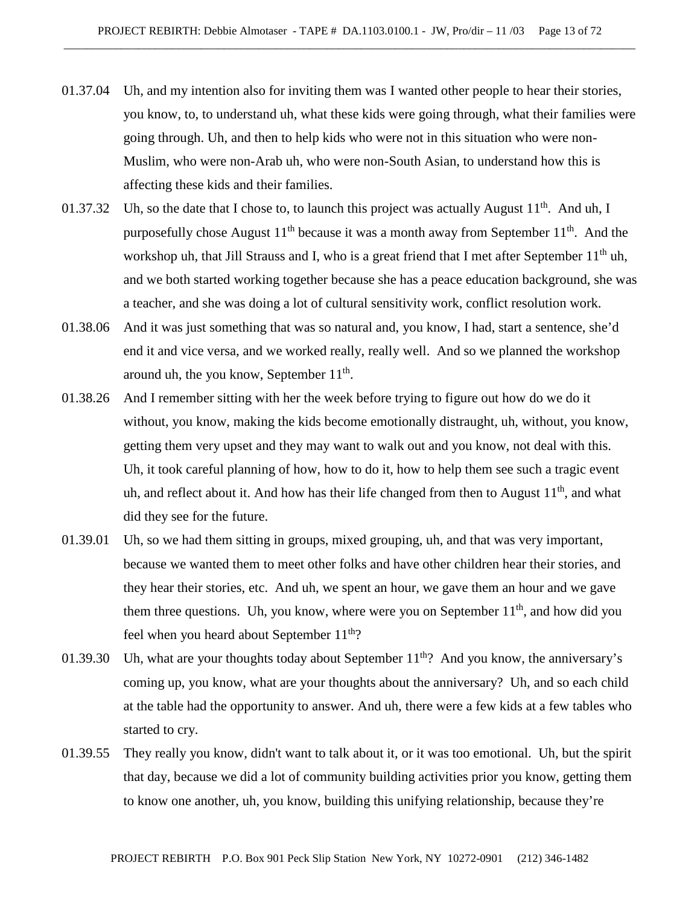01.37.04 Uh, and my intention also for inviting them was I wanted other people to hear their stories, you know, to, to understand uh, what these kids were going through, what their families were going through. Uh, and then to help kids who were not in this situation who were non-Muslim, who were non-Arab uh, who were non-South Asian, to understand how this is affecting these kids and their families.

01.37.32 Uh, so the date that I chose to, to launch this project was actually August 11th. And uh, I purposefully chose August 11th because it was a month away from September 11th. And the workshop uh, that Jill Strauss and I, who is a great friend that I met after September 11th uh, and we both started working together because she has a peace education background, she was a teacher, and she was doing a lot of cultural sensitivity work, conflict resolution work.

01.38.06 And it was just something that was so natural and, you know, I had, start a sentence, she'd end it and vice versa, and we worked really, really well. And so we planned the workshop around uh, the you know, September 11th.

01.38.26 And I remember sitting with her the week before trying to figure out how do we do it without, you know, making the kids become emotionally distraught, uh, without, you know, getting them very upset and they may want to walk out and you know, not deal with this. Uh, it took careful planning of how, how to do it, how to help them see such a tragic event uh, and reflect about it. And how has their life changed from then to August 11th, and what did they see for the future.

01.39.01 Uh, so we had them sitting in groups, mixed grouping, uh, and that was very important, because we wanted them to meet other folks and have other children hear their stories, and they hear their stories, etc. And uh, we spent an hour, we gave them an hour and we gave them three questions. Uh, you know, where were you on September 11th, and how did you feel when you heard about September 11th?

01.39.30 Uh, what are your thoughts today about September 11th? And you know, the anniversary's coming up, you know, what are your thoughts about the anniversary? Uh, and so each child at the table had the opportunity to answer. And uh, there were a few kids at a few tables who started to cry.

01.39.55 They really you know, didn't want to talk about it, or it was too emotional. Uh, but the spirit that day, because we did a lot of community building activities prior you know, getting them to know one another, uh, you know, building this unifying relationship, because they're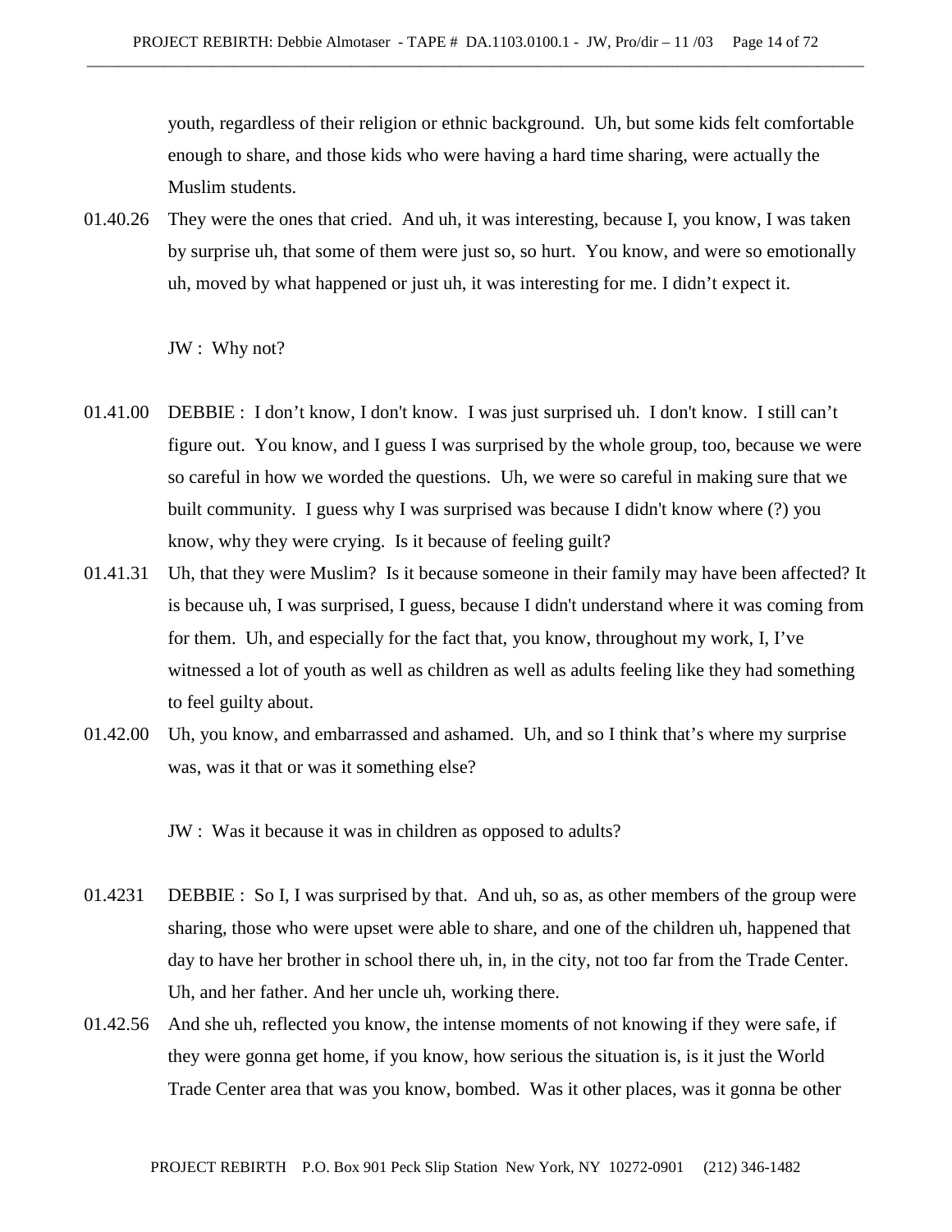youth, regardless of their religion or ethnic background. Uh, but some kids felt comfortable enough to share, and those kids who were having a hard time sharing, were actually the Muslim students.

01.40.26 They were the ones that cried. And uh, it was interesting, because I, you know, I was taken by surprise uh, that some of them were just so, so hurt. You know, and were so emotionally uh, moved by what happened or just uh, it was interesting for me. I didn't expect it.

JW : Why not?

01.41.00 DEBBIE : I don't know, I don't know. I was just surprised uh. I don't know. I still can't figure out. You know, and I guess I was surprised by the whole group, too, because we were so careful in how we worded the questions. Uh, we were so careful in making sure that we built community. I guess why I was surprised was because I didn't know where (?) you know, why they were crying. Is it because of feeling guilt?

01.41.31 Uh, that they were Muslim? Is it because someone in their family may have been affected? It is because uh, I was surprised, I guess, because I didn't understand where it was coming from for them. Uh, and especially for the fact that, you know, throughout my work, I, I've witnessed a lot of youth as well as children as well as adults feeling like they had something to feel guilty about.

01.42.00 Uh, you know, and embarrassed and ashamed. Uh, and so I think that's where my surprise was, was it that or was it something else?

JW : Was it because it was in children as opposed to adults?

01.4231 DEBBIE : So I, I was surprised by that. And uh, so as, as other members of the group were sharing, those who were upset were able to share, and one of the children uh, happened that day to have her brother in school there uh, in, in the city, not too far from the Trade Center. Uh, and her father. And her uncle uh, working there.

01.42.56 And she uh, reflected you know, the intense moments of not knowing if they were safe, if they were gonna get home, if you know, how serious the situation is, is it just the World Trade Center area that was you know, bombed. Was it other places, was it gonna be other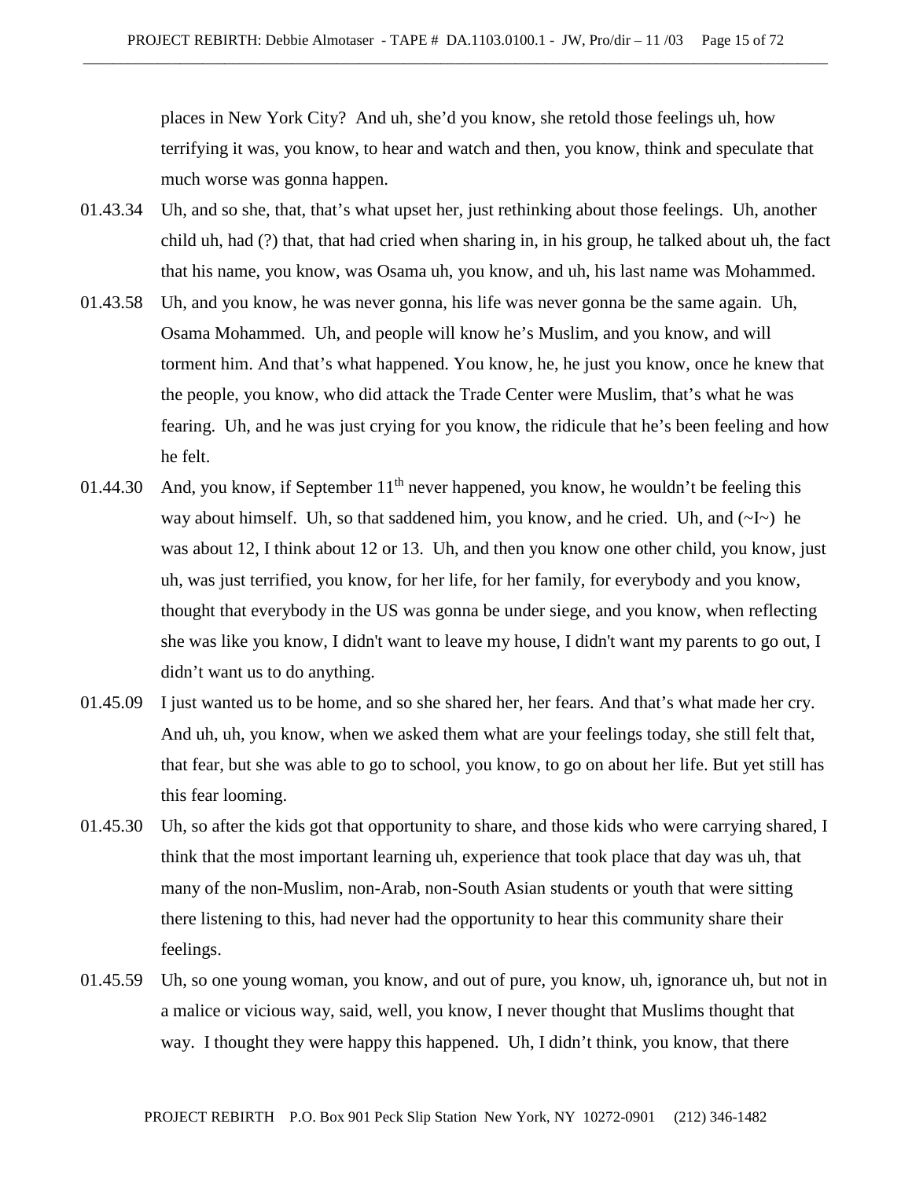places in New York City? And uh, she'd you know, she retold those feelings uh, how terrifying it was, you know, to hear and watch and then, you know, think and speculate that much worse was gonna happen.

01.43.34 Uh, and so she, that, that's what upset her, just rethinking about those feelings. Uh, another child uh, had (?) that, that had cried when sharing in, in his group, he talked about uh, the fact that his name, you know, was Osama uh, you know, and uh, his last name was Mohammed.

01.43.58 Uh, and you know, he was never gonna, his life was never gonna be the same again. Uh, Osama Mohammed. Uh, and people will know he's Muslim, and you know, and will torment him. And that's what happened. You know, he, he just you know, once he knew that the people, you know, who did attack the Trade Center were Muslim, that's what he was fearing. Uh, and he was just crying for you know, the ridicule that he's been feeling and how he felt.

01.44.30 And, you know, if September 11th never happened, you know, he wouldn't be feeling this way about himself. Uh, so that saddened him, you know, and he cried. Uh, and (~I~) he was about 12, I think about 12 or 13. Uh, and then you know one other child, you know, just uh, was just terrified, you know, for her life, for her family, for everybody and you know, thought that everybody in the US was gonna be under siege, and you know, when reflecting she was like you know, I didn't want to leave my house, I didn't want my parents to go out, I didn't want us to do anything.

01.45.09 I just wanted us to be home, and so she shared her, her fears. And that's what made her cry. And uh, uh, you know, when we asked them what are your feelings today, she still felt that, that fear, but she was able to go to school, you know, to go on about her life. But yet still has this fear looming.

01.45.30 Uh, so after the kids got that opportunity to share, and those kids who were carrying shared, I think that the most important learning uh, experience that took place that day was uh, that many of the non-Muslim, non-Arab, non-South Asian students or youth that were sitting there listening to this, had never had the opportunity to hear this community share their feelings.

01.45.59 Uh, so one young woman, you know, and out of pure, you know, uh, ignorance uh, but not in a malice or vicious way, said, well, you know, I never thought that Muslims thought that way. I thought they were happy this happened. Uh, I didn't think, you know, that there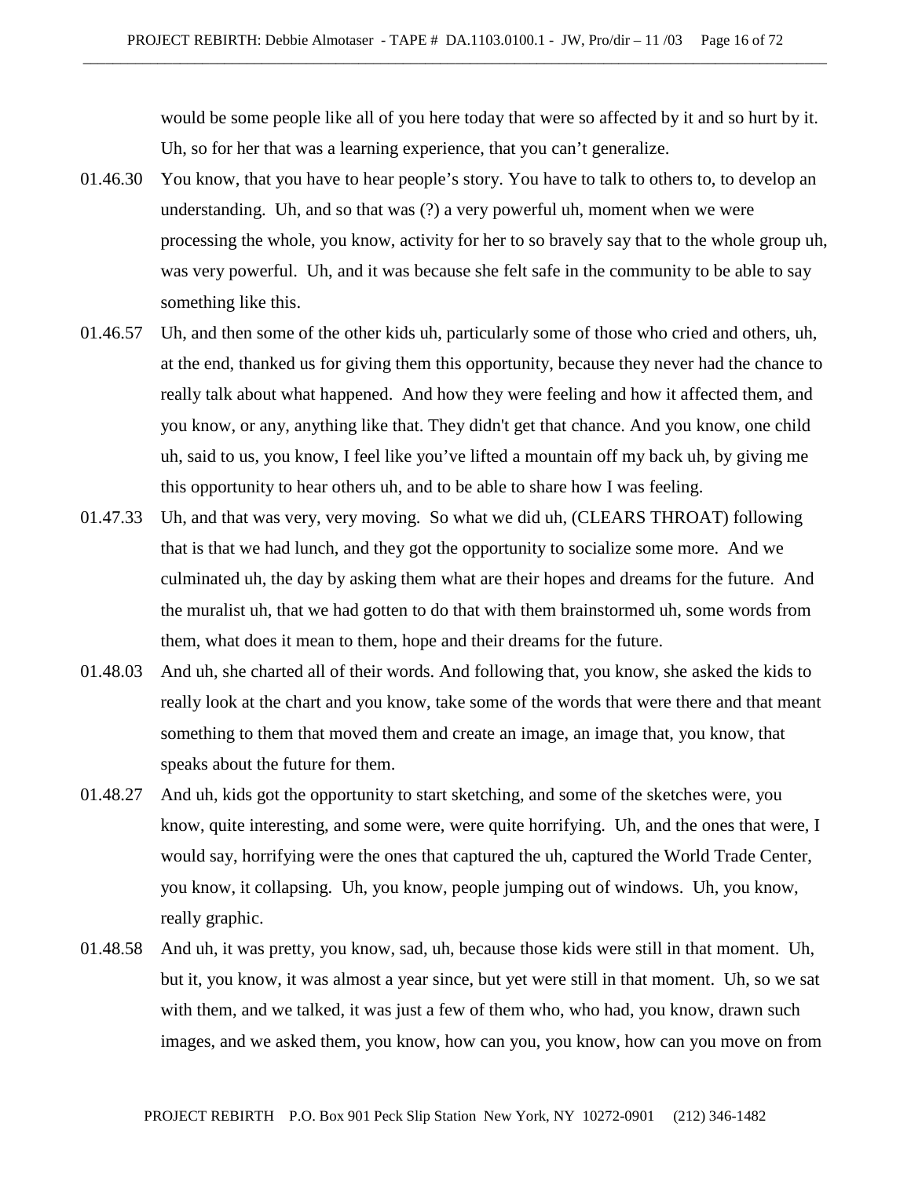would be some people like all of you here today that were so affected by it and so hurt by it. Uh, so for her that was a learning experience, that you can't generalize.

01.46.30 You know, that you have to hear people's story. You have to talk to others to, to develop an understanding. Uh, and so that was (?) a very powerful uh, moment when we were processing the whole, you know, activity for her to so bravely say that to the whole group uh, was very powerful. Uh, and it was because she felt safe in the community to be able to say something like this.

01.46.57 Uh, and then some of the other kids uh, particularly some of those who cried and others, uh, at the end, thanked us for giving them this opportunity, because they never had the chance to really talk about what happened. And how they were feeling and how it affected them, and you know, or any, anything like that. They didn't get that chance. And you know, one child uh, said to us, you know, I feel like you've lifted a mountain off my back uh, by giving me this opportunity to hear others uh, and to be able to share how I was feeling.

01.47.33 Uh, and that was very, very moving. So what we did uh, (CLEARS THROAT) following that is that we had lunch, and they got the opportunity to socialize some more. And we culminated uh, the day by asking them what are their hopes and dreams for the future. And the muralist uh, that we had gotten to do that with them brainstormed uh, some words from them, what does it mean to them, hope and their dreams for the future.

01.48.03 And uh, she charted all of their words. And following that, you know, she asked the kids to really look at the chart and you know, take some of the words that were there and that meant something to them that moved them and create an image, an image that, you know, that speaks about the future for them.

01.48.27 And uh, kids got the opportunity to start sketching, and some of the sketches were, you know, quite interesting, and some were, were quite horrifying. Uh, and the ones that were, I would say, horrifying were the ones that captured the uh, captured the World Trade Center, you know, it collapsing. Uh, you know, people jumping out of windows. Uh, you know, really graphic.

01.48.58 And uh, it was pretty, you know, sad, uh, because those kids were still in that moment. Uh, but it, you know, it was almost a year since, but yet were still in that moment. Uh, so we sat with them, and we talked, it was just a few of them who, who had, you know, drawn such images, and we asked them, you know, how can you, you know, how can you move on from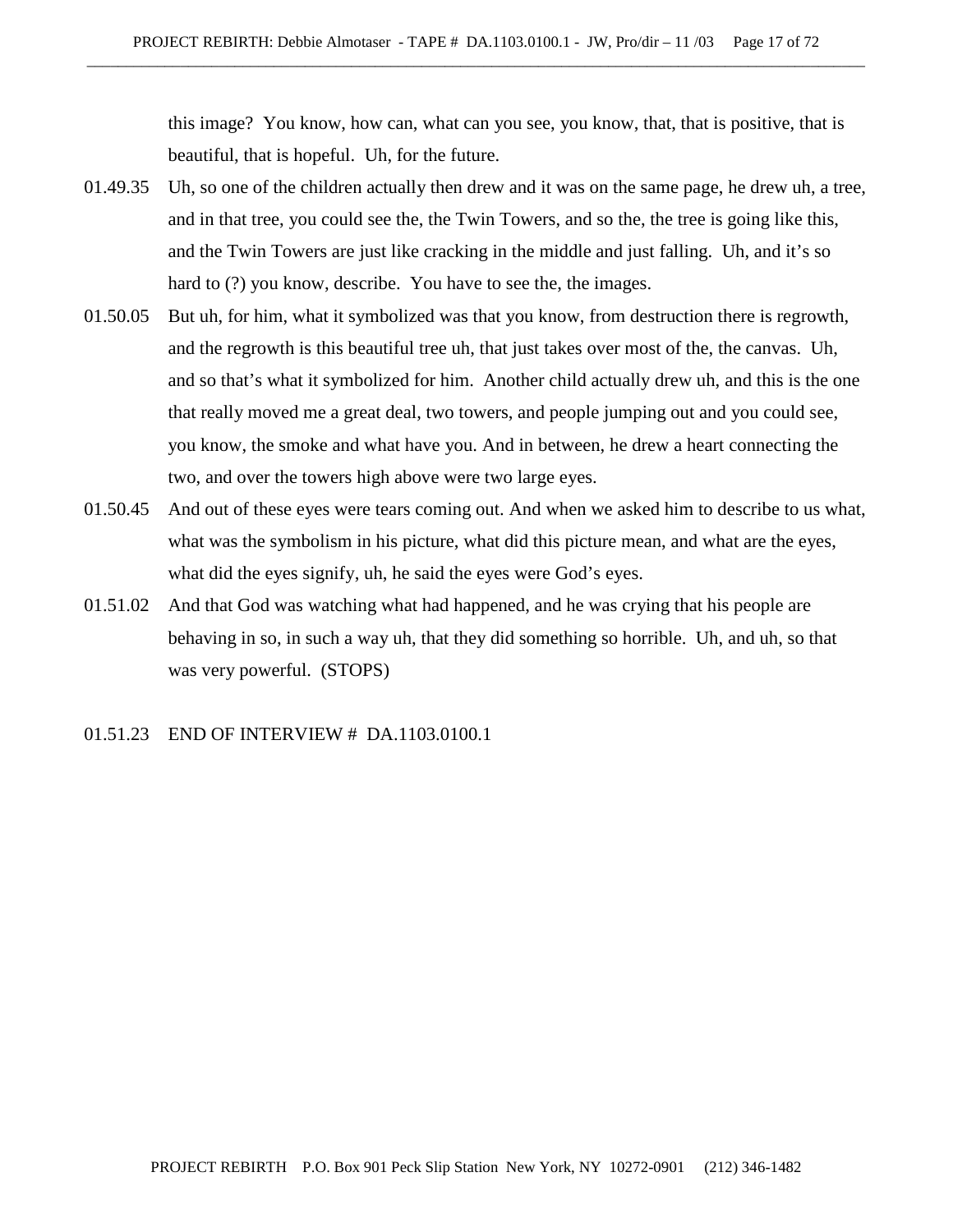this image? You know, how can, what can you see, you know, that, that is positive, that is beautiful, that is hopeful. Uh, for the future.

01.49.35 Uh, so one of the children actually then drew and it was on the same page, he drew uh, a tree, and in that tree, you could see the, the Twin Towers, and so the, the tree is going like this, and the Twin Towers are just like cracking in the middle and just falling. Uh, and it's so hard to (?) you know, describe. You have to see the, the images.

01.50.05 But uh, for him, what it symbolized was that you know, from destruction there is regrowth, and the regrowth is this beautiful tree uh, that just takes over most of the, the canvas. Uh, and so that's what it symbolized for him. Another child actually drew uh, and this is the one that really moved me a great deal, two towers, and people jumping out and you could see, you know, the smoke and what have you. And in between, he drew a heart connecting the two, and over the towers high above were two large eyes.

01.50.45 And out of these eyes were tears coming out. And when we asked him to describe to us what, what was the symbolism in his picture, what did this picture mean, and what are the eyes, what did the eyes signify, uh, he said the eyes were God's eyes.

01.51.02 And that God was watching what had happened, and he was crying that his people are behaving in so, in such a way uh, that they did something so horrible. Uh, and uh, so that was very powerful. (STOPS)

01.51.23 END OF INTERVIEW # DA.1103.0100.1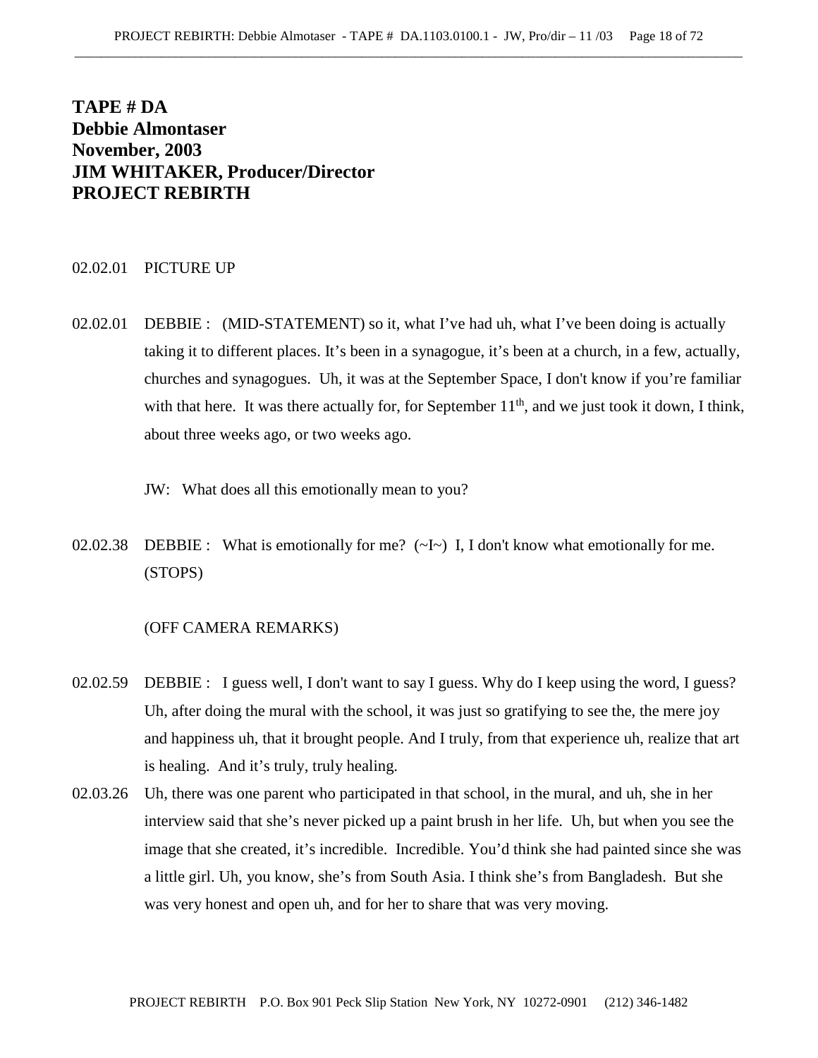**TAPE # DA**
**Debbie Almontaser**
**November, 2003**
**JIM WHITAKER, Producer/Director**
**PROJECT REBIRTH**

02.02.01 PICTURE UP

02.02.01 DEBBIE : (MID-STATEMENT) so it, what I've had uh, what I've been doing is actually taking it to different places. It's been in a synagogue, it's been at a church, in a few, actually, churches and synagogues. Uh, it was at the September Space, I don't know if you're familiar with that here. It was there actually for, for September 11th, and we just took it down, I think, about three weeks ago, or two weeks ago.

JW: What does all this emotionally mean to you?

02.02.38 DEBBIE : What is emotionally for me? (~I~) I, I don't know what emotionally for me. (STOPS)

(OFF CAMERA REMARKS)

02.02.59 DEBBIE : I guess well, I don't want to say I guess. Why do I keep using the word, I guess? Uh, after doing the mural with the school, it was just so gratifying to see the, the mere joy and happiness uh, that it brought people. And I truly, from that experience uh, realize that art is healing. And it's truly, truly healing.

02.03.26 Uh, there was one parent who participated in that school, in the mural, and uh, she in her interview said that she's never picked up a paint brush in her life. Uh, but when you see the image that she created, it's incredible. Incredible. You'd think she had painted since she was a little girl. Uh, you know, she's from South Asia. I think she's from Bangladesh. But she was very honest and open uh, and for her to share that was very moving.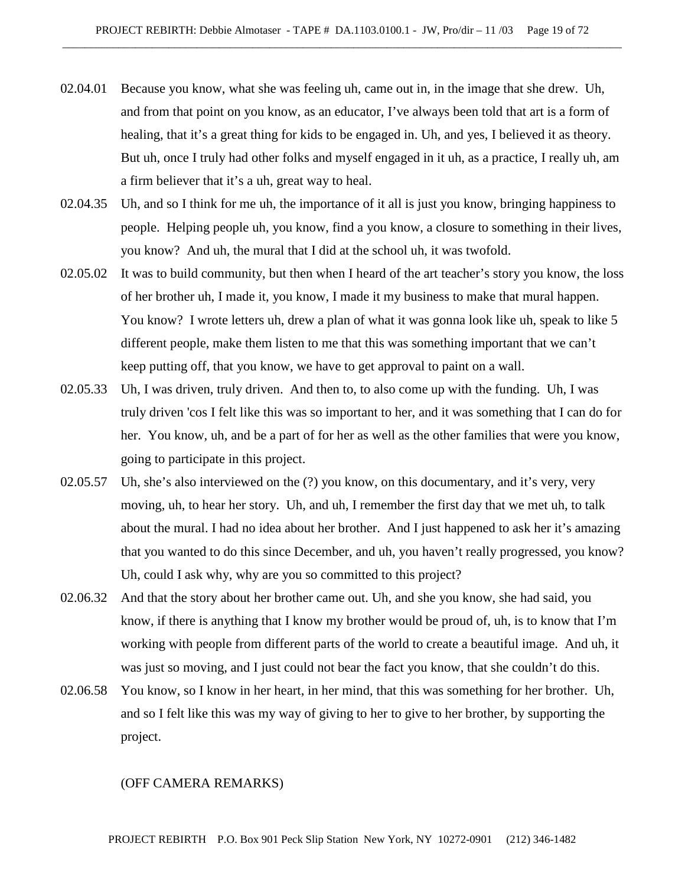02.04.01 Because you know, what she was feeling uh, came out in, in the image that she drew. Uh, and from that point on you know, as an educator, I've always been told that art is a form of healing, that it's a great thing for kids to be engaged in. Uh, and yes, I believed it as theory. But uh, once I truly had other folks and myself engaged in it uh, as a practice, I really uh, am a firm believer that it's a uh, great way to heal.

02.04.35 Uh, and so I think for me uh, the importance of it all is just you know, bringing happiness to people. Helping people uh, you know, find a you know, a closure to something in their lives, you know? And uh, the mural that I did at the school uh, it was twofold.

02.05.02 It was to build community, but then when I heard of the art teacher's story you know, the loss of her brother uh, I made it, you know, I made it my business to make that mural happen. You know? I wrote letters uh, drew a plan of what it was gonna look like uh, speak to like 5 different people, make them listen to me that this was something important that we can't keep putting off, that you know, we have to get approval to paint on a wall.

02.05.33 Uh, I was driven, truly driven. And then to, to also come up with the funding. Uh, I was truly driven 'cos I felt like this was so important to her, and it was something that I can do for her. You know, uh, and be a part of for her as well as the other families that were you know, going to participate in this project.

02.05.57 Uh, she's also interviewed on the (?) you know, on this documentary, and it's very, very moving, uh, to hear her story. Uh, and uh, I remember the first day that we met uh, to talk about the mural. I had no idea about her brother. And I just happened to ask her it's amazing that you wanted to do this since December, and uh, you haven't really progressed, you know? Uh, could I ask why, why are you so committed to this project?

02.06.32 And that the story about her brother came out. Uh, and she you know, she had said, you know, if there is anything that I know my brother would be proud of, uh, is to know that I'm working with people from different parts of the world to create a beautiful image. And uh, it was just so moving, and I just could not bear the fact you know, that she couldn't do this.

02.06.58 You know, so I know in her heart, in her mind, that this was something for her brother. Uh, and so I felt like this was my way of giving to her to give to her brother, by supporting the project.

(OFF CAMERA REMARKS)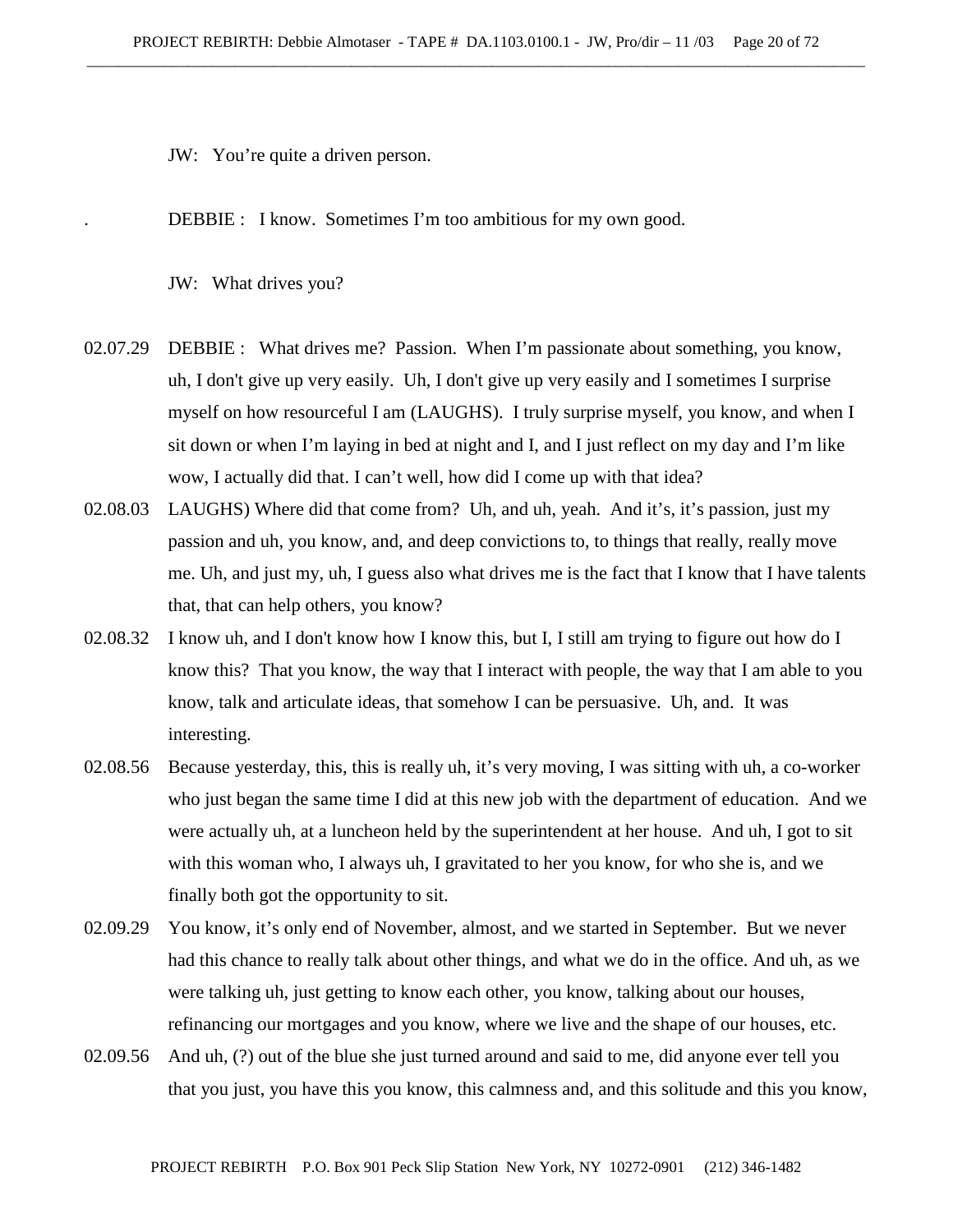JW: You're quite a driven person.

. DEBBIE : I know. Sometimes I'm too ambitious for my own good.

JW: What drives you?

02.07.29 DEBBIE : What drives me? Passion. When I'm passionate about something, you know, uh, I don't give up very easily. Uh, I don't give up very easily and I sometimes I surprise myself on how resourceful I am (LAUGHS). I truly surprise myself, you know, and when I sit down or when I'm laying in bed at night and I, and I just reflect on my day and I'm like wow, I actually did that. I can't well, how did I come up with that idea?

02.08.03 LAUGHS) Where did that come from? Uh, and uh, yeah. And it's, it's passion, just my passion and uh, you know, and, and deep convictions to, to things that really, really move me. Uh, and just my, uh, I guess also what drives me is the fact that I know that I have talents that, that can help others, you know?

02.08.32 I know uh, and I don't know how I know this, but I, I still am trying to figure out how do I know this? That you know, the way that I interact with people, the way that I am able to you know, talk and articulate ideas, that somehow I can be persuasive. Uh, and. It was interesting.

02.08.56 Because yesterday, this, this is really uh, it's very moving, I was sitting with uh, a co-worker who just began the same time I did at this new job with the department of education. And we were actually uh, at a luncheon held by the superintendent at her house. And uh, I got to sit with this woman who, I always uh, I gravitated to her you know, for who she is, and we finally both got the opportunity to sit.

02.09.29 You know, it's only end of November, almost, and we started in September. But we never had this chance to really talk about other things, and what we do in the office. And uh, as we were talking uh, just getting to know each other, you know, talking about our houses, refinancing our mortgages and you know, where we live and the shape of our houses, etc.

02.09.56 And uh, (?) out of the blue she just turned around and said to me, did anyone ever tell you that you just, you have this you know, this calmness and, and this solitude and this you know,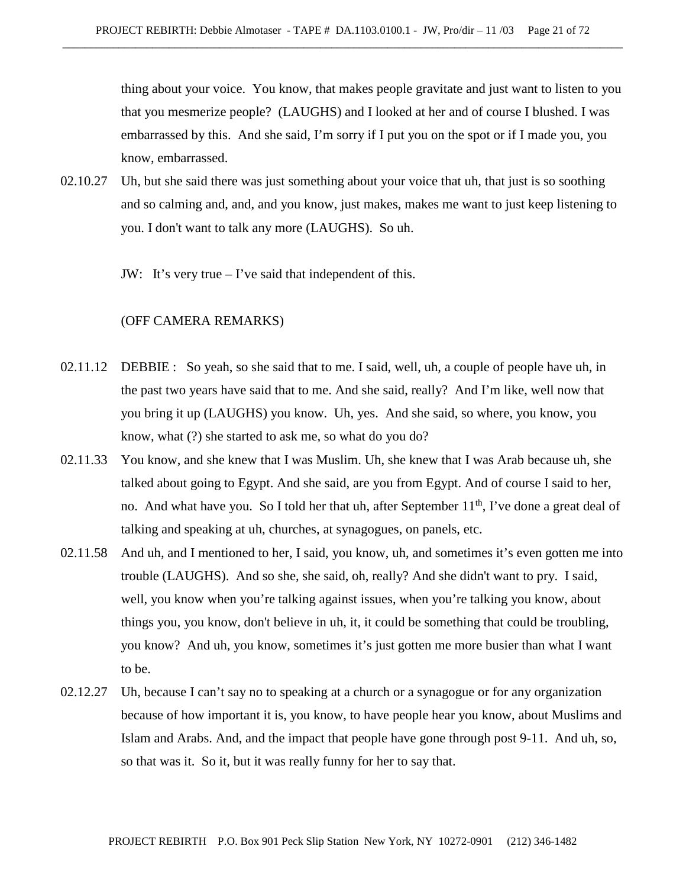thing about your voice. You know, that makes people gravitate and just want to listen to you that you mesmerize people? (LAUGHS) and I looked at her and of course I blushed. I was embarrassed by this. And she said, I'm sorry if I put you on the spot or if I made you, you know, embarrassed.

02.10.27 Uh, but she said there was just something about your voice that uh, that just is so soothing and so calming and, and, and you know, just makes, makes me want to just keep listening to you. I don't want to talk any more (LAUGHS). So uh.

JW: It's very true – I've said that independent of this.

(OFF CAMERA REMARKS)

02.11.12 DEBBIE : So yeah, so she said that to me. I said, well, uh, a couple of people have uh, in the past two years have said that to me. And she said, really? And I'm like, well now that you bring it up (LAUGHS) you know. Uh, yes. And she said, so where, you know, you know, what (?) she started to ask me, so what do you do?

02.11.33 You know, and she knew that I was Muslim. Uh, she knew that I was Arab because uh, she talked about going to Egypt. And she said, are you from Egypt. And of course I said to her, no. And what have you. So I told her that uh, after September 11th, I've done a great deal of talking and speaking at uh, churches, at synagogues, on panels, etc.

02.11.58 And uh, and I mentioned to her, I said, you know, uh, and sometimes it's even gotten me into trouble (LAUGHS). And so she, she said, oh, really? And she didn't want to pry. I said, well, you know when you're talking against issues, when you're talking you know, about things you, you know, don't believe in uh, it, it could be something that could be troubling, you know? And uh, you know, sometimes it's just gotten me more busier than what I want to be.

02.12.27 Uh, because I can't say no to speaking at a church or a synagogue or for any organization because of how important it is, you know, to have people hear you know, about Muslims and Islam and Arabs. And, and the impact that people have gone through post 9-11. And uh, so, so that was it. So it, but it was really funny for her to say that.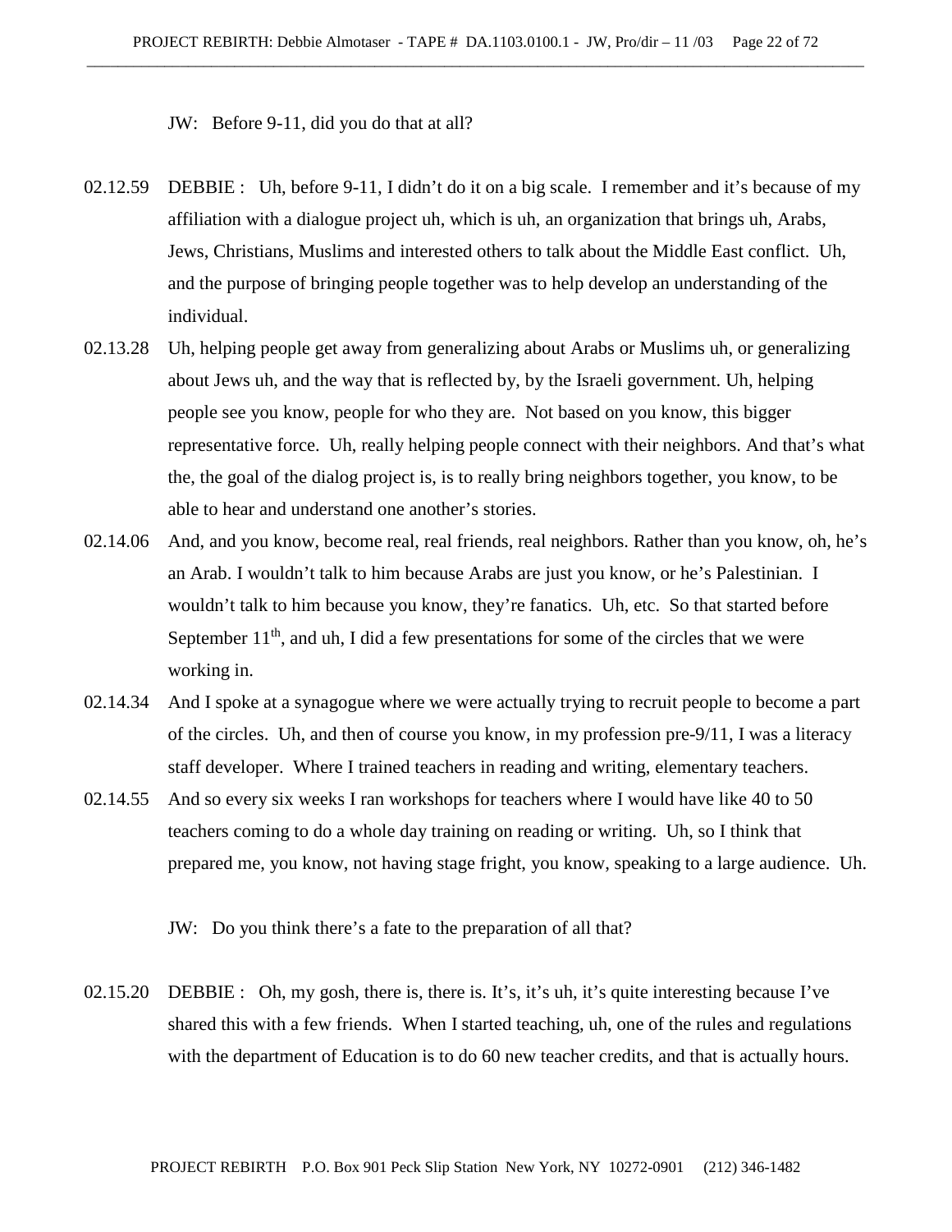JW: Before 9-11, did you do that at all?

02.12.59 DEBBIE : Uh, before 9-11, I didn't do it on a big scale. I remember and it's because of my affiliation with a dialogue project uh, which is uh, an organization that brings uh, Arabs, Jews, Christians, Muslims and interested others to talk about the Middle East conflict. Uh, and the purpose of bringing people together was to help develop an understanding of the individual.

02.13.28 Uh, helping people get away from generalizing about Arabs or Muslims uh, or generalizing about Jews uh, and the way that is reflected by, by the Israeli government. Uh, helping people see you know, people for who they are. Not based on you know, this bigger representative force. Uh, really helping people connect with their neighbors. And that's what the, the goal of the dialog project is, is to really bring neighbors together, you know, to be able to hear and understand one another's stories.

02.14.06 And, and you know, become real, real friends, real neighbors. Rather than you know, oh, he's an Arab. I wouldn't talk to him because Arabs are just you know, or he's Palestinian. I wouldn't talk to him because you know, they're fanatics. Uh, etc. So that started before September 11th, and uh, I did a few presentations for some of the circles that we were working in.

02.14.34 And I spoke at a synagogue where we were actually trying to recruit people to become a part of the circles. Uh, and then of course you know, in my profession pre-9/11, I was a literacy staff developer. Where I trained teachers in reading and writing, elementary teachers.

02.14.55 And so every six weeks I ran workshops for teachers where I would have like 40 to 50 teachers coming to do a whole day training on reading or writing. Uh, so I think that prepared me, you know, not having stage fright, you know, speaking to a large audience. Uh.

JW: Do you think there's a fate to the preparation of all that?

02.15.20 DEBBIE : Oh, my gosh, there is, there is. It's, it's uh, it's quite interesting because I've shared this with a few friends. When I started teaching, uh, one of the rules and regulations with the department of Education is to do 60 new teacher credits, and that is actually hours.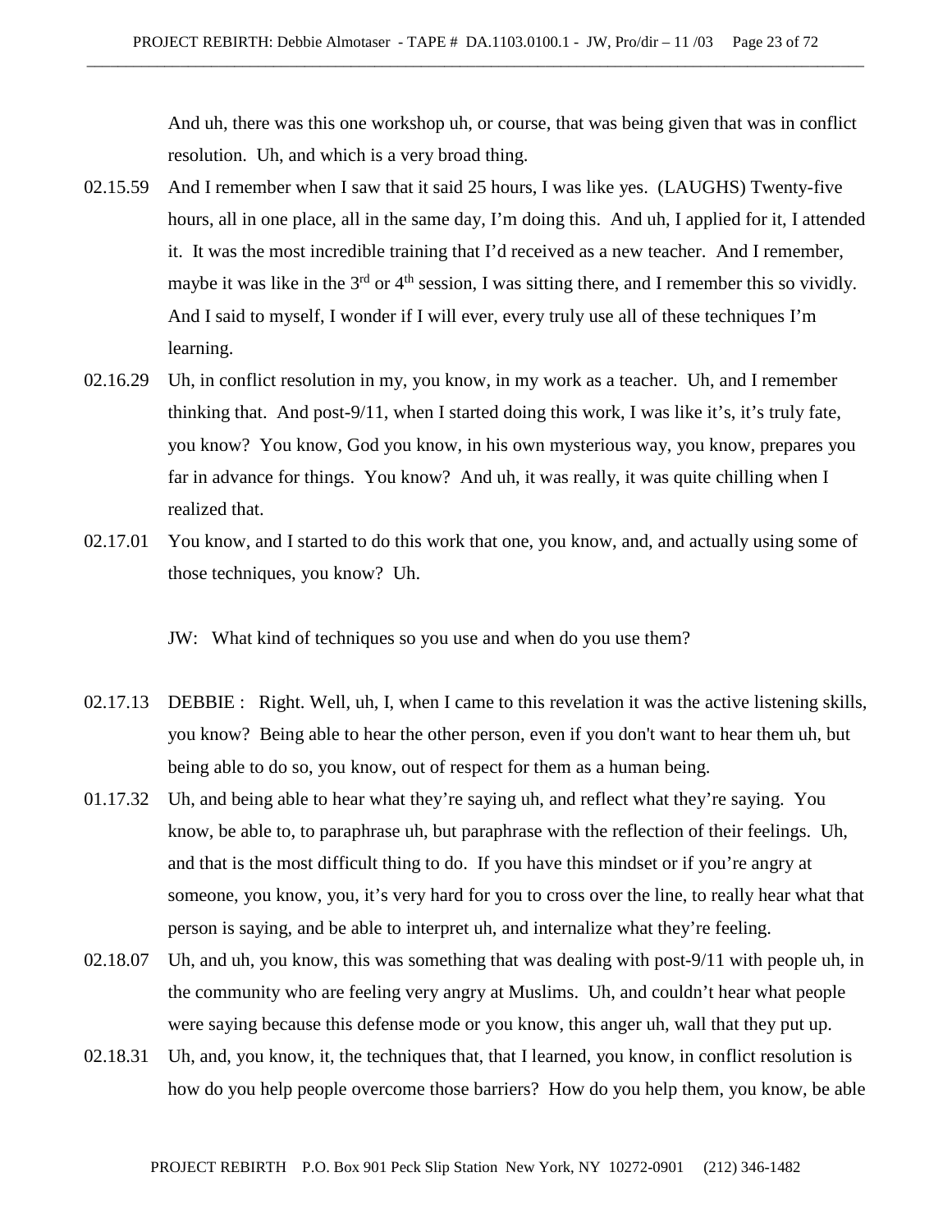And uh, there was this one workshop uh, or course, that was being given that was in conflict resolution. Uh, and which is a very broad thing.

02.15.59 And I remember when I saw that it said 25 hours, I was like yes. (LAUGHS) Twenty-five hours, all in one place, all in the same day, I'm doing this. And uh, I applied for it, I attended it. It was the most incredible training that I'd received as a new teacher. And I remember, maybe it was like in the 3rd or 4th session, I was sitting there, and I remember this so vividly. And I said to myself, I wonder if I will ever, every truly use all of these techniques I'm learning.

02.16.29 Uh, in conflict resolution in my, you know, in my work as a teacher. Uh, and I remember thinking that. And post-9/11, when I started doing this work, I was like it's, it's truly fate, you know? You know, God you know, in his own mysterious way, you know, prepares you far in advance for things. You know? And uh, it was really, it was quite chilling when I realized that.

02.17.01 You know, and I started to do this work that one, you know, and, and actually using some of those techniques, you know? Uh.

JW: What kind of techniques so you use and when do you use them?

02.17.13 DEBBIE : Right. Well, uh, I, when I came to this revelation it was the active listening skills, you know? Being able to hear the other person, even if you don't want to hear them uh, but being able to do so, you know, out of respect for them as a human being.

01.17.32 Uh, and being able to hear what they're saying uh, and reflect what they're saying. You know, be able to, to paraphrase uh, but paraphrase with the reflection of their feelings. Uh, and that is the most difficult thing to do. If you have this mindset or if you're angry at someone, you know, you, it's very hard for you to cross over the line, to really hear what that person is saying, and be able to interpret uh, and internalize what they're feeling.

02.18.07 Uh, and uh, you know, this was something that was dealing with post-9/11 with people uh, in the community who are feeling very angry at Muslims. Uh, and couldn't hear what people were saying because this defense mode or you know, this anger uh, wall that they put up.

02.18.31 Uh, and, you know, it, the techniques that, that I learned, you know, in conflict resolution is how do you help people overcome those barriers? How do you help them, you know, be able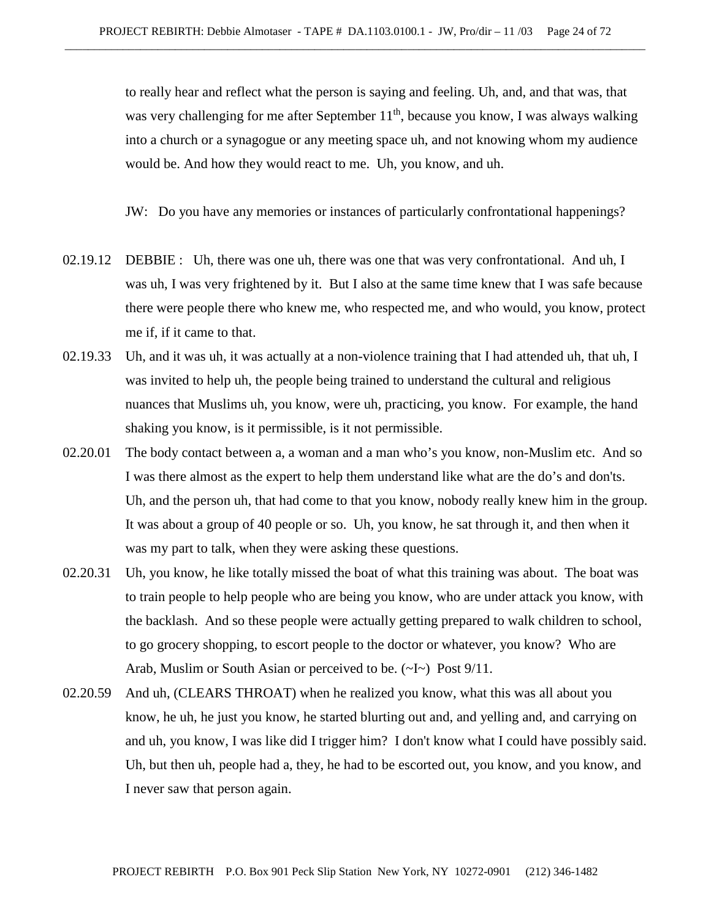to really hear and reflect what the person is saying and feeling. Uh, and, and that was, that was very challenging for me after September 11th, because you know, I was always walking into a church or a synagogue or any meeting space uh, and not knowing whom my audience would be. And how they would react to me. Uh, you know, and uh.

JW: Do you have any memories or instances of particularly confrontational happenings?

02.19.12 DEBBIE : Uh, there was one uh, there was one that was very confrontational. And uh, I was uh, I was very frightened by it. But I also at the same time knew that I was safe because there were people there who knew me, who respected me, and who would, you know, protect me if, if it came to that.

02.19.33 Uh, and it was uh, it was actually at a non-violence training that I had attended uh, that uh, I was invited to help uh, the people being trained to understand the cultural and religious nuances that Muslims uh, you know, were uh, practicing, you know. For example, the hand shaking you know, is it permissible, is it not permissible.

02.20.01 The body contact between a, a woman and a man who's you know, non-Muslim etc. And so I was there almost as the expert to help them understand like what are the do's and don'ts. Uh, and the person uh, that had come to that you know, nobody really knew him in the group. It was about a group of 40 people or so. Uh, you know, he sat through it, and then when it was my part to talk, when they were asking these questions.

02.20.31 Uh, you know, he like totally missed the boat of what this training was about. The boat was to train people to help people who are being you know, who are under attack you know, with the backlash. And so these people were actually getting prepared to walk children to school, to go grocery shopping, to escort people to the doctor or whatever, you know? Who are Arab, Muslim or South Asian or perceived to be. (~I~) Post 9/11.

02.20.59 And uh, (CLEARS THROAT) when he realized you know, what this was all about you know, he uh, he just you know, he started blurting out and, and yelling and, and carrying on and uh, you know, I was like did I trigger him? I don't know what I could have possibly said. Uh, but then uh, people had a, they, he had to be escorted out, you know, and you know, and I never saw that person again.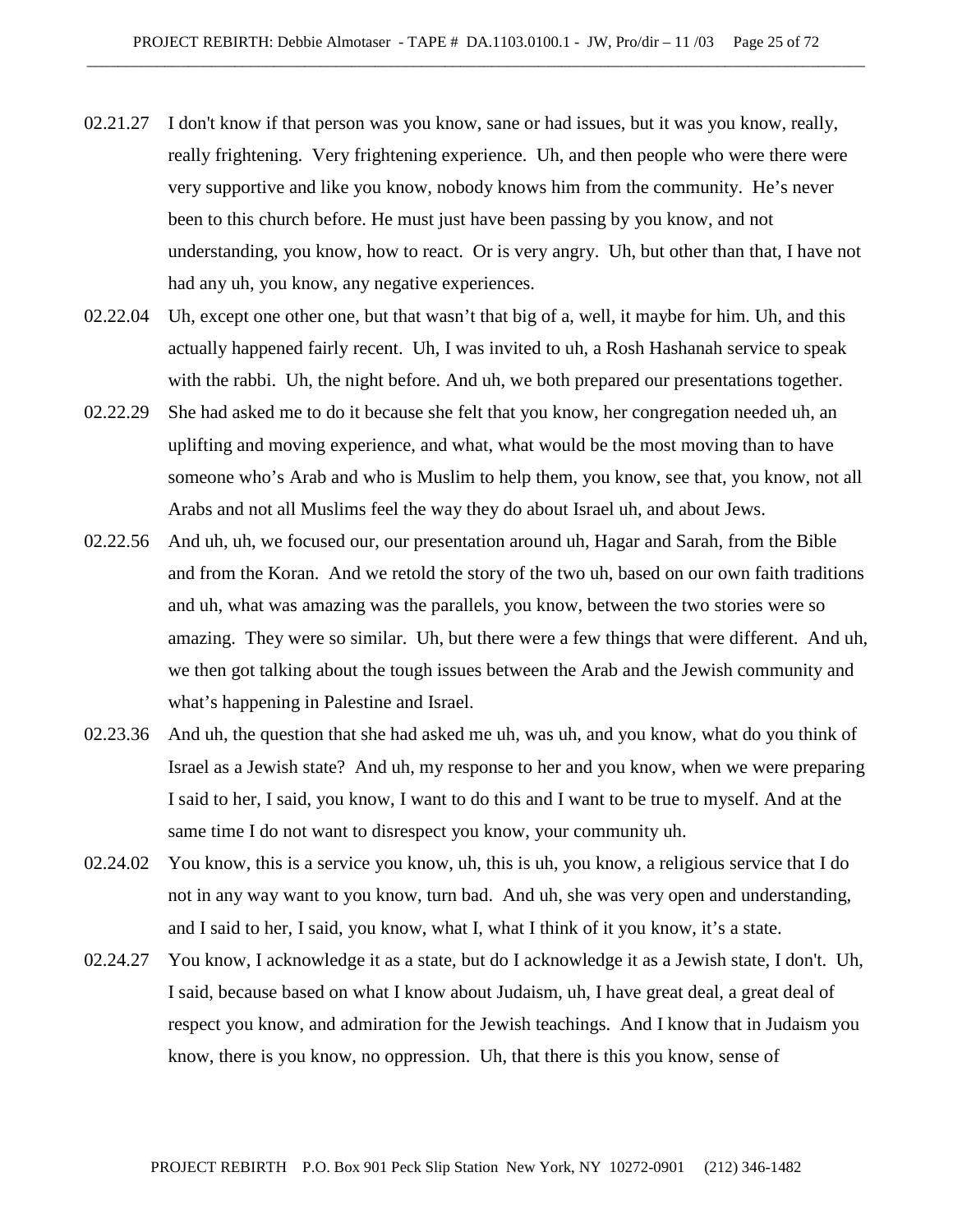02.21.27 I don't know if that person was you know, sane or had issues, but it was you know, really, really frightening. Very frightening experience. Uh, and then people who were there were very supportive and like you know, nobody knows him from the community. He's never been to this church before. He must just have been passing by you know, and not understanding, you know, how to react. Or is very angry. Uh, but other than that, I have not had any uh, you know, any negative experiences.

02.22.04 Uh, except one other one, but that wasn't that big of a, well, it maybe for him. Uh, and this actually happened fairly recent. Uh, I was invited to uh, a Rosh Hashanah service to speak with the rabbi. Uh, the night before. And uh, we both prepared our presentations together.

02.22.29 She had asked me to do it because she felt that you know, her congregation needed uh, an uplifting and moving experience, and what, what would be the most moving than to have someone who's Arab and who is Muslim to help them, you know, see that, you know, not all Arabs and not all Muslims feel the way they do about Israel uh, and about Jews.

02.22.56 And uh, uh, we focused our, our presentation around uh, Hagar and Sarah, from the Bible and from the Koran. And we retold the story of the two uh, based on our own faith traditions and uh, what was amazing was the parallels, you know, between the two stories were so amazing. They were so similar. Uh, but there were a few things that were different. And uh, we then got talking about the tough issues between the Arab and the Jewish community and what's happening in Palestine and Israel.

02.23.36 And uh, the question that she had asked me uh, was uh, and you know, what do you think of Israel as a Jewish state? And uh, my response to her and you know, when we were preparing I said to her, I said, you know, I want to do this and I want to be true to myself. And at the same time I do not want to disrespect you know, your community uh.

02.24.02 You know, this is a service you know, uh, this is uh, you know, a religious service that I do not in any way want to you know, turn bad. And uh, she was very open and understanding, and I said to her, I said, you know, what I, what I think of it you know, it's a state.

02.24.27 You know, I acknowledge it as a state, but do I acknowledge it as a Jewish state, I don't. Uh, I said, because based on what I know about Judaism, uh, I have great deal, a great deal of respect you know, and admiration for the Jewish teachings. And I know that in Judaism you know, there is you know, no oppression. Uh, that there is this you know, sense of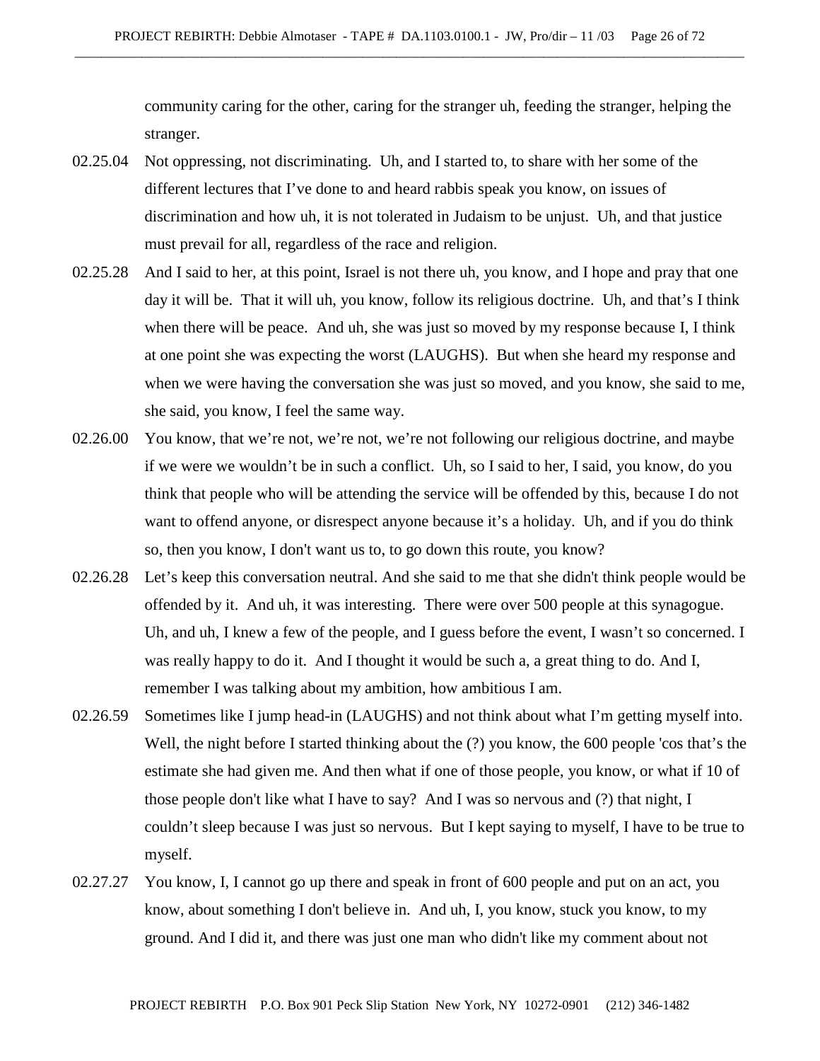community caring for the other, caring for the stranger uh, feeding the stranger, helping the stranger.

02.25.04 Not oppressing, not discriminating. Uh, and I started to, to share with her some of the different lectures that I've done to and heard rabbis speak you know, on issues of discrimination and how uh, it is not tolerated in Judaism to be unjust. Uh, and that justice must prevail for all, regardless of the race and religion.

02.25.28 And I said to her, at this point, Israel is not there uh, you know, and I hope and pray that one day it will be. That it will uh, you know, follow its religious doctrine. Uh, and that's I think when there will be peace. And uh, she was just so moved by my response because I, I think at one point she was expecting the worst (LAUGHS). But when she heard my response and when we were having the conversation she was just so moved, and you know, she said to me, she said, you know, I feel the same way.

02.26.00 You know, that we're not, we're not, we're not following our religious doctrine, and maybe if we were we wouldn't be in such a conflict. Uh, so I said to her, I said, you know, do you think that people who will be attending the service will be offended by this, because I do not want to offend anyone, or disrespect anyone because it's a holiday. Uh, and if you do think so, then you know, I don't want us to, to go down this route, you know?

02.26.28 Let's keep this conversation neutral. And she said to me that she didn't think people would be offended by it. And uh, it was interesting. There were over 500 people at this synagogue. Uh, and uh, I knew a few of the people, and I guess before the event, I wasn't so concerned. I was really happy to do it. And I thought it would be such a, a great thing to do. And I, remember I was talking about my ambition, how ambitious I am.

02.26.59 Sometimes like I jump head-in (LAUGHS) and not think about what I'm getting myself into. Well, the night before I started thinking about the (?) you know, the 600 people 'cos that's the estimate she had given me. And then what if one of those people, you know, or what if 10 of those people don't like what I have to say? And I was so nervous and (?) that night, I couldn't sleep because I was just so nervous. But I kept saying to myself, I have to be true to myself.

02.27.27 You know, I, I cannot go up there and speak in front of 600 people and put on an act, you know, about something I don't believe in. And uh, I, you know, stuck you know, to my ground. And I did it, and there was just one man who didn't like my comment about not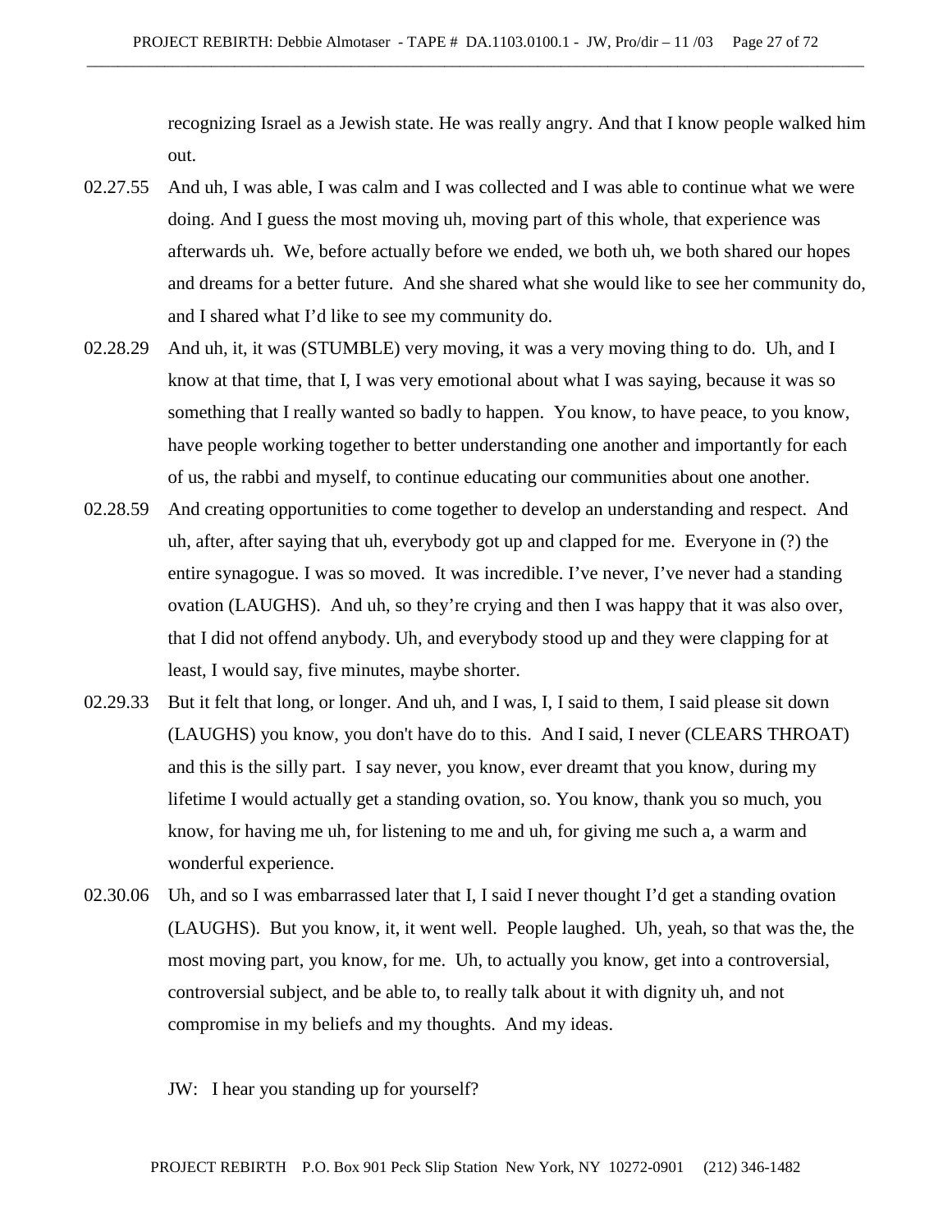recognizing Israel as a Jewish state. He was really angry. And that I know people walked him out.

02.27.55 And uh, I was able, I was calm and I was collected and I was able to continue what we were doing. And I guess the most moving uh, moving part of this whole, that experience was afterwards uh. We, before actually before we ended, we both uh, we both shared our hopes and dreams for a better future. And she shared what she would like to see her community do, and I shared what I'd like to see my community do.

02.28.29 And uh, it, it was (STUMBLE) very moving, it was a very moving thing to do. Uh, and I know at that time, that I, I was very emotional about what I was saying, because it was so something that I really wanted so badly to happen. You know, to have peace, to you know, have people working together to better understanding one another and importantly for each of us, the rabbi and myself, to continue educating our communities about one another.

02.28.59 And creating opportunities to come together to develop an understanding and respect. And uh, after, after saying that uh, everybody got up and clapped for me. Everyone in (?) the entire synagogue. I was so moved. It was incredible. I've never, I've never had a standing ovation (LAUGHS). And uh, so they're crying and then I was happy that it was also over, that I did not offend anybody. Uh, and everybody stood up and they were clapping for at least, I would say, five minutes, maybe shorter.

02.29.33 But it felt that long, or longer. And uh, and I was, I, I said to them, I said please sit down (LAUGHS) you know, you don't have do to this. And I said, I never (CLEARS THROAT) and this is the silly part. I say never, you know, ever dreamt that you know, during my lifetime I would actually get a standing ovation, so. You know, thank you so much, you know, for having me uh, for listening to me and uh, for giving me such a, a warm and wonderful experience.

02.30.06 Uh, and so I was embarrassed later that I, I said I never thought I'd get a standing ovation (LAUGHS). But you know, it, it went well. People laughed. Uh, yeah, so that was the, the most moving part, you know, for me. Uh, to actually you know, get into a controversial, controversial subject, and be able to, to really talk about it with dignity uh, and not compromise in my beliefs and my thoughts. And my ideas.

JW: I hear you standing up for yourself?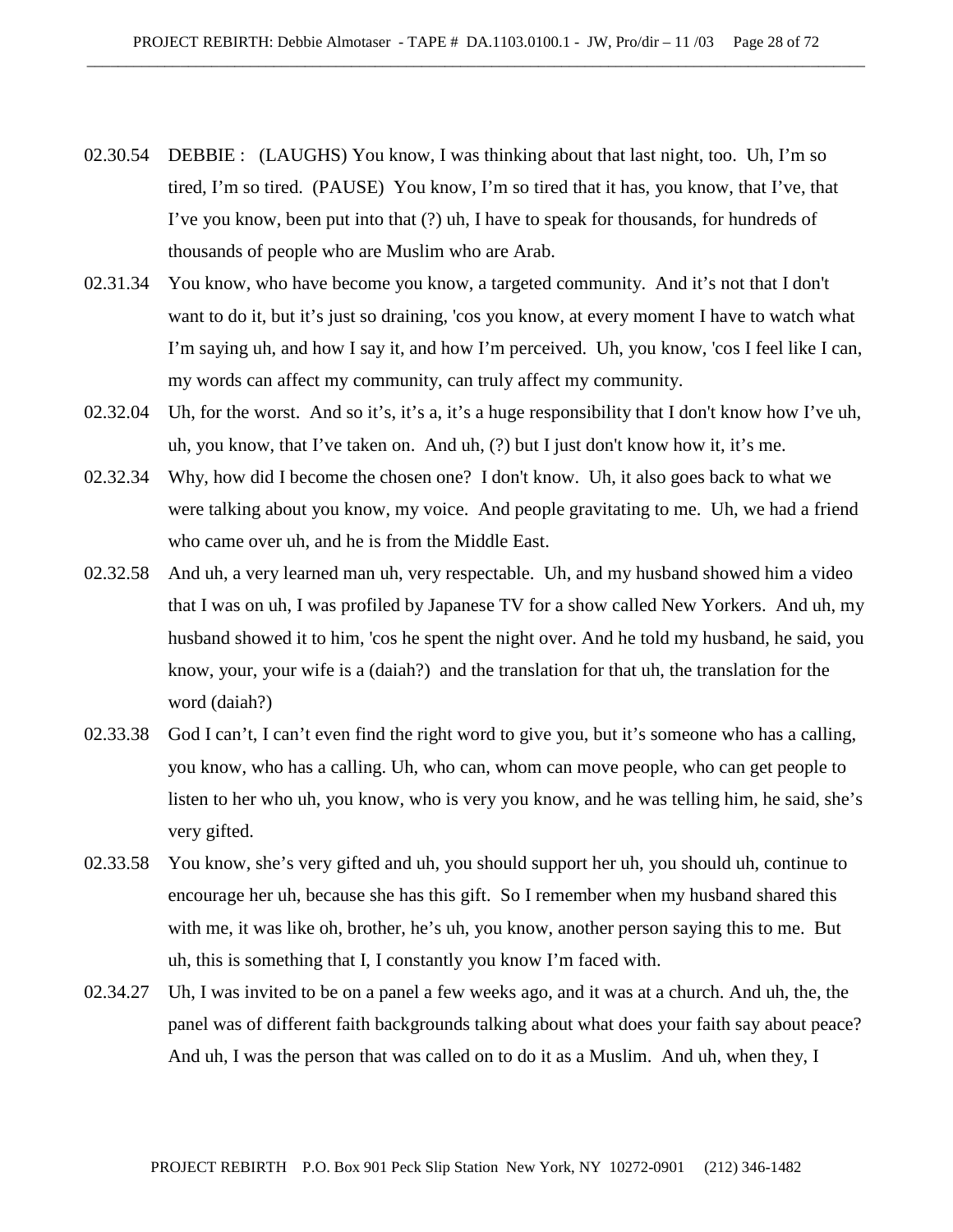02.30.54 DEBBIE : (LAUGHS) You know, I was thinking about that last night, too. Uh, I'm so tired, I'm so tired. (PAUSE) You know, I'm so tired that it has, you know, that I've, that I've you know, been put into that (?) uh, I have to speak for thousands, for hundreds of thousands of people who are Muslim who are Arab.

02.31.34 You know, who have become you know, a targeted community. And it's not that I don't want to do it, but it's just so draining, 'cos you know, at every moment I have to watch what I'm saying uh, and how I say it, and how I'm perceived. Uh, you know, 'cos I feel like I can, my words can affect my community, can truly affect my community.

02.32.04 Uh, for the worst. And so it's, it's a, it's a huge responsibility that I don't know how I've uh, uh, you know, that I've taken on. And uh, (?) but I just don't know how it, it's me.

02.32.34 Why, how did I become the chosen one? I don't know. Uh, it also goes back to what we were talking about you know, my voice. And people gravitating to me. Uh, we had a friend who came over uh, and he is from the Middle East.

02.32.58 And uh, a very learned man uh, very respectable. Uh, and my husband showed him a video that I was on uh, I was profiled by Japanese TV for a show called New Yorkers. And uh, my husband showed it to him, 'cos he spent the night over. And he told my husband, he said, you know, your, your wife is a (daiah?) and the translation for that uh, the translation for the word (daiah?)

02.33.38 God I can't, I can't even find the right word to give you, but it's someone who has a calling, you know, who has a calling. Uh, who can, whom can move people, who can get people to listen to her who uh, you know, who is very you know, and he was telling him, he said, she's very gifted.

02.33.58 You know, she's very gifted and uh, you should support her uh, you should uh, continue to encourage her uh, because she has this gift. So I remember when my husband shared this with me, it was like oh, brother, he's uh, you know, another person saying this to me. But uh, this is something that I, I constantly you know I'm faced with.

02.34.27 Uh, I was invited to be on a panel a few weeks ago, and it was at a church. And uh, the, the panel was of different faith backgrounds talking about what does your faith say about peace? And uh, I was the person that was called on to do it as a Muslim. And uh, when they, I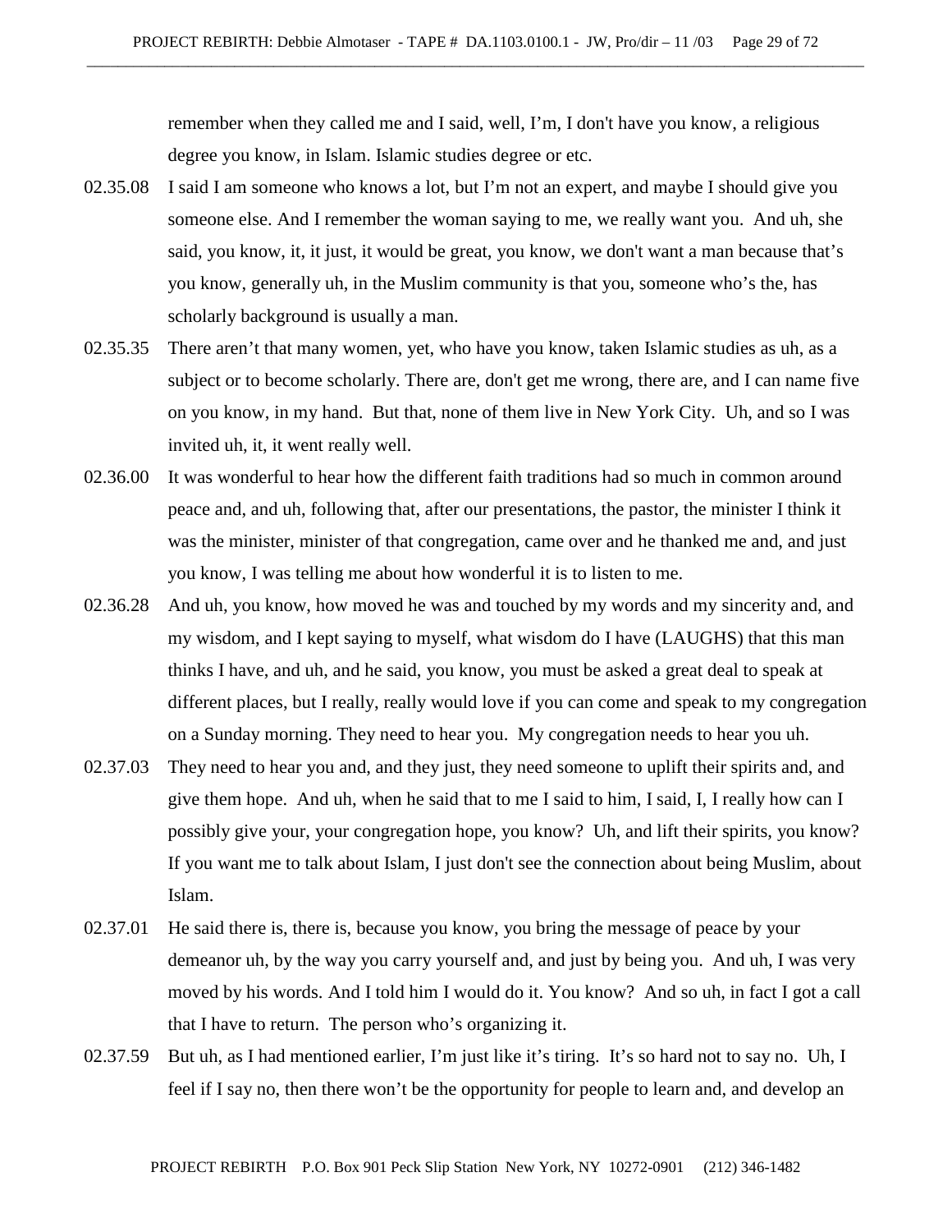remember when they called me and I said, well, I'm, I don't have you know, a religious degree you know, in Islam. Islamic studies degree or etc.

02.35.08 I said I am someone who knows a lot, but I'm not an expert, and maybe I should give you someone else. And I remember the woman saying to me, we really want you. And uh, she said, you know, it, it just, it would be great, you know, we don't want a man because that's you know, generally uh, in the Muslim community is that you, someone who's the, has scholarly background is usually a man.

02.35.35 There aren't that many women, yet, who have you know, taken Islamic studies as uh, as a subject or to become scholarly. There are, don't get me wrong, there are, and I can name five on you know, in my hand. But that, none of them live in New York City. Uh, and so I was invited uh, it, it went really well.

02.36.00 It was wonderful to hear how the different faith traditions had so much in common around peace and, and uh, following that, after our presentations, the pastor, the minister I think it was the minister, minister of that congregation, came over and he thanked me and, and just you know, I was telling me about how wonderful it is to listen to me.

02.36.28 And uh, you know, how moved he was and touched by my words and my sincerity and, and my wisdom, and I kept saying to myself, what wisdom do I have (LAUGHS) that this man thinks I have, and uh, and he said, you know, you must be asked a great deal to speak at different places, but I really, really would love if you can come and speak to my congregation on a Sunday morning. They need to hear you. My congregation needs to hear you uh.

02.37.03 They need to hear you and, and they just, they need someone to uplift their spirits and, and give them hope. And uh, when he said that to me I said to him, I said, I, I really how can I possibly give your, your congregation hope, you know? Uh, and lift their spirits, you know? If you want me to talk about Islam, I just don't see the connection about being Muslim, about Islam.

02.37.01 He said there is, there is, because you know, you bring the message of peace by your demeanor uh, by the way you carry yourself and, and just by being you. And uh, I was very moved by his words. And I told him I would do it. You know? And so uh, in fact I got a call that I have to return. The person who's organizing it.

02.37.59 But uh, as I had mentioned earlier, I'm just like it's tiring. It's so hard not to say no. Uh, I feel if I say no, then there won't be the opportunity for people to learn and, and develop an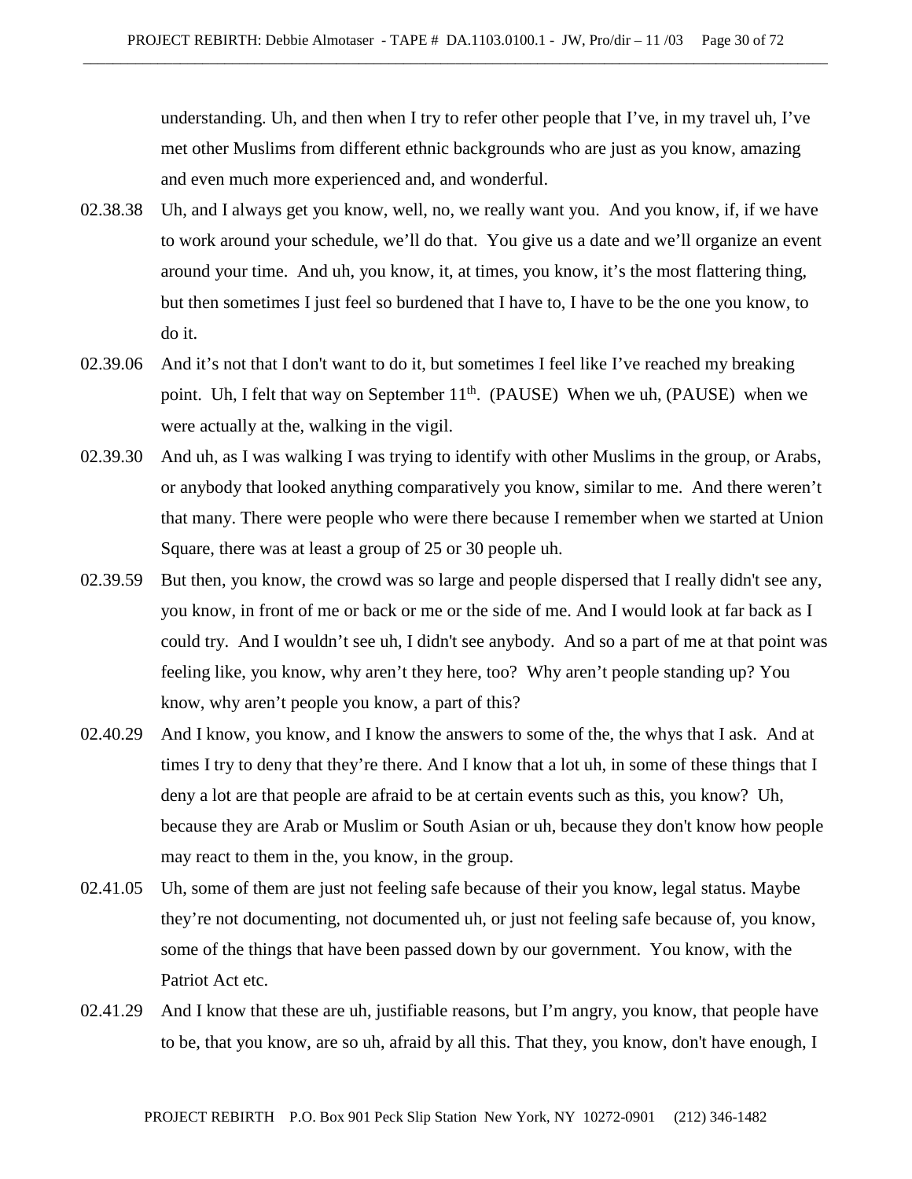understanding. Uh, and then when I try to refer other people that I've, in my travel uh, I've met other Muslims from different ethnic backgrounds who are just as you know, amazing and even much more experienced and, and wonderful.

02.38.38 Uh, and I always get you know, well, no, we really want you. And you know, if, if we have to work around your schedule, we'll do that. You give us a date and we'll organize an event around your time. And uh, you know, it, at times, you know, it's the most flattering thing, but then sometimes I just feel so burdened that I have to, I have to be the one you know, to do it.

02.39.06 And it's not that I don't want to do it, but sometimes I feel like I've reached my breaking point. Uh, I felt that way on September 11th. (PAUSE) When we uh, (PAUSE) when we were actually at the, walking in the vigil.

02.39.30 And uh, as I was walking I was trying to identify with other Muslims in the group, or Arabs, or anybody that looked anything comparatively you know, similar to me. And there weren't that many. There were people who were there because I remember when we started at Union Square, there was at least a group of 25 or 30 people uh.

02.39.59 But then, you know, the crowd was so large and people dispersed that I really didn't see any, you know, in front of me or back or me or the side of me. And I would look at far back as I could try. And I wouldn't see uh, I didn't see anybody. And so a part of me at that point was feeling like, you know, why aren't they here, too? Why aren't people standing up? You know, why aren't people you know, a part of this?

02.40.29 And I know, you know, and I know the answers to some of the, the whys that I ask. And at times I try to deny that they're there. And I know that a lot uh, in some of these things that I deny a lot are that people are afraid to be at certain events such as this, you know? Uh, because they are Arab or Muslim or South Asian or uh, because they don't know how people may react to them in the, you know, in the group.

02.41.05 Uh, some of them are just not feeling safe because of their you know, legal status. Maybe they're not documenting, not documented uh, or just not feeling safe because of, you know, some of the things that have been passed down by our government. You know, with the Patriot Act etc.

02.41.29 And I know that these are uh, justifiable reasons, but I'm angry, you know, that people have to be, that you know, are so uh, afraid by all this. That they, you know, don't have enough, I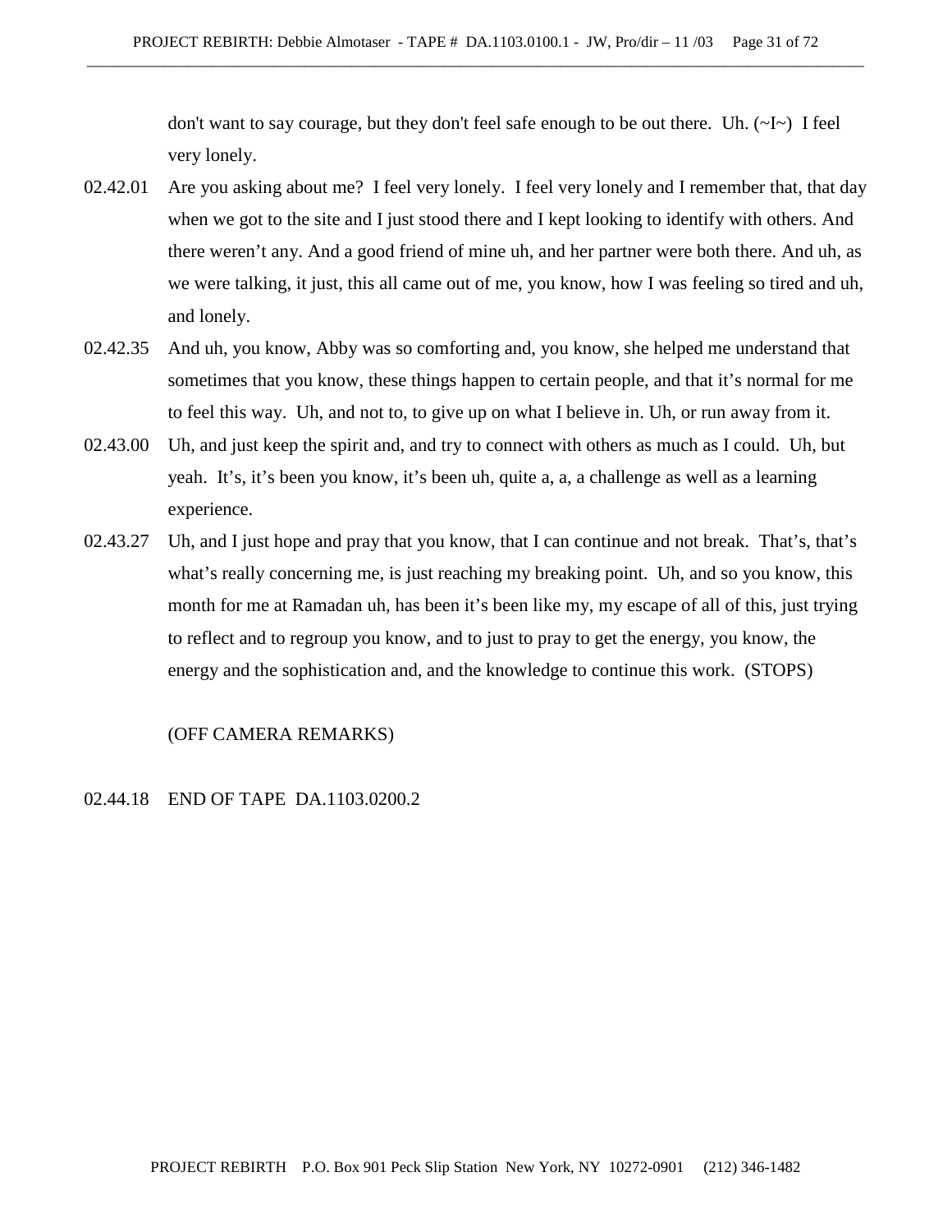don't want to say courage, but they don't feel safe enough to be out there. Uh. (~I~) I feel very lonely.

02.42.01 Are you asking about me? I feel very lonely. I feel very lonely and I remember that, that day when we got to the site and I just stood there and I kept looking to identify with others. And there weren't any. And a good friend of mine uh, and her partner were both there. And uh, as we were talking, it just, this all came out of me, you know, how I was feeling so tired and uh, and lonely.

02.42.35 And uh, you know, Abby was so comforting and, you know, she helped me understand that sometimes that you know, these things happen to certain people, and that it's normal for me to feel this way. Uh, and not to, to give up on what I believe in. Uh, or run away from it.

02.43.00 Uh, and just keep the spirit and, and try to connect with others as much as I could. Uh, but yeah. It's, it's been you know, it's been uh, quite a, a, a challenge as well as a learning experience.

02.43.27 Uh, and I just hope and pray that you know, that I can continue and not break. That's, that's what's really concerning me, is just reaching my breaking point. Uh, and so you know, this month for me at Ramadan uh, has been it's been like my, my escape of all of this, just trying to reflect and to regroup you know, and to just to pray to get the energy, you know, the energy and the sophistication and, and the knowledge to continue this work. (STOPS)

(OFF CAMERA REMARKS)

02.44.18 END OF TAPE DA.1103.0200.2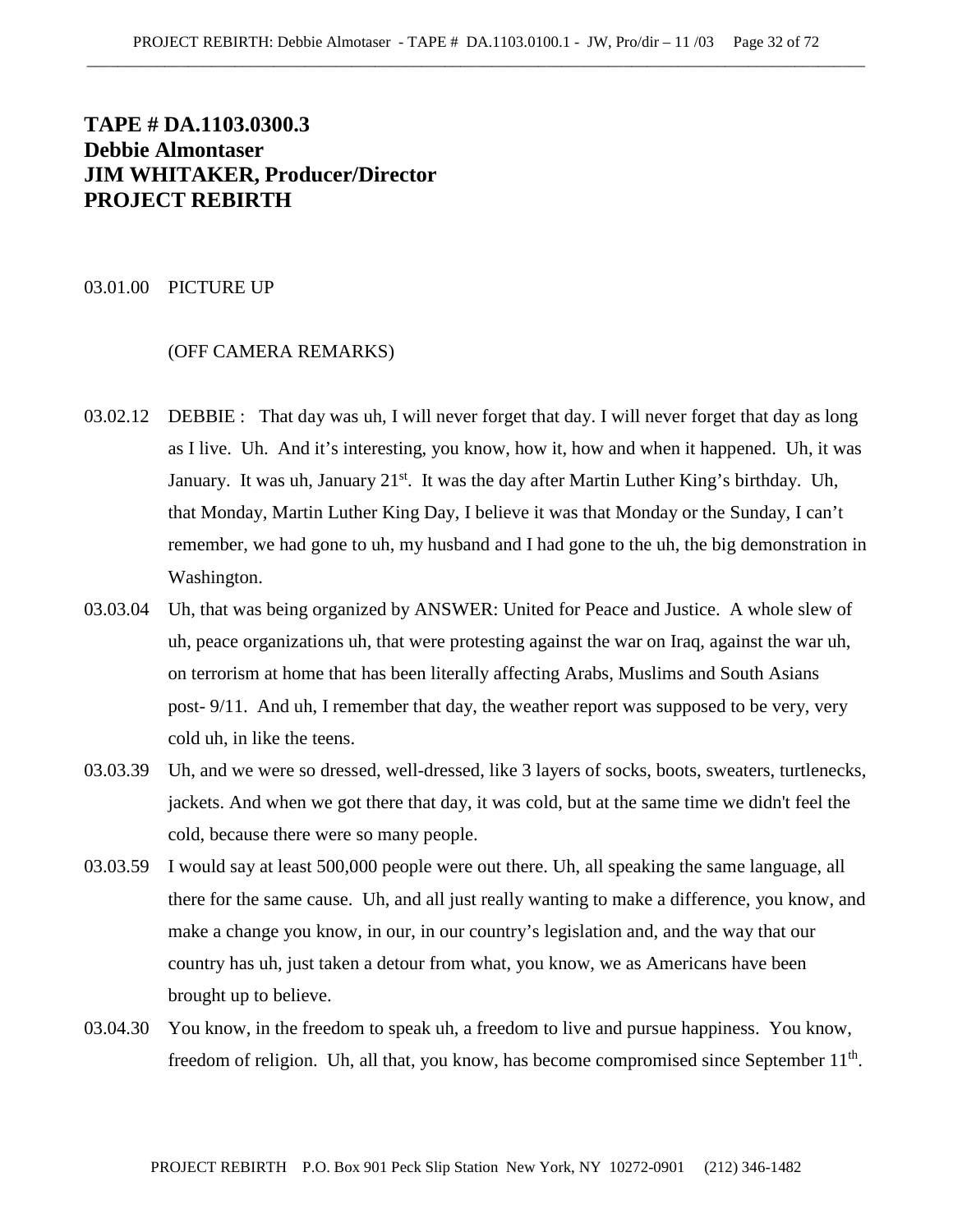**TAPE # DA.1103.0300.3**
**Debbie Almontaser**
**JIM WHITAKER, Producer/Director**
**PROJECT REBIRTH**

03.01.00 PICTURE UP

(OFF CAMERA REMARKS)

03.02.12 DEBBIE : That day was uh, I will never forget that day. I will never forget that day as long as I live. Uh. And it's interesting, you know, how it, how and when it happened. Uh, it was January. It was uh, January 21st. It was the day after Martin Luther King's birthday. Uh, that Monday, Martin Luther King Day, I believe it was that Monday or the Sunday, I can't remember, we had gone to uh, my husband and I had gone to the uh, the big demonstration in Washington.

03.03.04 Uh, that was being organized by ANSWER: United for Peace and Justice. A whole slew of uh, peace organizations uh, that were protesting against the war on Iraq, against the war uh, on terrorism at home that has been literally affecting Arabs, Muslims and South Asians post- 9/11. And uh, I remember that day, the weather report was supposed to be very, very cold uh, in like the teens.

03.03.39 Uh, and we were so dressed, well-dressed, like 3 layers of socks, boots, sweaters, turtlenecks, jackets. And when we got there that day, it was cold, but at the same time we didn't feel the cold, because there were so many people.

03.03.59 I would say at least 500,000 people were out there. Uh, all speaking the same language, all there for the same cause. Uh, and all just really wanting to make a difference, you know, and make a change you know, in our, in our country's legislation and, and the way that our country has uh, just taken a detour from what, you know, we as Americans have been brought up to believe.

03.04.30 You know, in the freedom to speak uh, a freedom to live and pursue happiness. You know, freedom of religion. Uh, all that, you know, has become compromised since September 11th.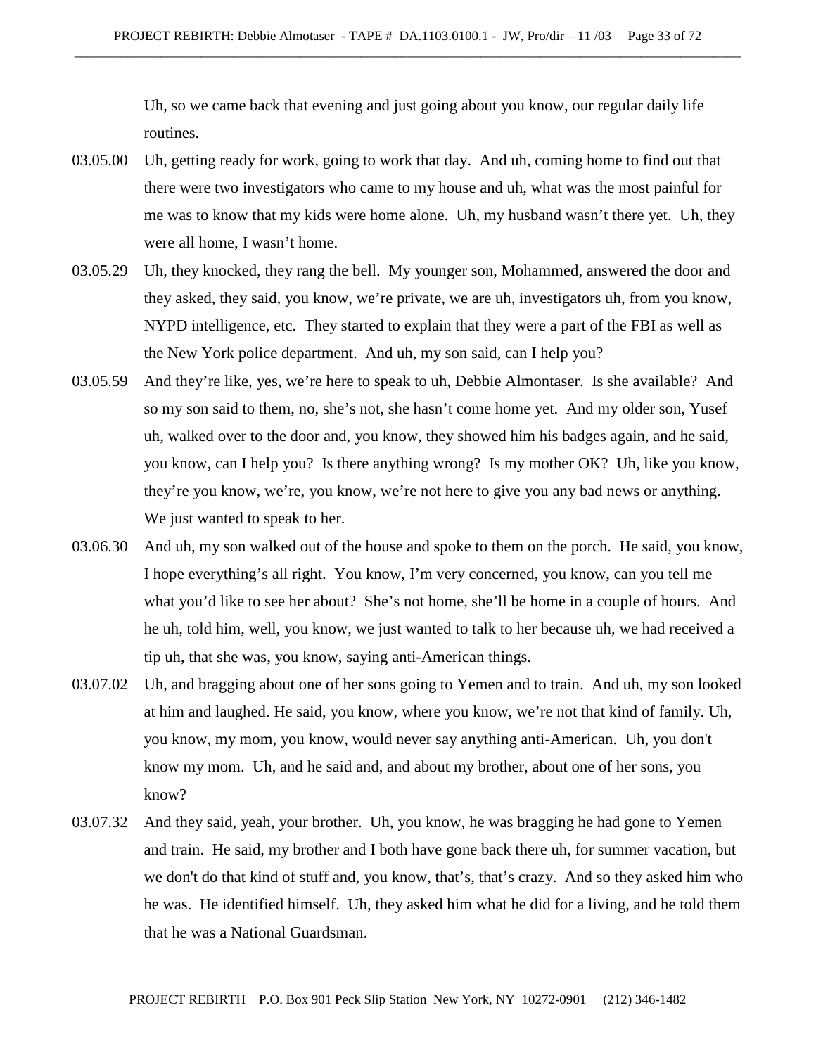Uh, so we came back that evening and just going about you know, our regular daily life routines.

03.05.00 Uh, getting ready for work, going to work that day. And uh, coming home to find out that there were two investigators who came to my house and uh, what was the most painful for me was to know that my kids were home alone. Uh, my husband wasn't there yet. Uh, they were all home, I wasn't home.

03.05.29 Uh, they knocked, they rang the bell. My younger son, Mohammed, answered the door and they asked, they said, you know, we're private, we are uh, investigators uh, from you know, NYPD intelligence, etc. They started to explain that they were a part of the FBI as well as the New York police department. And uh, my son said, can I help you?

03.05.59 And they're like, yes, we're here to speak to uh, Debbie Almontaser. Is she available? And so my son said to them, no, she's not, she hasn't come home yet. And my older son, Yusef uh, walked over to the door and, you know, they showed him his badges again, and he said, you know, can I help you? Is there anything wrong? Is my mother OK? Uh, like you know, they're you know, we're, you know, we're not here to give you any bad news or anything. We just wanted to speak to her.

03.06.30 And uh, my son walked out of the house and spoke to them on the porch. He said, you know, I hope everything's all right. You know, I'm very concerned, you know, can you tell me what you'd like to see her about? She's not home, she'll be home in a couple of hours. And he uh, told him, well, you know, we just wanted to talk to her because uh, we had received a tip uh, that she was, you know, saying anti-American things.

03.07.02 Uh, and bragging about one of her sons going to Yemen and to train. And uh, my son looked at him and laughed. He said, you know, where you know, we're not that kind of family. Uh, you know, my mom, you know, would never say anything anti-American. Uh, you don't know my mom. Uh, and he said and, and about my brother, about one of her sons, you know?

03.07.32 And they said, yeah, your brother. Uh, you know, he was bragging he had gone to Yemen and train. He said, my brother and I both have gone back there uh, for summer vacation, but we don't do that kind of stuff and, you know, that's, that's crazy. And so they asked him who he was. He identified himself. Uh, they asked him what he did for a living, and he told them that he was a National Guardsman.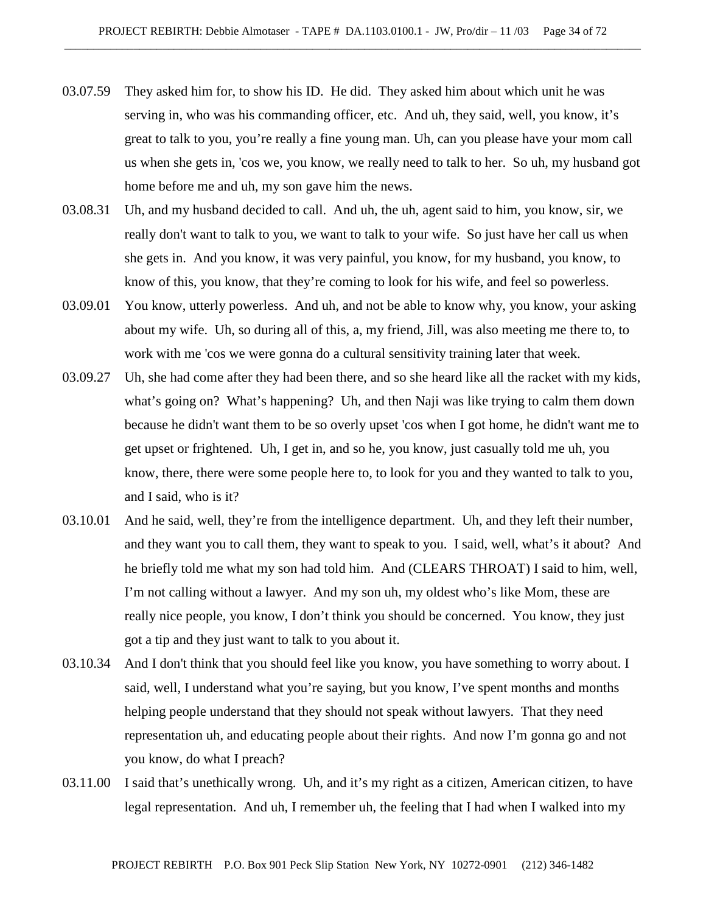03.07.59 They asked him for, to show his ID. He did. They asked him about which unit he was serving in, who was his commanding officer, etc. And uh, they said, well, you know, it's great to talk to you, you're really a fine young man. Uh, can you please have your mom call us when she gets in, 'cos we, you know, we really need to talk to her. So uh, my husband got home before me and uh, my son gave him the news.

03.08.31 Uh, and my husband decided to call. And uh, the uh, agent said to him, you know, sir, we really don't want to talk to you, we want to talk to your wife. So just have her call us when she gets in. And you know, it was very painful, you know, for my husband, you know, to know of this, you know, that they're coming to look for his wife, and feel so powerless.

03.09.01 You know, utterly powerless. And uh, and not be able to know why, you know, your asking about my wife. Uh, so during all of this, a, my friend, Jill, was also meeting me there to, to work with me 'cos we were gonna do a cultural sensitivity training later that week.

03.09.27 Uh, she had come after they had been there, and so she heard like all the racket with my kids, what's going on? What's happening? Uh, and then Naji was like trying to calm them down because he didn't want them to be so overly upset 'cos when I got home, he didn't want me to get upset or frightened. Uh, I get in, and so he, you know, just casually told me uh, you know, there, there were some people here to, to look for you and they wanted to talk to you, and I said, who is it?

03.10.01 And he said, well, they're from the intelligence department. Uh, and they left their number, and they want you to call them, they want to speak to you. I said, well, what's it about? And he briefly told me what my son had told him. And (CLEARS THROAT) I said to him, well, I'm not calling without a lawyer. And my son uh, my oldest who's like Mom, these are really nice people, you know, I don't think you should be concerned. You know, they just got a tip and they just want to talk to you about it.

03.10.34 And I don't think that you should feel like you know, you have something to worry about. I said, well, I understand what you're saying, but you know, I've spent months and months helping people understand that they should not speak without lawyers. That they need representation uh, and educating people about their rights. And now I'm gonna go and not you know, do what I preach?

03.11.00 I said that's unethically wrong. Uh, and it's my right as a citizen, American citizen, to have legal representation. And uh, I remember uh, the feeling that I had when I walked into my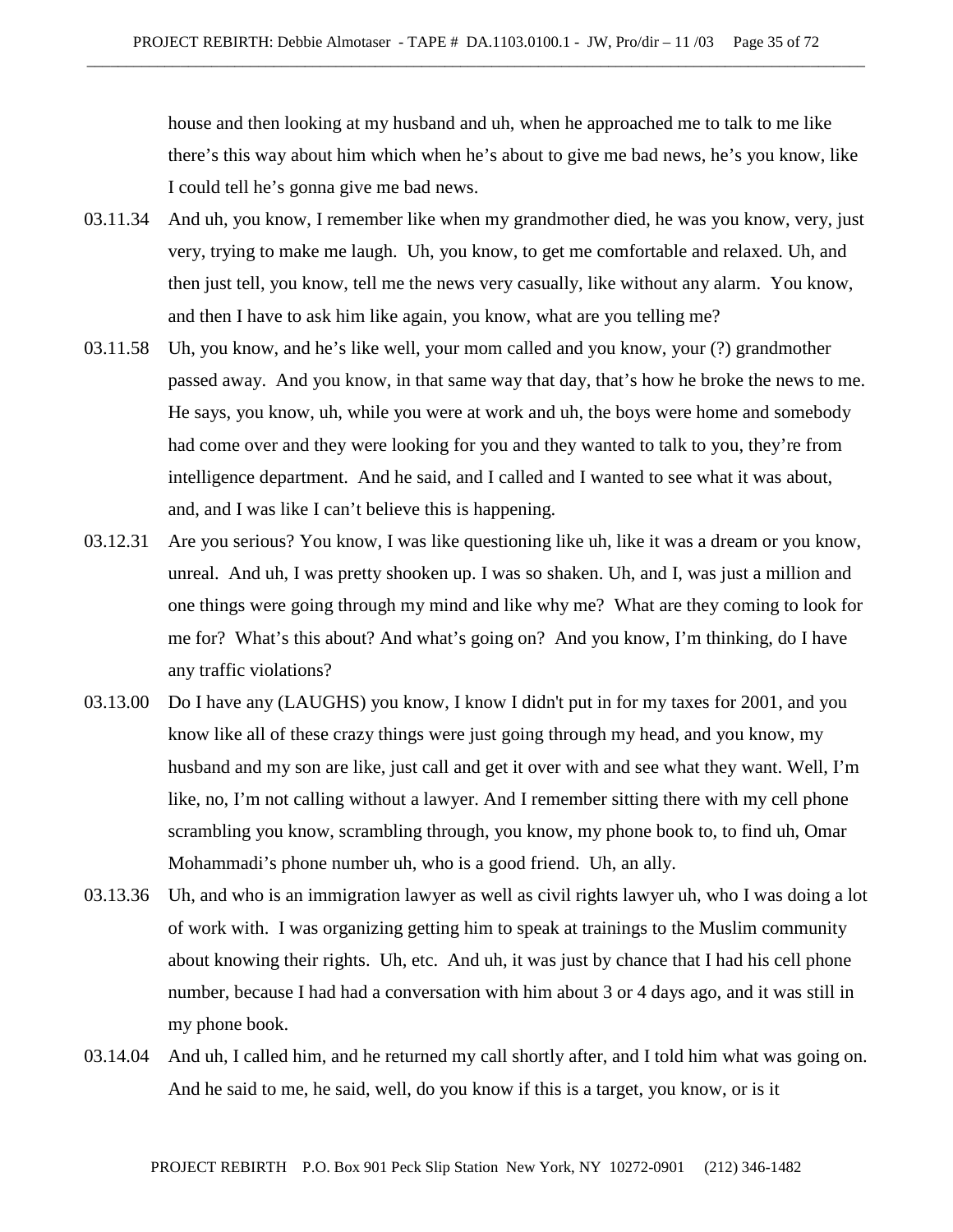house and then looking at my husband and uh, when he approached me to talk to me like there's this way about him which when he's about to give me bad news, he's you know, like I could tell he's gonna give me bad news.

03.11.34 And uh, you know, I remember like when my grandmother died, he was you know, very, just very, trying to make me laugh. Uh, you know, to get me comfortable and relaxed. Uh, and then just tell, you know, tell me the news very casually, like without any alarm. You know, and then I have to ask him like again, you know, what are you telling me?

03.11.58 Uh, you know, and he's like well, your mom called and you know, your (?) grandmother passed away. And you know, in that same way that day, that's how he broke the news to me. He says, you know, uh, while you were at work and uh, the boys were home and somebody had come over and they were looking for you and they wanted to talk to you, they're from intelligence department. And he said, and I called and I wanted to see what it was about, and, and I was like I can't believe this is happening.

03.12.31 Are you serious? You know, I was like questioning like uh, like it was a dream or you know, unreal. And uh, I was pretty shooken up. I was so shaken. Uh, and I, was just a million and one things were going through my mind and like why me? What are they coming to look for me for? What's this about? And what's going on? And you know, I'm thinking, do I have any traffic violations?

03.13.00 Do I have any (LAUGHS) you know, I know I didn't put in for my taxes for 2001, and you know like all of these crazy things were just going through my head, and you know, my husband and my son are like, just call and get it over with and see what they want. Well, I'm like, no, I'm not calling without a lawyer. And I remember sitting there with my cell phone scrambling you know, scrambling through, you know, my phone book to, to find uh, Omar Mohammadi's phone number uh, who is a good friend. Uh, an ally.

03.13.36 Uh, and who is an immigration lawyer as well as civil rights lawyer uh, who I was doing a lot of work with. I was organizing getting him to speak at trainings to the Muslim community about knowing their rights. Uh, etc. And uh, it was just by chance that I had his cell phone number, because I had had a conversation with him about 3 or 4 days ago, and it was still in my phone book.

03.14.04 And uh, I called him, and he returned my call shortly after, and I told him what was going on. And he said to me, he said, well, do you know if this is a target, you know, or is it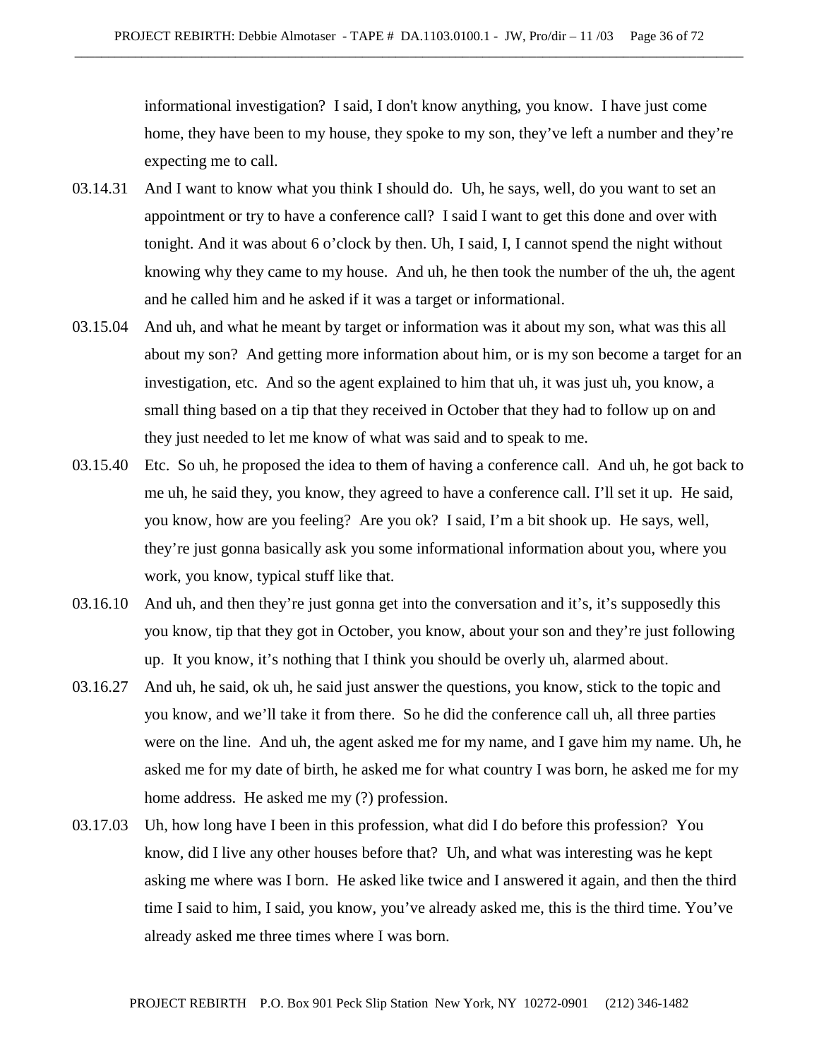informational investigation? I said, I don't know anything, you know. I have just come home, they have been to my house, they spoke to my son, they've left a number and they're expecting me to call.

03.14.31 And I want to know what you think I should do. Uh, he says, well, do you want to set an appointment or try to have a conference call? I said I want to get this done and over with tonight. And it was about 6 o'clock by then. Uh, I said, I, I cannot spend the night without knowing why they came to my house. And uh, he then took the number of the uh, the agent and he called him and he asked if it was a target or informational.

03.15.04 And uh, and what he meant by target or information was it about my son, what was this all about my son? And getting more information about him, or is my son become a target for an investigation, etc. And so the agent explained to him that uh, it was just uh, you know, a small thing based on a tip that they received in October that they had to follow up on and they just needed to let me know of what was said and to speak to me.

03.15.40 Etc. So uh, he proposed the idea to them of having a conference call. And uh, he got back to me uh, he said they, you know, they agreed to have a conference call. I'll set it up. He said, you know, how are you feeling? Are you ok? I said, I'm a bit shook up. He says, well, they're just gonna basically ask you some informational information about you, where you work, you know, typical stuff like that.

03.16.10 And uh, and then they're just gonna get into the conversation and it's, it's supposedly this you know, tip that they got in October, you know, about your son and they're just following up. It you know, it's nothing that I think you should be overly uh, alarmed about.

03.16.27 And uh, he said, ok uh, he said just answer the questions, you know, stick to the topic and you know, and we'll take it from there. So he did the conference call uh, all three parties were on the line. And uh, the agent asked me for my name, and I gave him my name. Uh, he asked me for my date of birth, he asked me for what country I was born, he asked me for my home address. He asked me my (?) profession.

03.17.03 Uh, how long have I been in this profession, what did I do before this profession? You know, did I live any other houses before that? Uh, and what was interesting was he kept asking me where was I born. He asked like twice and I answered it again, and then the third time I said to him, I said, you know, you've already asked me, this is the third time. You've already asked me three times where I was born.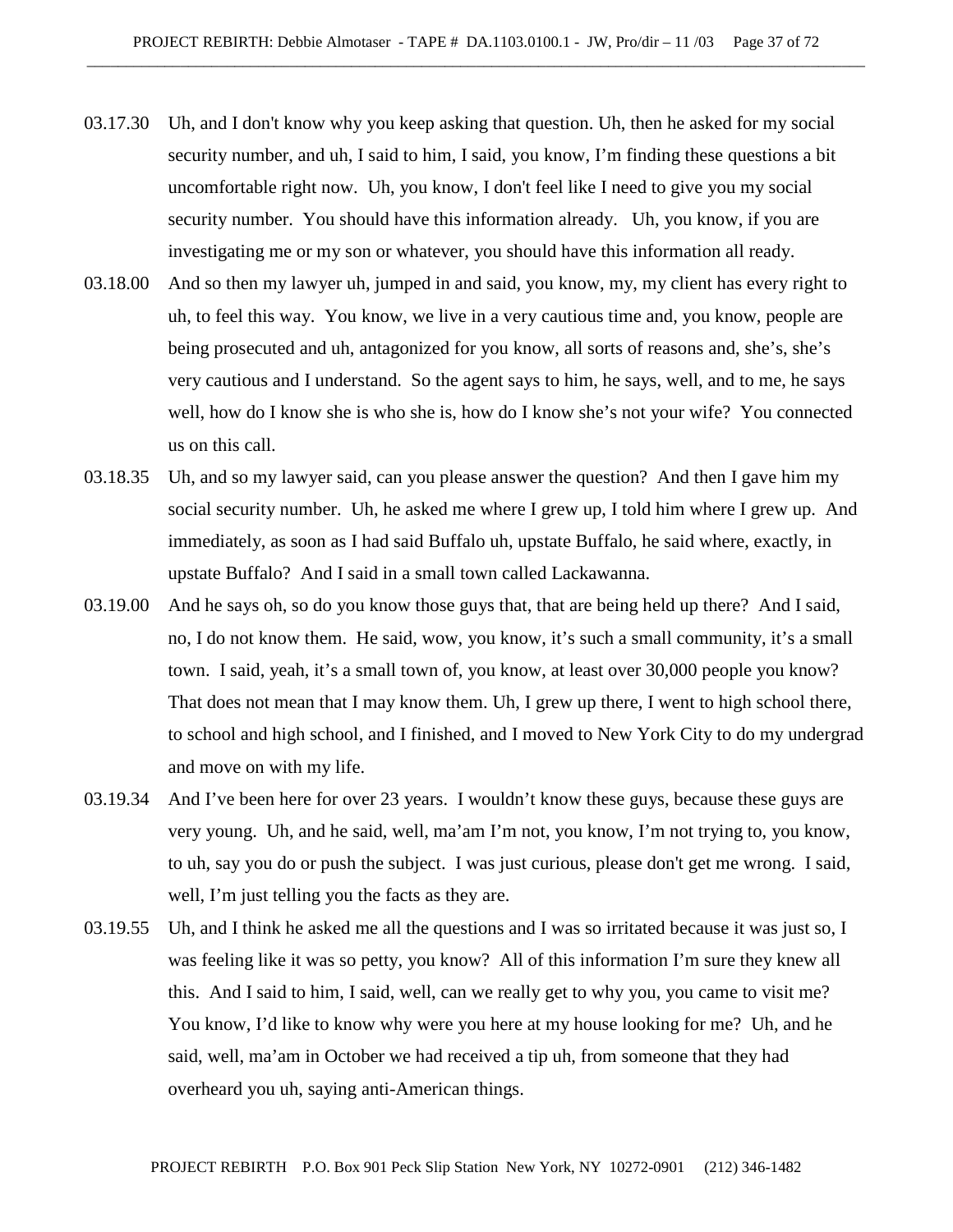03.17.30 Uh, and I don't know why you keep asking that question. Uh, then he asked for my social security number, and uh, I said to him, I said, you know, I'm finding these questions a bit uncomfortable right now. Uh, you know, I don't feel like I need to give you my social security number. You should have this information already. Uh, you know, if you are investigating me or my son or whatever, you should have this information all ready.

03.18.00 And so then my lawyer uh, jumped in and said, you know, my, my client has every right to uh, to feel this way. You know, we live in a very cautious time and, you know, people are being prosecuted and uh, antagonized for you know, all sorts of reasons and, she's, she's very cautious and I understand. So the agent says to him, he says, well, and to me, he says well, how do I know she is who she is, how do I know she's not your wife? You connected us on this call.

03.18.35 Uh, and so my lawyer said, can you please answer the question? And then I gave him my social security number. Uh, he asked me where I grew up, I told him where I grew up. And immediately, as soon as I had said Buffalo uh, upstate Buffalo, he said where, exactly, in upstate Buffalo? And I said in a small town called Lackawanna.

03.19.00 And he says oh, so do you know those guys that, that are being held up there? And I said, no, I do not know them. He said, wow, you know, it's such a small community, it's a small town. I said, yeah, it's a small town of, you know, at least over 30,000 people you know? That does not mean that I may know them. Uh, I grew up there, I went to high school there, to school and high school, and I finished, and I moved to New York City to do my undergrad and move on with my life.

03.19.34 And I've been here for over 23 years. I wouldn't know these guys, because these guys are very young. Uh, and he said, well, ma'am I'm not, you know, I'm not trying to, you know, to uh, say you do or push the subject. I was just curious, please don't get me wrong. I said, well, I'm just telling you the facts as they are.

03.19.55 Uh, and I think he asked me all the questions and I was so irritated because it was just so, I was feeling like it was so petty, you know? All of this information I'm sure they knew all this. And I said to him, I said, well, can we really get to why you, you came to visit me? You know, I'd like to know why were you here at my house looking for me? Uh, and he said, well, ma'am in October we had received a tip uh, from someone that they had overheard you uh, saying anti-American things.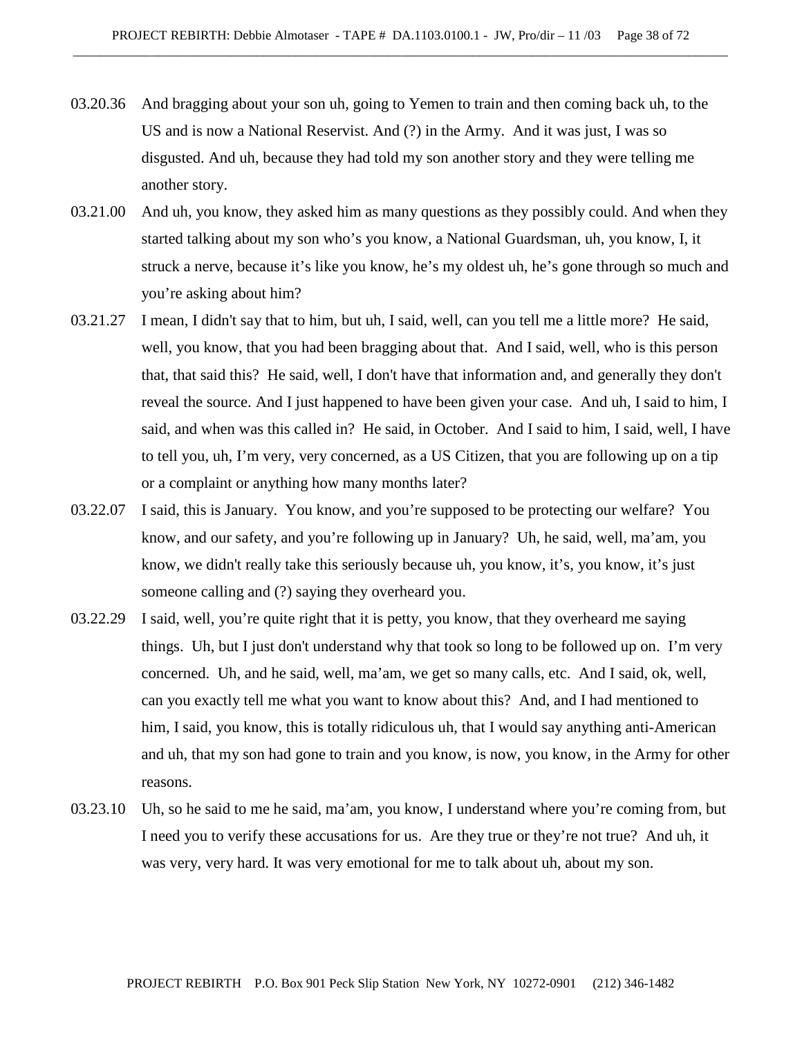03.20.36 And bragging about your son uh, going to Yemen to train and then coming back uh, to the US and is now a National Reservist. And (?) in the Army. And it was just, I was so disgusted. And uh, because they had told my son another story and they were telling me another story.

03.21.00 And uh, you know, they asked him as many questions as they possibly could. And when they started talking about my son who's you know, a National Guardsman, uh, you know, I, it struck a nerve, because it's like you know, he's my oldest uh, he's gone through so much and you're asking about him?

03.21.27 I mean, I didn't say that to him, but uh, I said, well, can you tell me a little more? He said, well, you know, that you had been bragging about that. And I said, well, who is this person that, that said this? He said, well, I don't have that information and, and generally they don't reveal the source. And I just happened to have been given your case. And uh, I said to him, I said, and when was this called in? He said, in October. And I said to him, I said, well, I have to tell you, uh, I'm very, very concerned, as a US Citizen, that you are following up on a tip or a complaint or anything how many months later?

03.22.07 I said, this is January. You know, and you're supposed to be protecting our welfare? You know, and our safety, and you're following up in January? Uh, he said, well, ma'am, you know, we didn't really take this seriously because uh, you know, it's, you know, it's just someone calling and (?) saying they overheard you.

03.22.29 I said, well, you're quite right that it is petty, you know, that they overheard me saying things. Uh, but I just don't understand why that took so long to be followed up on. I'm very concerned. Uh, and he said, well, ma'am, we get so many calls, etc. And I said, ok, well, can you exactly tell me what you want to know about this? And, and I had mentioned to him, I said, you know, this is totally ridiculous uh, that I would say anything anti-American and uh, that my son had gone to train and you know, is now, you know, in the Army for other reasons.

03.23.10 Uh, so he said to me he said, ma'am, you know, I understand where you're coming from, but I need you to verify these accusations for us. Are they true or they're not true? And uh, it was very, very hard. It was very emotional for me to talk about uh, about my son.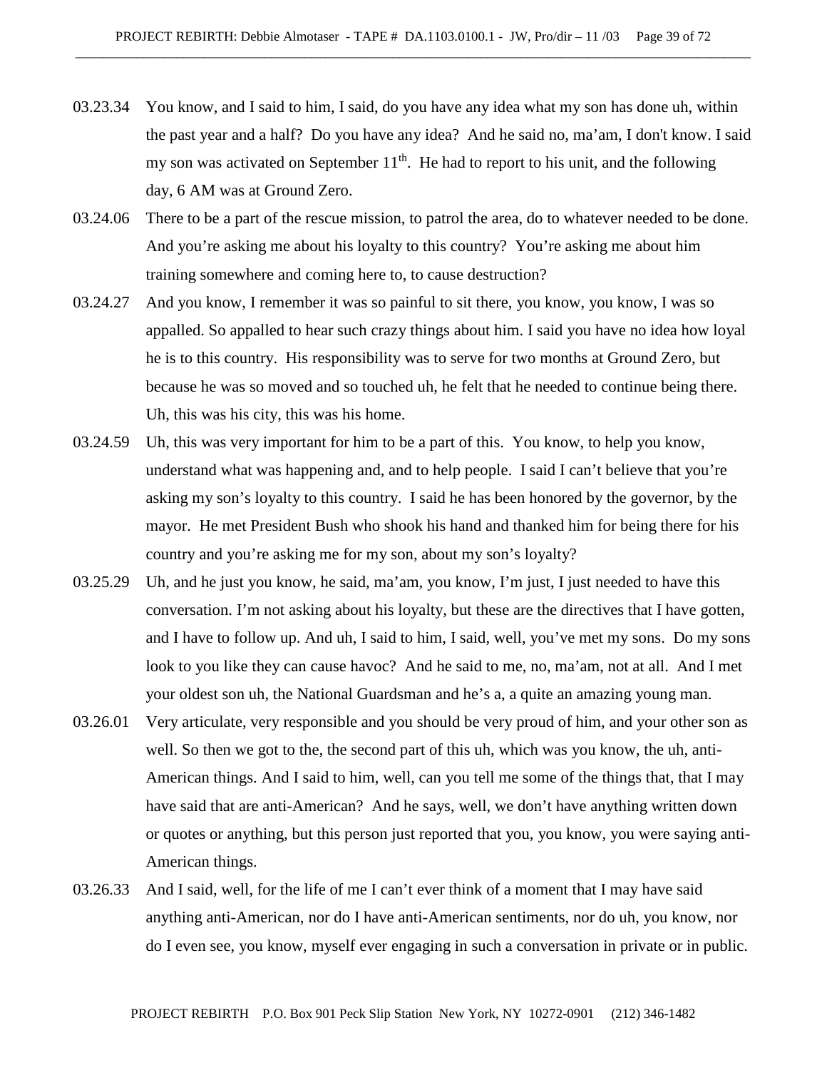03.23.34 You know, and I said to him, I said, do you have any idea what my son has done uh, within the past year and a half? Do you have any idea? And he said no, ma'am, I don't know. I said my son was activated on September 11th. He had to report to his unit, and the following day, 6 AM was at Ground Zero.

03.24.06 There to be a part of the rescue mission, to patrol the area, do to whatever needed to be done. And you're asking me about his loyalty to this country? You're asking me about him training somewhere and coming here to, to cause destruction?

03.24.27 And you know, I remember it was so painful to sit there, you know, you know, I was so appalled. So appalled to hear such crazy things about him. I said you have no idea how loyal he is to this country. His responsibility was to serve for two months at Ground Zero, but because he was so moved and so touched uh, he felt that he needed to continue being there. Uh, this was his city, this was his home.

03.24.59 Uh, this was very important for him to be a part of this. You know, to help you know, understand what was happening and, and to help people. I said I can't believe that you're asking my son's loyalty to this country. I said he has been honored by the governor, by the mayor. He met President Bush who shook his hand and thanked him for being there for his country and you're asking me for my son, about my son's loyalty?

03.25.29 Uh, and he just you know, he said, ma'am, you know, I'm just, I just needed to have this conversation. I'm not asking about his loyalty, but these are the directives that I have gotten, and I have to follow up. And uh, I said to him, I said, well, you've met my sons. Do my sons look to you like they can cause havoc? And he said to me, no, ma'am, not at all. And I met your oldest son uh, the National Guardsman and he's a, a quite an amazing young man.

03.26.01 Very articulate, very responsible and you should be very proud of him, and your other son as well. So then we got to the, the second part of this uh, which was you know, the uh, anti-American things. And I said to him, well, can you tell me some of the things that, that I may have said that are anti-American? And he says, well, we don't have anything written down or quotes or anything, but this person just reported that you, you know, you were saying anti-American things.

03.26.33 And I said, well, for the life of me I can't ever think of a moment that I may have said anything anti-American, nor do I have anti-American sentiments, nor do uh, you know, nor do I even see, you know, myself ever engaging in such a conversation in private or in public.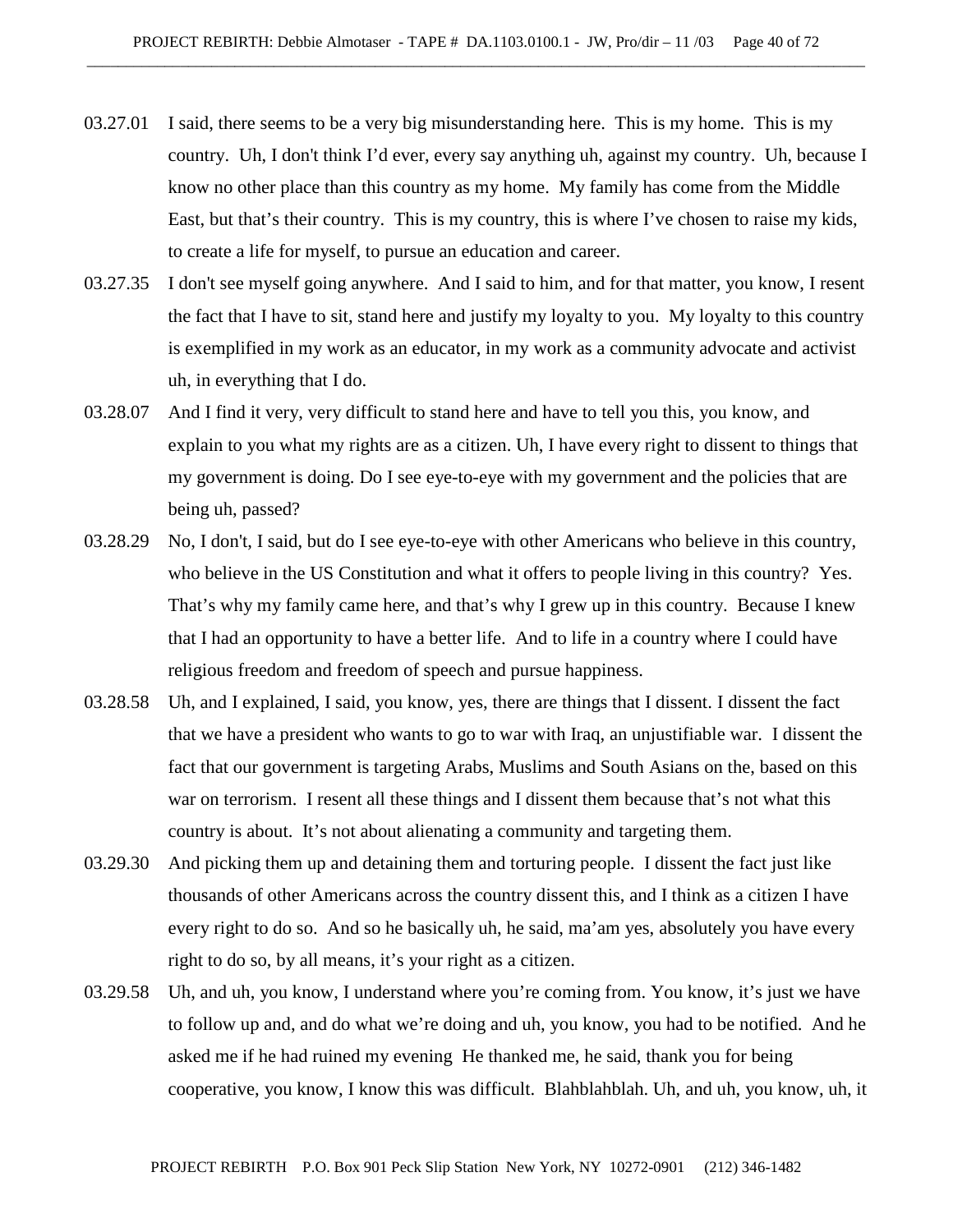03.27.01 I said, there seems to be a very big misunderstanding here. This is my home. This is my country. Uh, I don't think I'd ever, every say anything uh, against my country. Uh, because I know no other place than this country as my home. My family has come from the Middle East, but that's their country. This is my country, this is where I've chosen to raise my kids, to create a life for myself, to pursue an education and career.

03.27.35 I don't see myself going anywhere. And I said to him, and for that matter, you know, I resent the fact that I have to sit, stand here and justify my loyalty to you. My loyalty to this country is exemplified in my work as an educator, in my work as a community advocate and activist uh, in everything that I do.

03.28.07 And I find it very, very difficult to stand here and have to tell you this, you know, and explain to you what my rights are as a citizen. Uh, I have every right to dissent to things that my government is doing. Do I see eye-to-eye with my government and the policies that are being uh, passed?

03.28.29 No, I don't, I said, but do I see eye-to-eye with other Americans who believe in this country, who believe in the US Constitution and what it offers to people living in this country? Yes. That's why my family came here, and that's why I grew up in this country. Because I knew that I had an opportunity to have a better life. And to life in a country where I could have religious freedom and freedom of speech and pursue happiness.

03.28.58 Uh, and I explained, I said, you know, yes, there are things that I dissent. I dissent the fact that we have a president who wants to go to war with Iraq, an unjustifiable war. I dissent the fact that our government is targeting Arabs, Muslims and South Asians on the, based on this war on terrorism. I resent all these things and I dissent them because that's not what this country is about. It's not about alienating a community and targeting them.

03.29.30 And picking them up and detaining them and torturing people. I dissent the fact just like thousands of other Americans across the country dissent this, and I think as a citizen I have every right to do so. And so he basically uh, he said, ma'am yes, absolutely you have every right to do so, by all means, it's your right as a citizen.

03.29.58 Uh, and uh, you know, I understand where you're coming from. You know, it's just we have to follow up and, and do what we're doing and uh, you know, you had to be notified. And he asked me if he had ruined my evening He thanked me, he said, thank you for being cooperative, you know, I know this was difficult. Blahblahblah. Uh, and uh, you know, uh, it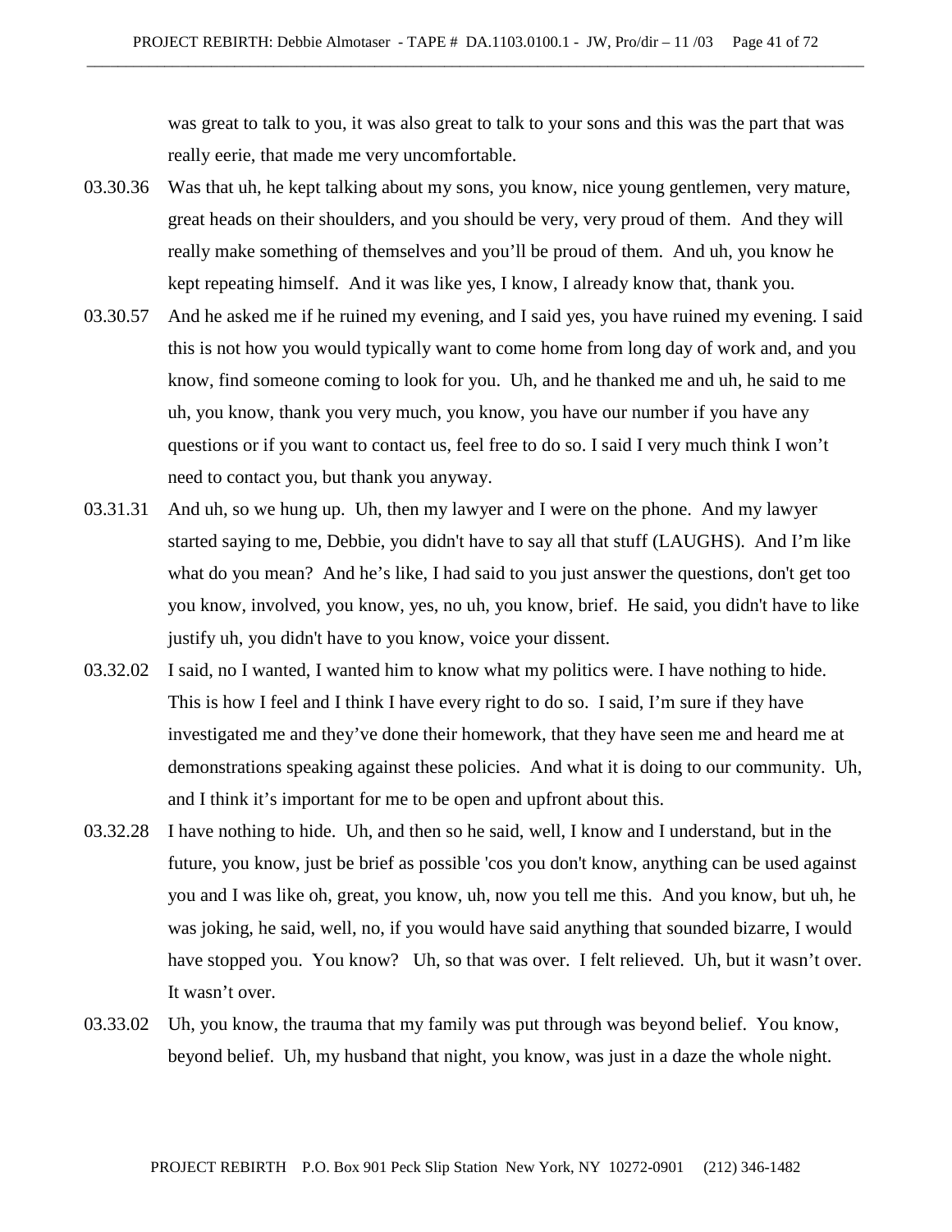was great to talk to you, it was also great to talk to your sons and this was the part that was really eerie, that made me very uncomfortable.

03.30.36 Was that uh, he kept talking about my sons, you know, nice young gentlemen, very mature, great heads on their shoulders, and you should be very, very proud of them. And they will really make something of themselves and you'll be proud of them. And uh, you know he kept repeating himself. And it was like yes, I know, I already know that, thank you.

03.30.57 And he asked me if he ruined my evening, and I said yes, you have ruined my evening. I said this is not how you would typically want to come home from long day of work and, and you know, find someone coming to look for you. Uh, and he thanked me and uh, he said to me uh, you know, thank you very much, you know, you have our number if you have any questions or if you want to contact us, feel free to do so. I said I very much think I won't need to contact you, but thank you anyway.

03.31.31 And uh, so we hung up. Uh, then my lawyer and I were on the phone. And my lawyer started saying to me, Debbie, you didn't have to say all that stuff (LAUGHS). And I'm like what do you mean? And he's like, I had said to you just answer the questions, don't get too you know, involved, you know, yes, no uh, you know, brief. He said, you didn't have to like justify uh, you didn't have to you know, voice your dissent.

03.32.02 I said, no I wanted, I wanted him to know what my politics were. I have nothing to hide. This is how I feel and I think I have every right to do so. I said, I'm sure if they have investigated me and they've done their homework, that they have seen me and heard me at demonstrations speaking against these policies. And what it is doing to our community. Uh, and I think it's important for me to be open and upfront about this.

03.32.28 I have nothing to hide. Uh, and then so he said, well, I know and I understand, but in the future, you know, just be brief as possible 'cos you don't know, anything can be used against you and I was like oh, great, you know, uh, now you tell me this. And you know, but uh, he was joking, he said, well, no, if you would have said anything that sounded bizarre, I would have stopped you. You know? Uh, so that was over. I felt relieved. Uh, but it wasn't over. It wasn't over.

03.33.02 Uh, you know, the trauma that my family was put through was beyond belief. You know, beyond belief. Uh, my husband that night, you know, was just in a daze the whole night.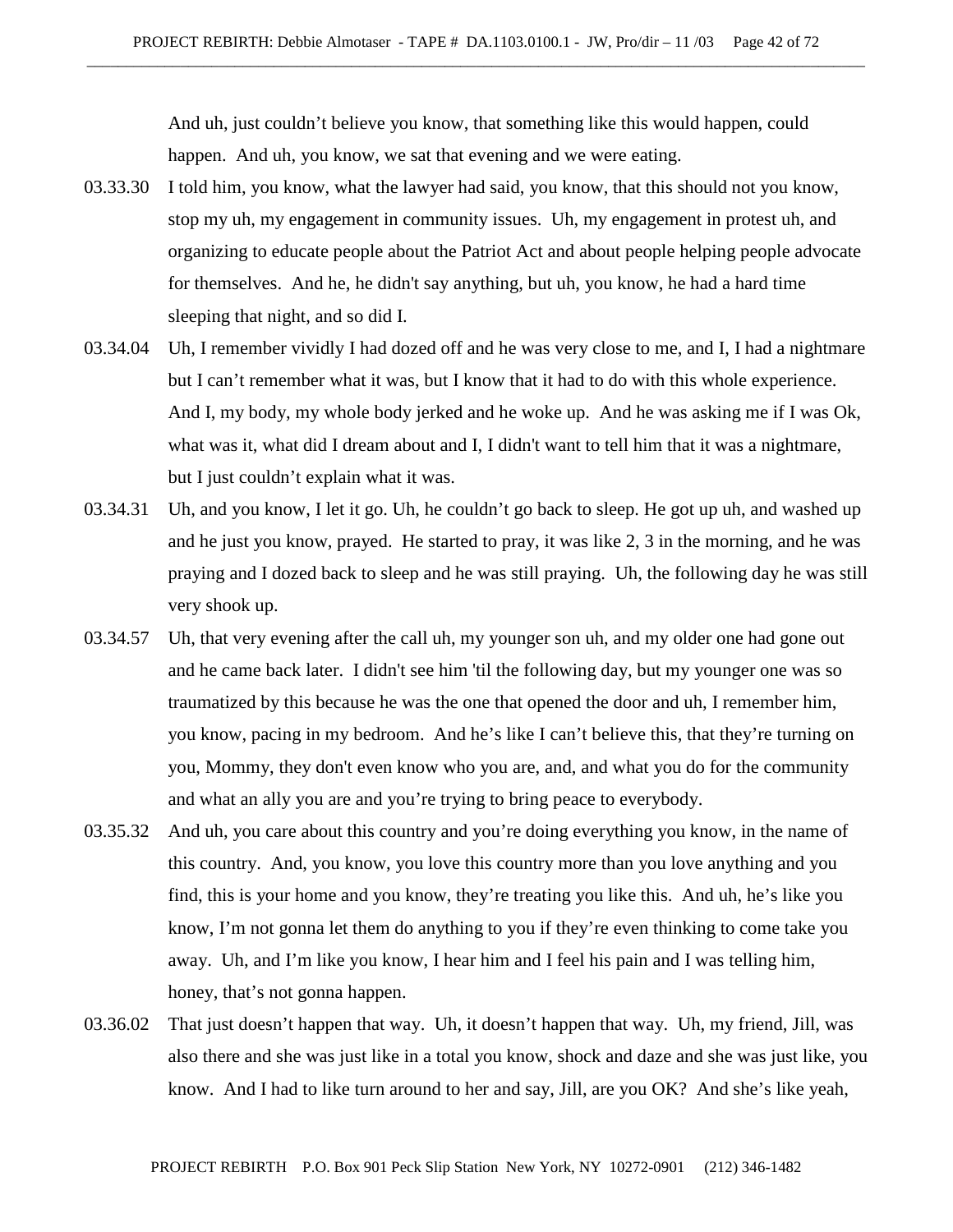And uh, just couldn't believe you know, that something like this would happen, could happen. And uh, you know, we sat that evening and we were eating.

03.33.30 I told him, you know, what the lawyer had said, you know, that this should not you know, stop my uh, my engagement in community issues. Uh, my engagement in protest uh, and organizing to educate people about the Patriot Act and about people helping people advocate for themselves. And he, he didn't say anything, but uh, you know, he had a hard time sleeping that night, and so did I.

03.34.04 Uh, I remember vividly I had dozed off and he was very close to me, and I, I had a nightmare but I can't remember what it was, but I know that it had to do with this whole experience. And I, my body, my whole body jerked and he woke up. And he was asking me if I was Ok, what was it, what did I dream about and I, I didn't want to tell him that it was a nightmare, but I just couldn't explain what it was.

03.34.31 Uh, and you know, I let it go. Uh, he couldn't go back to sleep. He got up uh, and washed up and he just you know, prayed. He started to pray, it was like 2, 3 in the morning, and he was praying and I dozed back to sleep and he was still praying. Uh, the following day he was still very shook up.

03.34.57 Uh, that very evening after the call uh, my younger son uh, and my older one had gone out and he came back later. I didn't see him 'til the following day, but my younger one was so traumatized by this because he was the one that opened the door and uh, I remember him, you know, pacing in my bedroom. And he's like I can't believe this, that they're turning on you, Mommy, they don't even know who you are, and, and what you do for the community and what an ally you are and you're trying to bring peace to everybody.

03.35.32 And uh, you care about this country and you're doing everything you know, in the name of this country. And, you know, you love this country more than you love anything and you find, this is your home and you know, they're treating you like this. And uh, he's like you know, I'm not gonna let them do anything to you if they're even thinking to come take you away. Uh, and I'm like you know, I hear him and I feel his pain and I was telling him, honey, that's not gonna happen.

03.36.02 That just doesn't happen that way. Uh, it doesn't happen that way. Uh, my friend, Jill, was also there and she was just like in a total you know, shock and daze and she was just like, you know. And I had to like turn around to her and say, Jill, are you OK? And she's like yeah,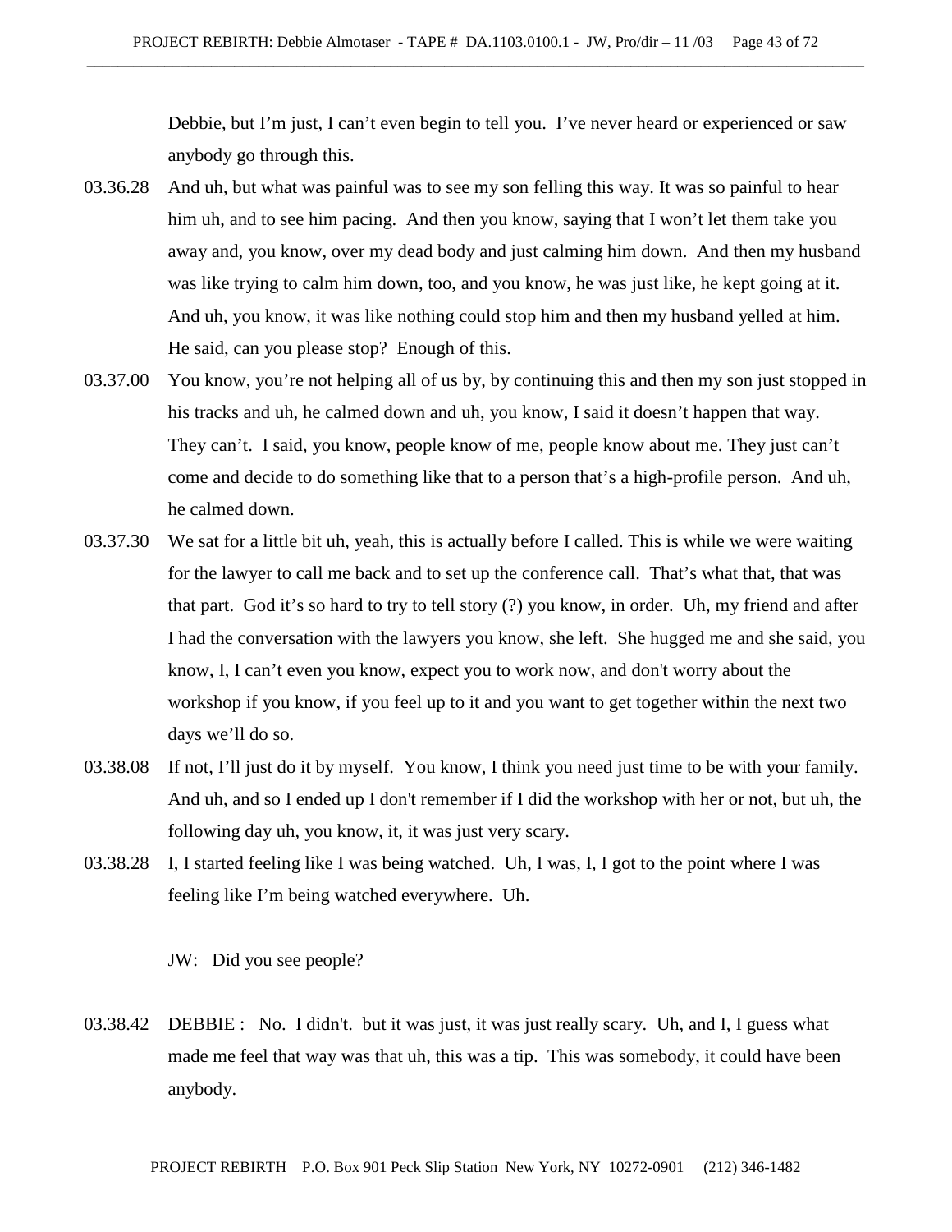Debbie, but I'm just, I can't even begin to tell you. I've never heard or experienced or saw anybody go through this.

03.36.28 And uh, but what was painful was to see my son felling this way. It was so painful to hear him uh, and to see him pacing. And then you know, saying that I won't let them take you away and, you know, over my dead body and just calming him down. And then my husband was like trying to calm him down, too, and you know, he was just like, he kept going at it. And uh, you know, it was like nothing could stop him and then my husband yelled at him. He said, can you please stop? Enough of this.

03.37.00 You know, you're not helping all of us by, by continuing this and then my son just stopped in his tracks and uh, he calmed down and uh, you know, I said it doesn't happen that way. They can't. I said, you know, people know of me, people know about me. They just can't come and decide to do something like that to a person that's a high-profile person. And uh, he calmed down.

03.37.30 We sat for a little bit uh, yeah, this is actually before I called. This is while we were waiting for the lawyer to call me back and to set up the conference call. That's what that, that was that part. God it's so hard to try to tell story (?) you know, in order. Uh, my friend and after I had the conversation with the lawyers you know, she left. She hugged me and she said, you know, I, I can't even you know, expect you to work now, and don't worry about the workshop if you know, if you feel up to it and you want to get together within the next two days we'll do so.

03.38.08 If not, I'll just do it by myself. You know, I think you need just time to be with your family. And uh, and so I ended up I don't remember if I did the workshop with her or not, but uh, the following day uh, you know, it, it was just very scary.

03.38.28 I, I started feeling like I was being watched. Uh, I was, I, I got to the point where I was feeling like I'm being watched everywhere. Uh.

JW: Did you see people?

03.38.42 DEBBIE : No. I didn't. but it was just, it was just really scary. Uh, and I, I guess what made me feel that way was that uh, this was a tip. This was somebody, it could have been anybody.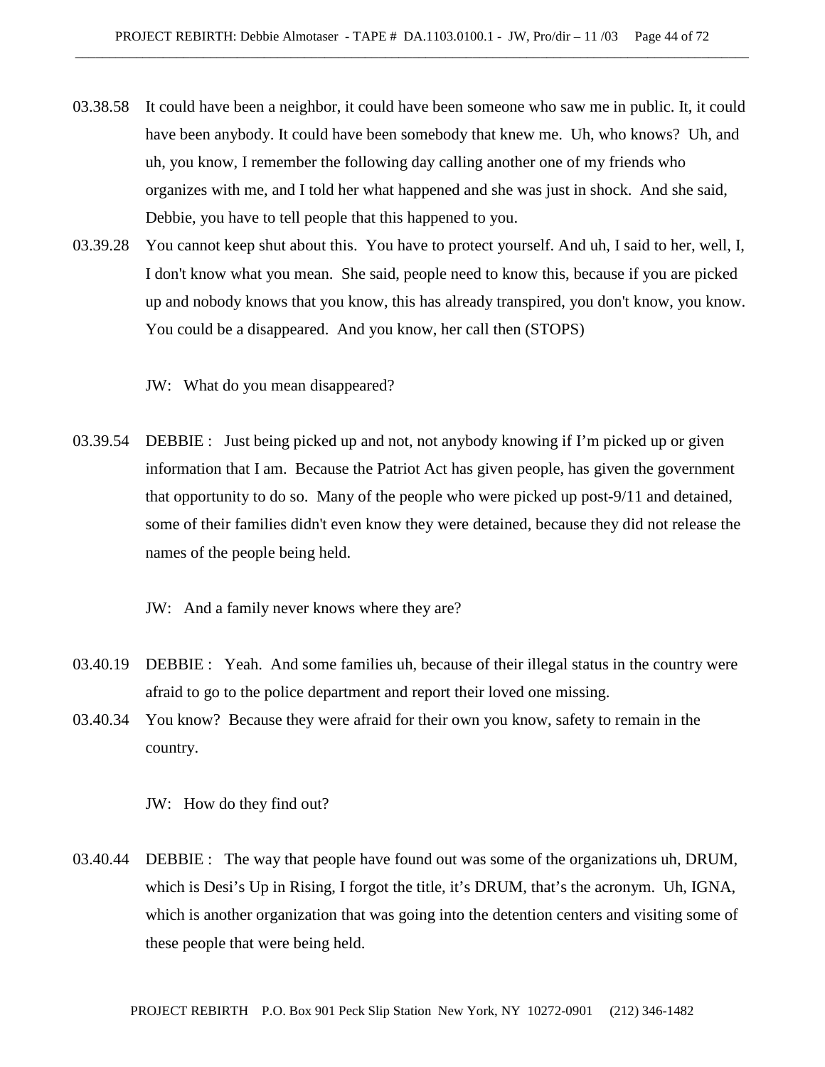03.38.58 It could have been a neighbor, it could have been someone who saw me in public. It, it could have been anybody. It could have been somebody that knew me. Uh, who knows? Uh, and uh, you know, I remember the following day calling another one of my friends who organizes with me, and I told her what happened and she was just in shock. And she said, Debbie, you have to tell people that this happened to you.

03.39.28 You cannot keep shut about this. You have to protect yourself. And uh, I said to her, well, I, I don't know what you mean. She said, people need to know this, because if you are picked up and nobody knows that you know, this has already transpired, you don't know, you know. You could be a disappeared. And you know, her call then (STOPS)

JW: What do you mean disappeared?

03.39.54 DEBBIE : Just being picked up and not, not anybody knowing if I'm picked up or given information that I am. Because the Patriot Act has given people, has given the government that opportunity to do so. Many of the people who were picked up post-9/11 and detained, some of their families didn't even know they were detained, because they did not release the names of the people being held.

JW: And a family never knows where they are?

03.40.19 DEBBIE : Yeah. And some families uh, because of their illegal status in the country were afraid to go to the police department and report their loved one missing.

03.40.34 You know? Because they were afraid for their own you know, safety to remain in the country.

JW: How do they find out?

03.40.44 DEBBIE : The way that people have found out was some of the organizations uh, DRUM, which is Desi's Up in Rising, I forgot the title, it's DRUM, that's the acronym. Uh, IGNA, which is another organization that was going into the detention centers and visiting some of these people that were being held.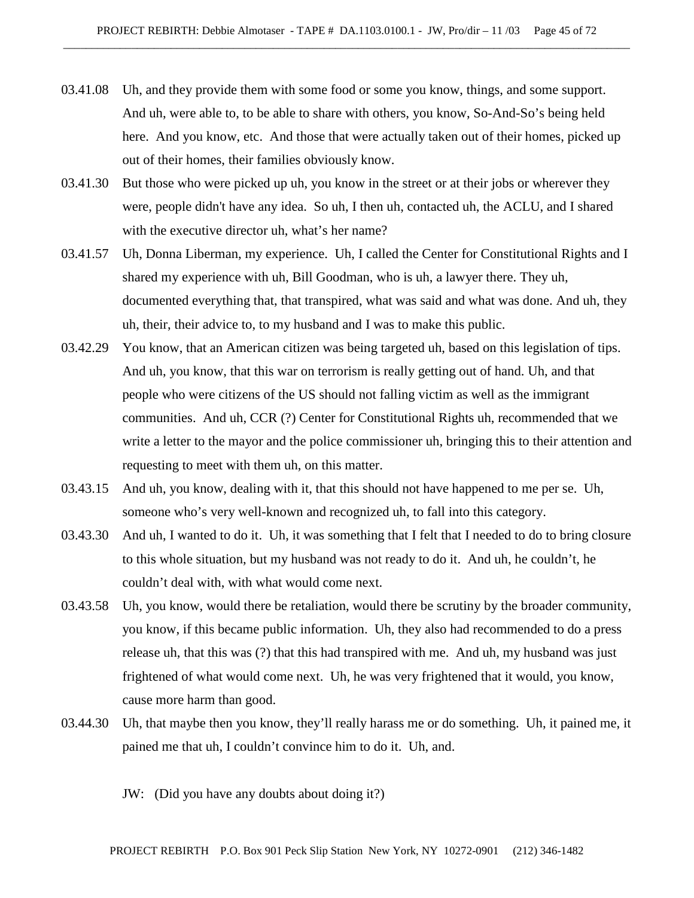03.41.08 Uh, and they provide them with some food or some you know, things, and some support. And uh, were able to, to be able to share with others, you know, So-And-So's being held here. And you know, etc. And those that were actually taken out of their homes, picked up out of their homes, their families obviously know.

03.41.30 But those who were picked up uh, you know in the street or at their jobs or wherever they were, people didn't have any idea. So uh, I then uh, contacted uh, the ACLU, and I shared with the executive director uh, what's her name?

03.41.57 Uh, Donna Liberman, my experience. Uh, I called the Center for Constitutional Rights and I shared my experience with uh, Bill Goodman, who is uh, a lawyer there. They uh, documented everything that, that transpired, what was said and what was done. And uh, they uh, their, their advice to, to my husband and I was to make this public.

03.42.29 You know, that an American citizen was being targeted uh, based on this legislation of tips. And uh, you know, that this war on terrorism is really getting out of hand. Uh, and that people who were citizens of the US should not falling victim as well as the immigrant communities. And uh, CCR (?) Center for Constitutional Rights uh, recommended that we write a letter to the mayor and the police commissioner uh, bringing this to their attention and requesting to meet with them uh, on this matter.

03.43.15 And uh, you know, dealing with it, that this should not have happened to me per se. Uh, someone who's very well-known and recognized uh, to fall into this category.

03.43.30 And uh, I wanted to do it. Uh, it was something that I felt that I needed to do to bring closure to this whole situation, but my husband was not ready to do it. And uh, he couldn't, he couldn't deal with, with what would come next.

03.43.58 Uh, you know, would there be retaliation, would there be scrutiny by the broader community, you know, if this became public information. Uh, they also had recommended to do a press release uh, that this was (?) that this had transpired with me. And uh, my husband was just frightened of what would come next. Uh, he was very frightened that it would, you know, cause more harm than good.

03.44.30 Uh, that maybe then you know, they'll really harass me or do something. Uh, it pained me, it pained me that uh, I couldn't convince him to do it. Uh, and.

JW: (Did you have any doubts about doing it?)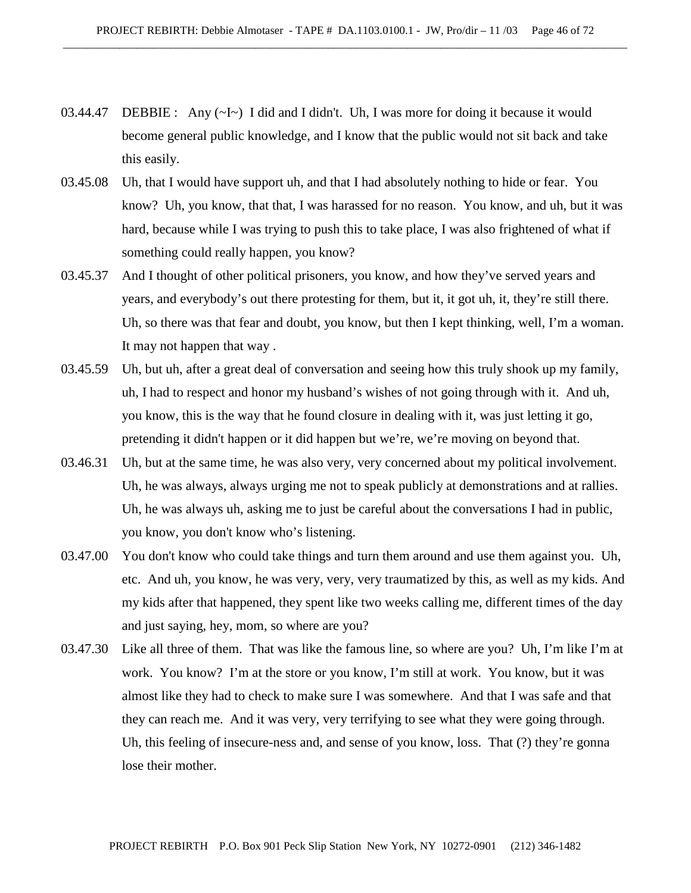03.44.47 DEBBIE : Any (~I~) I did and I didn't. Uh, I was more for doing it because it would become general public knowledge, and I know that the public would not sit back and take this easily.

03.45.08 Uh, that I would have support uh, and that I had absolutely nothing to hide or fear. You know? Uh, you know, that that, I was harassed for no reason. You know, and uh, but it was hard, because while I was trying to push this to take place, I was also frightened of what if something could really happen, you know?

03.45.37 And I thought of other political prisoners, you know, and how they've served years and years, and everybody's out there protesting for them, but it, it got uh, it, they're still there. Uh, so there was that fear and doubt, you know, but then I kept thinking, well, I'm a woman. It may not happen that way .

03.45.59 Uh, but uh, after a great deal of conversation and seeing how this truly shook up my family, uh, I had to respect and honor my husband's wishes of not going through with it. And uh, you know, this is the way that he found closure in dealing with it, was just letting it go, pretending it didn't happen or it did happen but we're, we're moving on beyond that.

03.46.31 Uh, but at the same time, he was also very, very concerned about my political involvement. Uh, he was always, always urging me not to speak publicly at demonstrations and at rallies. Uh, he was always uh, asking me to just be careful about the conversations I had in public, you know, you don't know who's listening.

03.47.00 You don't know who could take things and turn them around and use them against you. Uh, etc. And uh, you know, he was very, very, very traumatized by this, as well as my kids. And my kids after that happened, they spent like two weeks calling me, different times of the day and just saying, hey, mom, so where are you?

03.47.30 Like all three of them. That was like the famous line, so where are you? Uh, I'm like I'm at work. You know? I'm at the store or you know, I'm still at work. You know, but it was almost like they had to check to make sure I was somewhere. And that I was safe and that they can reach me. And it was very, very terrifying to see what they were going through. Uh, this feeling of insecure-ness and, and sense of you know, loss. That (?) they're gonna lose their mother.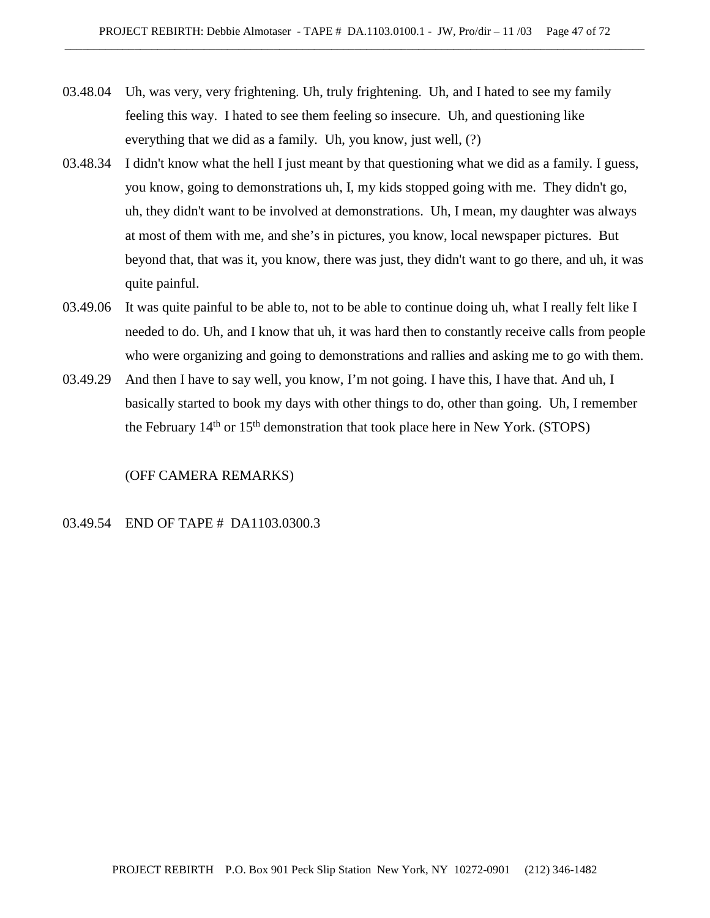03.48.04 Uh, was very, very frightening. Uh, truly frightening. Uh, and I hated to see my family feeling this way. I hated to see them feeling so insecure. Uh, and questioning like everything that we did as a family. Uh, you know, just well, (?)

03.48.34 I didn't know what the hell I just meant by that questioning what we did as a family. I guess, you know, going to demonstrations uh, I, my kids stopped going with me. They didn't go, uh, they didn't want to be involved at demonstrations. Uh, I mean, my daughter was always at most of them with me, and she's in pictures, you know, local newspaper pictures. But beyond that, that was it, you know, there was just, they didn't want to go there, and uh, it was quite painful.

03.49.06 It was quite painful to be able to, not to be able to continue doing uh, what I really felt like I needed to do. Uh, and I know that uh, it was hard then to constantly receive calls from people who were organizing and going to demonstrations and rallies and asking me to go with them.

03.49.29 And then I have to say well, you know, I'm not going. I have this, I have that. And uh, I basically started to book my days with other things to do, other than going. Uh, I remember the February 14th or 15th demonstration that took place here in New York. (STOPS)

(OFF CAMERA REMARKS)

03.49.54 END OF TAPE # DA1103.0300.3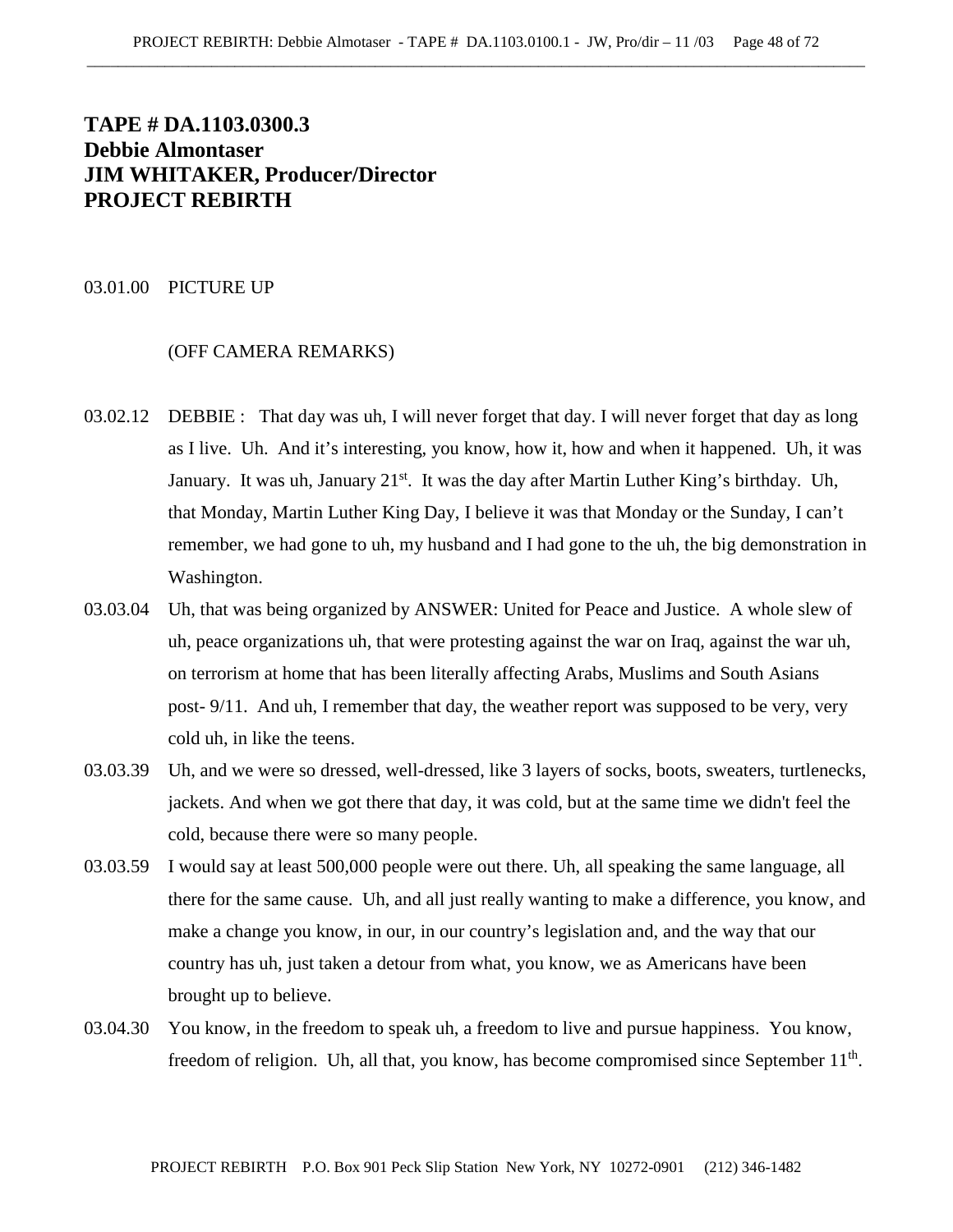**TAPE # DA.1103.0300.3**
**Debbie Almontaser**
**JIM WHITAKER, Producer/Director**
**PROJECT REBIRTH**

03.01.00 PICTURE UP

(OFF CAMERA REMARKS)

03.02.12 DEBBIE : That day was uh, I will never forget that day. I will never forget that day as long as I live. Uh. And it's interesting, you know, how it, how and when it happened. Uh, it was January. It was uh, January 21st. It was the day after Martin Luther King's birthday. Uh, that Monday, Martin Luther King Day, I believe it was that Monday or the Sunday, I can't remember, we had gone to uh, my husband and I had gone to the uh, the big demonstration in Washington.

03.03.04 Uh, that was being organized by ANSWER: United for Peace and Justice. A whole slew of uh, peace organizations uh, that were protesting against the war on Iraq, against the war uh, on terrorism at home that has been literally affecting Arabs, Muslims and South Asians post- 9/11. And uh, I remember that day, the weather report was supposed to be very, very cold uh, in like the teens.

03.03.39 Uh, and we were so dressed, well-dressed, like 3 layers of socks, boots, sweaters, turtlenecks, jackets. And when we got there that day, it was cold, but at the same time we didn't feel the cold, because there were so many people.

03.03.59 I would say at least 500,000 people were out there. Uh, all speaking the same language, all there for the same cause. Uh, and all just really wanting to make a difference, you know, and make a change you know, in our, in our country's legislation and, and the way that our country has uh, just taken a detour from what, you know, we as Americans have been brought up to believe.

03.04.30 You know, in the freedom to speak uh, a freedom to live and pursue happiness. You know, freedom of religion. Uh, all that, you know, has become compromised since September 11th.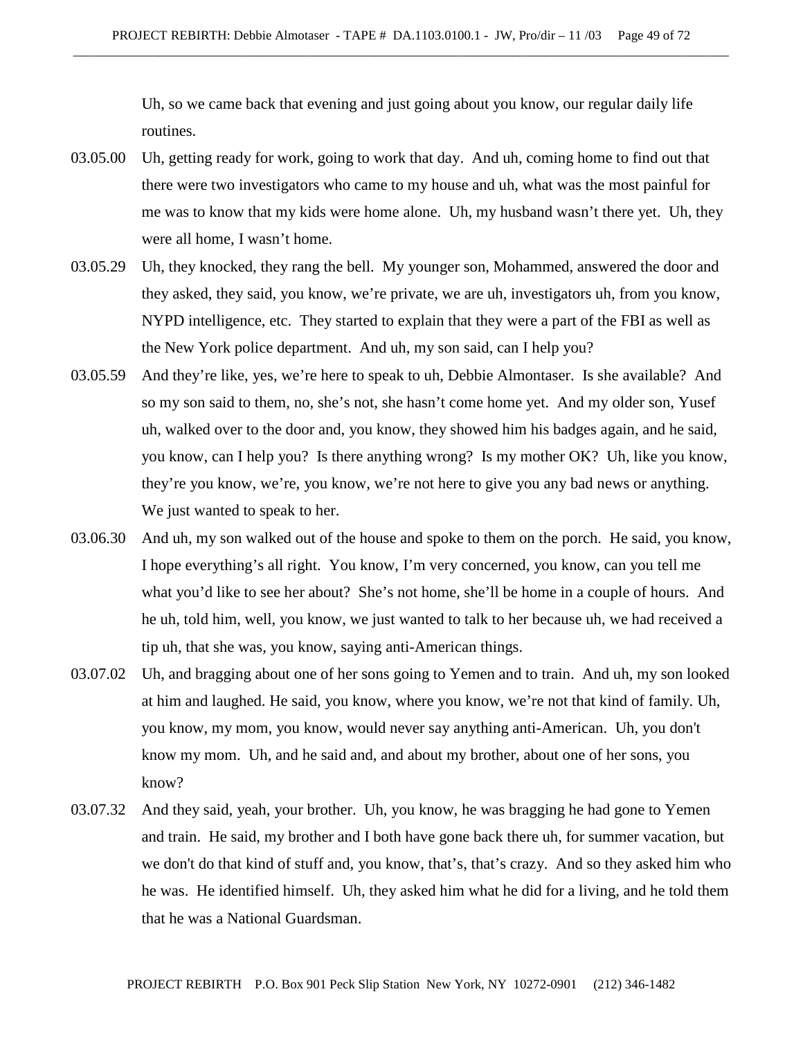Uh, so we came back that evening and just going about you know, our regular daily life routines.

03.05.00 Uh, getting ready for work, going to work that day. And uh, coming home to find out that there were two investigators who came to my house and uh, what was the most painful for me was to know that my kids were home alone. Uh, my husband wasn't there yet. Uh, they were all home, I wasn't home.

03.05.29 Uh, they knocked, they rang the bell. My younger son, Mohammed, answered the door and they asked, they said, you know, we're private, we are uh, investigators uh, from you know, NYPD intelligence, etc. They started to explain that they were a part of the FBI as well as the New York police department. And uh, my son said, can I help you?

03.05.59 And they're like, yes, we're here to speak to uh, Debbie Almontaser. Is she available? And so my son said to them, no, she's not, she hasn't come home yet. And my older son, Yusef uh, walked over to the door and, you know, they showed him his badges again, and he said, you know, can I help you? Is there anything wrong? Is my mother OK? Uh, like you know, they're you know, we're, you know, we're not here to give you any bad news or anything. We just wanted to speak to her.

03.06.30 And uh, my son walked out of the house and spoke to them on the porch. He said, you know, I hope everything's all right. You know, I'm very concerned, you know, can you tell me what you'd like to see her about? She's not home, she'll be home in a couple of hours. And he uh, told him, well, you know, we just wanted to talk to her because uh, we had received a tip uh, that she was, you know, saying anti-American things.

03.07.02 Uh, and bragging about one of her sons going to Yemen and to train. And uh, my son looked at him and laughed. He said, you know, where you know, we're not that kind of family. Uh, you know, my mom, you know, would never say anything anti-American. Uh, you don't know my mom. Uh, and he said and, and about my brother, about one of her sons, you know?

03.07.32 And they said, yeah, your brother. Uh, you know, he was bragging he had gone to Yemen and train. He said, my brother and I both have gone back there uh, for summer vacation, but we don't do that kind of stuff and, you know, that's, that's crazy. And so they asked him who he was. He identified himself. Uh, they asked him what he did for a living, and he told them that he was a National Guardsman.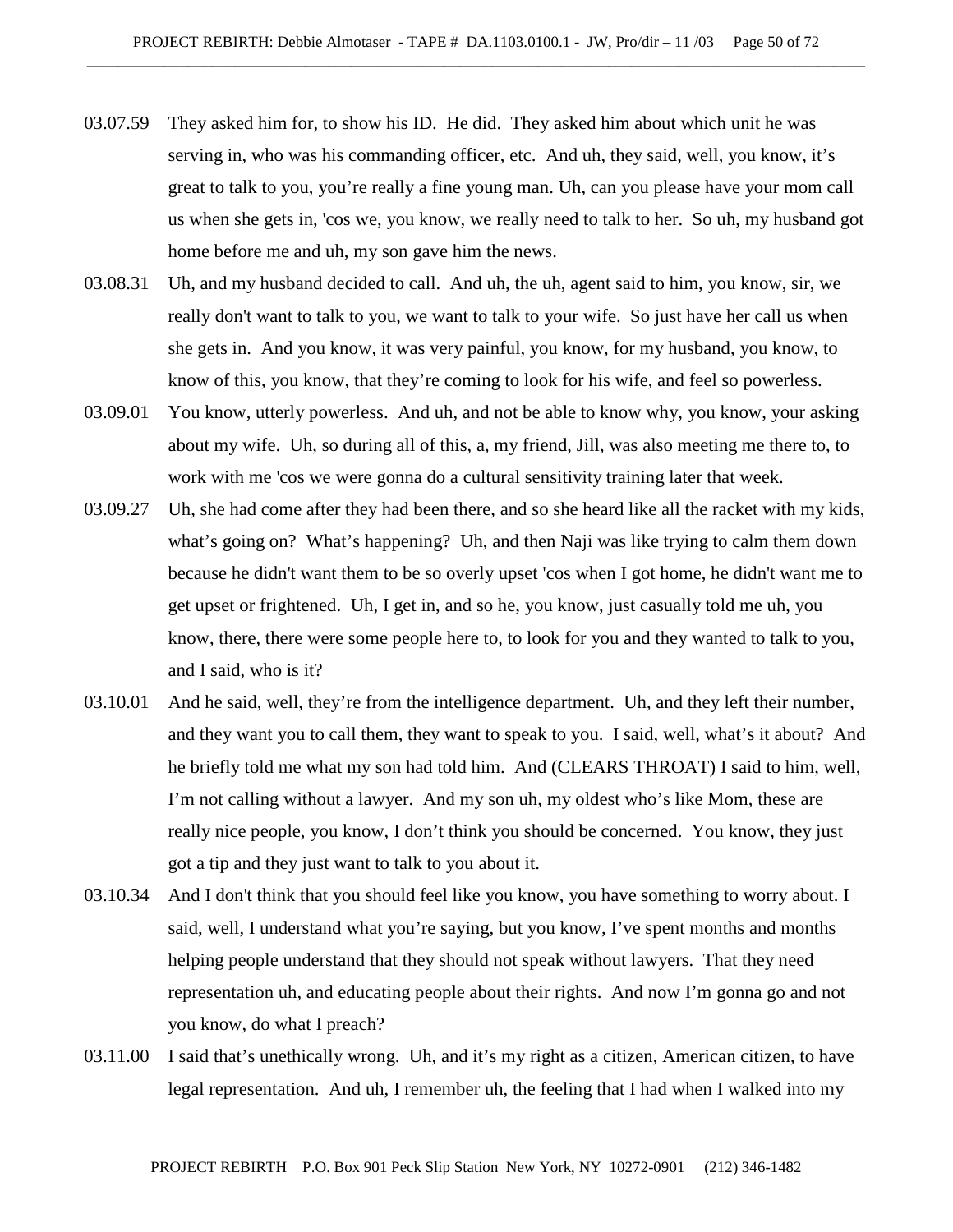03.07.59 They asked him for, to show his ID. He did. They asked him about which unit he was serving in, who was his commanding officer, etc. And uh, they said, well, you know, it's great to talk to you, you're really a fine young man. Uh, can you please have your mom call us when she gets in, 'cos we, you know, we really need to talk to her. So uh, my husband got home before me and uh, my son gave him the news.

03.08.31 Uh, and my husband decided to call. And uh, the uh, agent said to him, you know, sir, we really don't want to talk to you, we want to talk to your wife. So just have her call us when she gets in. And you know, it was very painful, you know, for my husband, you know, to know of this, you know, that they're coming to look for his wife, and feel so powerless.

03.09.01 You know, utterly powerless. And uh, and not be able to know why, you know, your asking about my wife. Uh, so during all of this, a, my friend, Jill, was also meeting me there to, to work with me 'cos we were gonna do a cultural sensitivity training later that week.

03.09.27 Uh, she had come after they had been there, and so she heard like all the racket with my kids, what's going on? What's happening? Uh, and then Naji was like trying to calm them down because he didn't want them to be so overly upset 'cos when I got home, he didn't want me to get upset or frightened. Uh, I get in, and so he, you know, just casually told me uh, you know, there, there were some people here to, to look for you and they wanted to talk to you, and I said, who is it?

03.10.01 And he said, well, they're from the intelligence department. Uh, and they left their number, and they want you to call them, they want to speak to you. I said, well, what's it about? And he briefly told me what my son had told him. And (CLEARS THROAT) I said to him, well, I'm not calling without a lawyer. And my son uh, my oldest who's like Mom, these are really nice people, you know, I don't think you should be concerned. You know, they just got a tip and they just want to talk to you about it.

03.10.34 And I don't think that you should feel like you know, you have something to worry about. I said, well, I understand what you're saying, but you know, I've spent months and months helping people understand that they should not speak without lawyers. That they need representation uh, and educating people about their rights. And now I'm gonna go and not you know, do what I preach?

03.11.00 I said that's unethically wrong. Uh, and it's my right as a citizen, American citizen, to have legal representation. And uh, I remember uh, the feeling that I had when I walked into my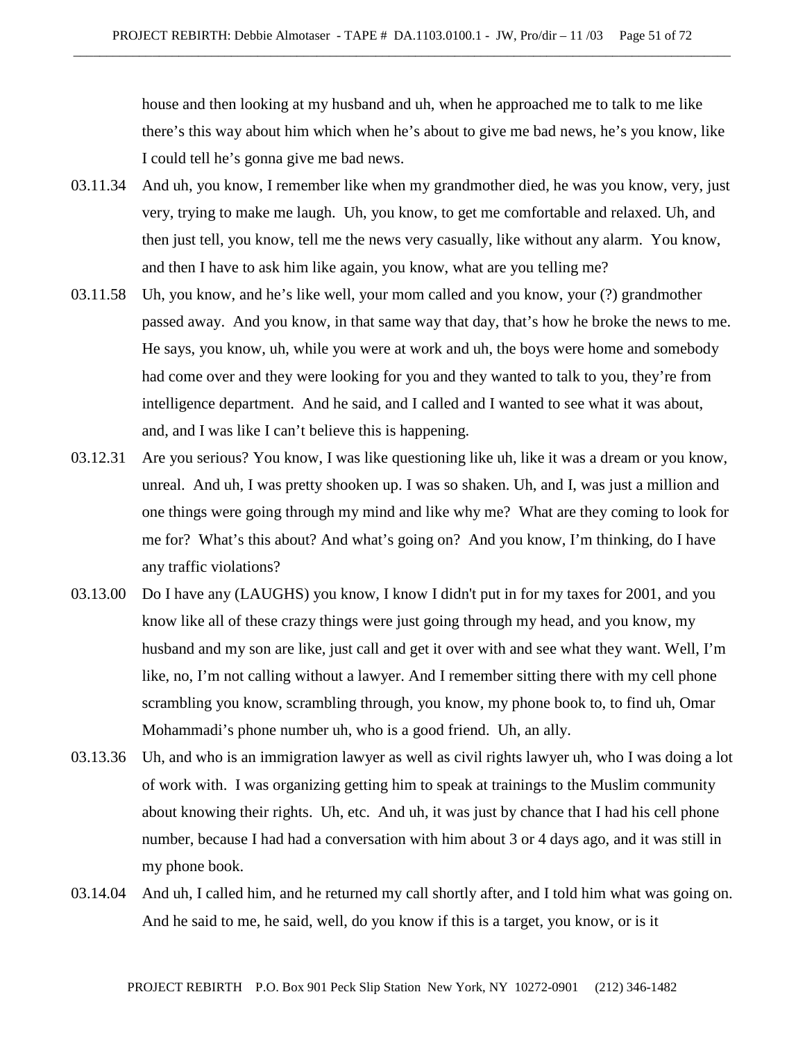house and then looking at my husband and uh, when he approached me to talk to me like there's this way about him which when he's about to give me bad news, he's you know, like I could tell he's gonna give me bad news.

03.11.34 And uh, you know, I remember like when my grandmother died, he was you know, very, just very, trying to make me laugh. Uh, you know, to get me comfortable and relaxed. Uh, and then just tell, you know, tell me the news very casually, like without any alarm. You know, and then I have to ask him like again, you know, what are you telling me?

03.11.58 Uh, you know, and he's like well, your mom called and you know, your (?) grandmother passed away. And you know, in that same way that day, that's how he broke the news to me. He says, you know, uh, while you were at work and uh, the boys were home and somebody had come over and they were looking for you and they wanted to talk to you, they're from intelligence department. And he said, and I called and I wanted to see what it was about, and, and I was like I can't believe this is happening.

03.12.31 Are you serious? You know, I was like questioning like uh, like it was a dream or you know, unreal. And uh, I was pretty shooken up. I was so shaken. Uh, and I, was just a million and one things were going through my mind and like why me? What are they coming to look for me for? What's this about? And what's going on? And you know, I'm thinking, do I have any traffic violations?

03.13.00 Do I have any (LAUGHS) you know, I know I didn't put in for my taxes for 2001, and you know like all of these crazy things were just going through my head, and you know, my husband and my son are like, just call and get it over with and see what they want. Well, I'm like, no, I'm not calling without a lawyer. And I remember sitting there with my cell phone scrambling you know, scrambling through, you know, my phone book to, to find uh, Omar Mohammadi's phone number uh, who is a good friend. Uh, an ally.

03.13.36 Uh, and who is an immigration lawyer as well as civil rights lawyer uh, who I was doing a lot of work with. I was organizing getting him to speak at trainings to the Muslim community about knowing their rights. Uh, etc. And uh, it was just by chance that I had his cell phone number, because I had had a conversation with him about 3 or 4 days ago, and it was still in my phone book.

03.14.04 And uh, I called him, and he returned my call shortly after, and I told him what was going on. And he said to me, he said, well, do you know if this is a target, you know, or is it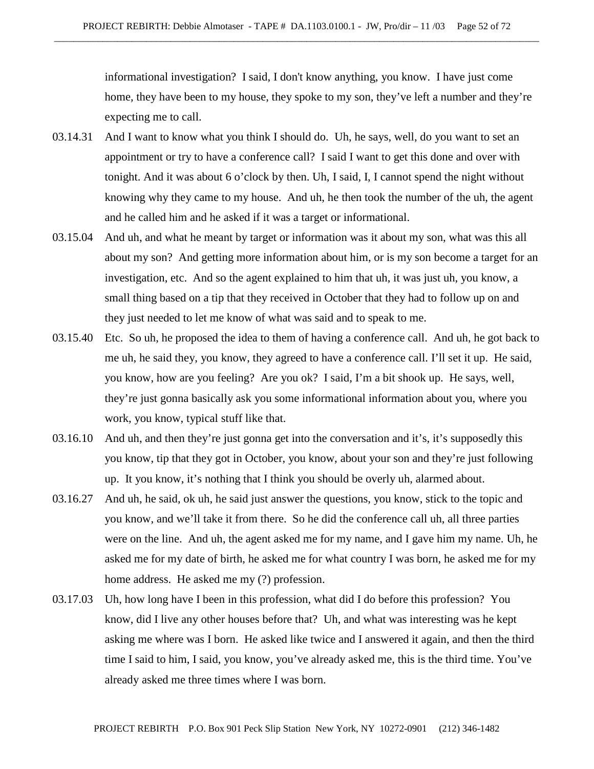informational investigation? I said, I don't know anything, you know. I have just come home, they have been to my house, they spoke to my son, they've left a number and they're expecting me to call.

03.14.31 And I want to know what you think I should do. Uh, he says, well, do you want to set an appointment or try to have a conference call? I said I want to get this done and over with tonight. And it was about 6 o'clock by then. Uh, I said, I, I cannot spend the night without knowing why they came to my house. And uh, he then took the number of the uh, the agent and he called him and he asked if it was a target or informational.

03.15.04 And uh, and what he meant by target or information was it about my son, what was this all about my son? And getting more information about him, or is my son become a target for an investigation, etc. And so the agent explained to him that uh, it was just uh, you know, a small thing based on a tip that they received in October that they had to follow up on and they just needed to let me know of what was said and to speak to me.

03.15.40 Etc. So uh, he proposed the idea to them of having a conference call. And uh, he got back to me uh, he said they, you know, they agreed to have a conference call. I'll set it up. He said, you know, how are you feeling? Are you ok? I said, I'm a bit shook up. He says, well, they're just gonna basically ask you some informational information about you, where you work, you know, typical stuff like that.

03.16.10 And uh, and then they're just gonna get into the conversation and it's, it's supposedly this you know, tip that they got in October, you know, about your son and they're just following up. It you know, it's nothing that I think you should be overly uh, alarmed about.

03.16.27 And uh, he said, ok uh, he said just answer the questions, you know, stick to the topic and you know, and we'll take it from there. So he did the conference call uh, all three parties were on the line. And uh, the agent asked me for my name, and I gave him my name. Uh, he asked me for my date of birth, he asked me for what country I was born, he asked me for my home address. He asked me my (?) profession.

03.17.03 Uh, how long have I been in this profession, what did I do before this profession? You know, did I live any other houses before that? Uh, and what was interesting was he kept asking me where was I born. He asked like twice and I answered it again, and then the third time I said to him, I said, you know, you've already asked me, this is the third time. You've already asked me three times where I was born.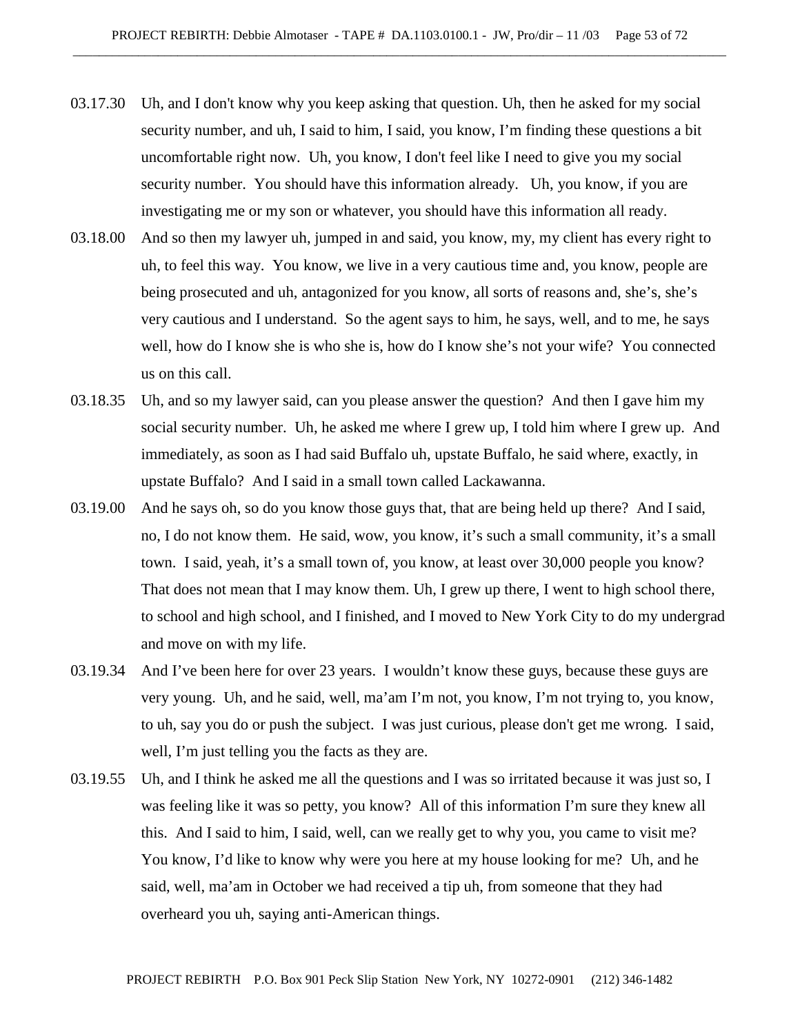03.17.30 Uh, and I don't know why you keep asking that question. Uh, then he asked for my social security number, and uh, I said to him, I said, you know, I'm finding these questions a bit uncomfortable right now. Uh, you know, I don't feel like I need to give you my social security number. You should have this information already. Uh, you know, if you are investigating me or my son or whatever, you should have this information all ready.

03.18.00 And so then my lawyer uh, jumped in and said, you know, my, my client has every right to uh, to feel this way. You know, we live in a very cautious time and, you know, people are being prosecuted and uh, antagonized for you know, all sorts of reasons and, she's, she's very cautious and I understand. So the agent says to him, he says, well, and to me, he says well, how do I know she is who she is, how do I know she's not your wife? You connected us on this call.

03.18.35 Uh, and so my lawyer said, can you please answer the question? And then I gave him my social security number. Uh, he asked me where I grew up, I told him where I grew up. And immediately, as soon as I had said Buffalo uh, upstate Buffalo, he said where, exactly, in upstate Buffalo? And I said in a small town called Lackawanna.

03.19.00 And he says oh, so do you know those guys that, that are being held up there? And I said, no, I do not know them. He said, wow, you know, it's such a small community, it's a small town. I said, yeah, it's a small town of, you know, at least over 30,000 people you know? That does not mean that I may know them. Uh, I grew up there, I went to high school there, to school and high school, and I finished, and I moved to New York City to do my undergrad and move on with my life.

03.19.34 And I've been here for over 23 years. I wouldn't know these guys, because these guys are very young. Uh, and he said, well, ma'am I'm not, you know, I'm not trying to, you know, to uh, say you do or push the subject. I was just curious, please don't get me wrong. I said, well, I'm just telling you the facts as they are.

03.19.55 Uh, and I think he asked me all the questions and I was so irritated because it was just so, I was feeling like it was so petty, you know? All of this information I'm sure they knew all this. And I said to him, I said, well, can we really get to why you, you came to visit me? You know, I'd like to know why were you here at my house looking for me? Uh, and he said, well, ma'am in October we had received a tip uh, from someone that they had overheard you uh, saying anti-American things.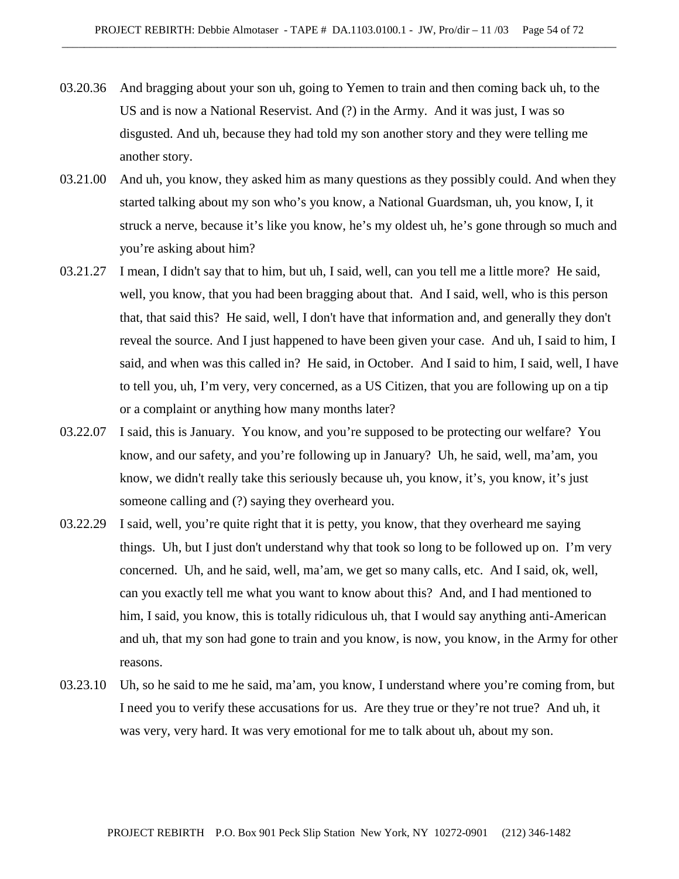03.20.36 And bragging about your son uh, going to Yemen to train and then coming back uh, to the US and is now a National Reservist. And (?) in the Army. And it was just, I was so disgusted. And uh, because they had told my son another story and they were telling me another story.

03.21.00 And uh, you know, they asked him as many questions as they possibly could. And when they started talking about my son who's you know, a National Guardsman, uh, you know, I, it struck a nerve, because it's like you know, he's my oldest uh, he's gone through so much and you're asking about him?

03.21.27 I mean, I didn't say that to him, but uh, I said, well, can you tell me a little more? He said, well, you know, that you had been bragging about that. And I said, well, who is this person that, that said this? He said, well, I don't have that information and, and generally they don't reveal the source. And I just happened to have been given your case. And uh, I said to him, I said, and when was this called in? He said, in October. And I said to him, I said, well, I have to tell you, uh, I'm very, very concerned, as a US Citizen, that you are following up on a tip or a complaint or anything how many months later?

03.22.07 I said, this is January. You know, and you're supposed to be protecting our welfare? You know, and our safety, and you're following up in January? Uh, he said, well, ma'am, you know, we didn't really take this seriously because uh, you know, it's, you know, it's just someone calling and (?) saying they overheard you.

03.22.29 I said, well, you're quite right that it is petty, you know, that they overheard me saying things. Uh, but I just don't understand why that took so long to be followed up on. I'm very concerned. Uh, and he said, well, ma'am, we get so many calls, etc. And I said, ok, well, can you exactly tell me what you want to know about this? And, and I had mentioned to him, I said, you know, this is totally ridiculous uh, that I would say anything anti-American and uh, that my son had gone to train and you know, is now, you know, in the Army for other reasons.

03.23.10 Uh, so he said to me he said, ma'am, you know, I understand where you're coming from, but I need you to verify these accusations for us. Are they true or they're not true? And uh, it was very, very hard. It was very emotional for me to talk about uh, about my son.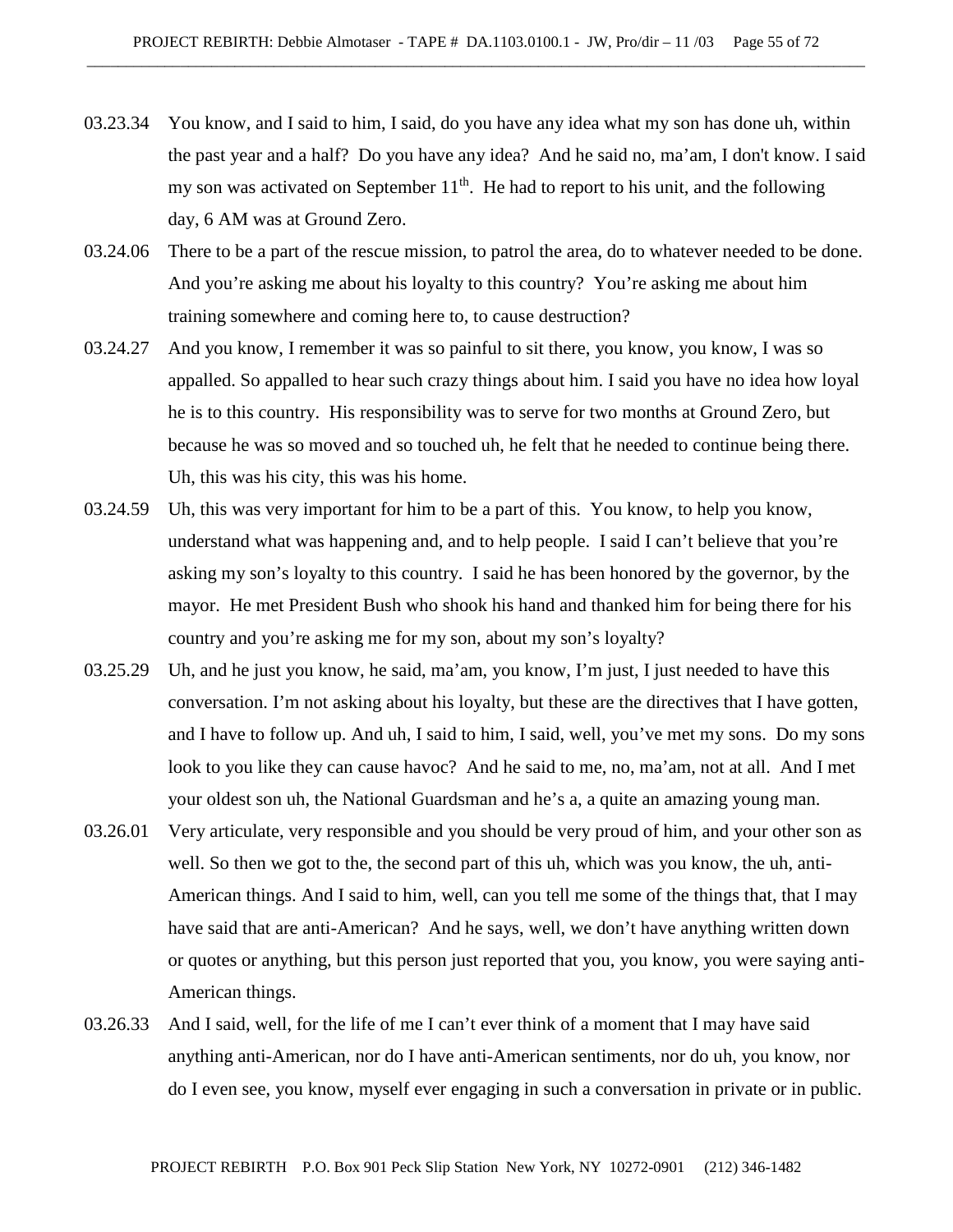03.23.34 You know, and I said to him, I said, do you have any idea what my son has done uh, within the past year and a half? Do you have any idea? And he said no, ma'am, I don't know. I said my son was activated on September 11th. He had to report to his unit, and the following day, 6 AM was at Ground Zero.

03.24.06 There to be a part of the rescue mission, to patrol the area, do to whatever needed to be done. And you're asking me about his loyalty to this country? You're asking me about him training somewhere and coming here to, to cause destruction?

03.24.27 And you know, I remember it was so painful to sit there, you know, you know, I was so appalled. So appalled to hear such crazy things about him. I said you have no idea how loyal he is to this country. His responsibility was to serve for two months at Ground Zero, but because he was so moved and so touched uh, he felt that he needed to continue being there. Uh, this was his city, this was his home.

03.24.59 Uh, this was very important for him to be a part of this. You know, to help you know, understand what was happening and, and to help people. I said I can't believe that you're asking my son's loyalty to this country. I said he has been honored by the governor, by the mayor. He met President Bush who shook his hand and thanked him for being there for his country and you're asking me for my son, about my son's loyalty?

03.25.29 Uh, and he just you know, he said, ma'am, you know, I'm just, I just needed to have this conversation. I'm not asking about his loyalty, but these are the directives that I have gotten, and I have to follow up. And uh, I said to him, I said, well, you've met my sons. Do my sons look to you like they can cause havoc? And he said to me, no, ma'am, not at all. And I met your oldest son uh, the National Guardsman and he's a, a quite an amazing young man.

03.26.01 Very articulate, very responsible and you should be very proud of him, and your other son as well. So then we got to the, the second part of this uh, which was you know, the uh, anti-American things. And I said to him, well, can you tell me some of the things that, that I may have said that are anti-American? And he says, well, we don't have anything written down or quotes or anything, but this person just reported that you, you know, you were saying anti-American things.

03.26.33 And I said, well, for the life of me I can't ever think of a moment that I may have said anything anti-American, nor do I have anti-American sentiments, nor do uh, you know, nor do I even see, you know, myself ever engaging in such a conversation in private or in public.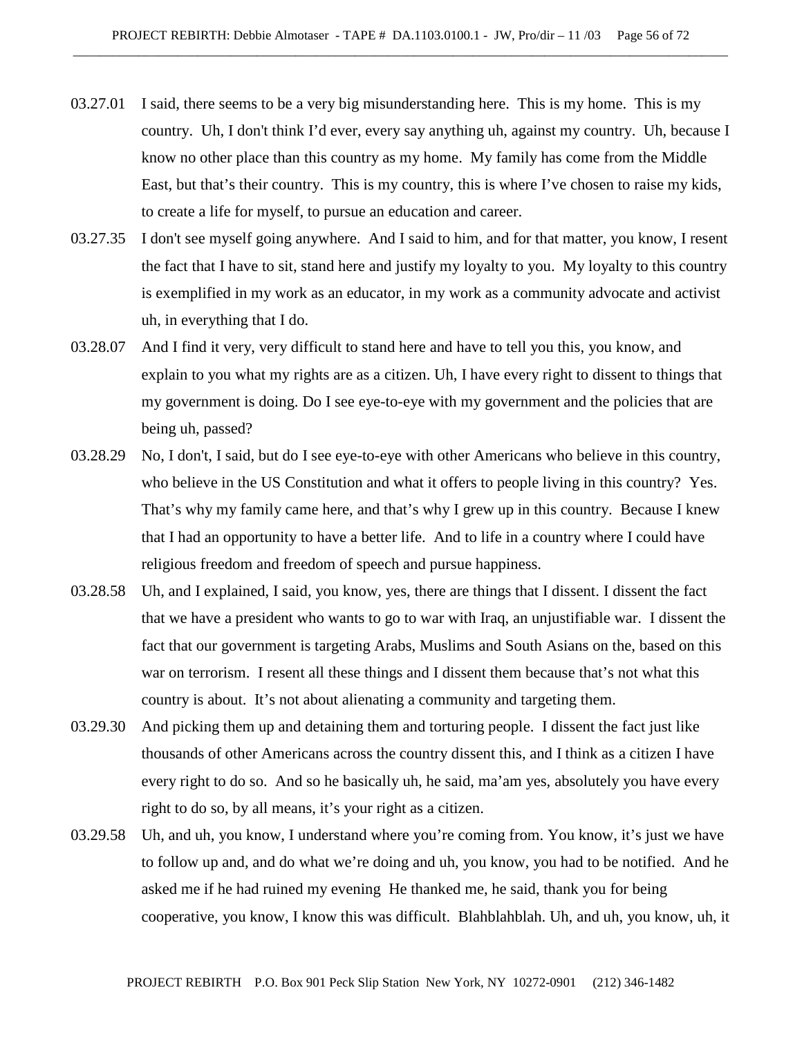03.27.01 I said, there seems to be a very big misunderstanding here. This is my home. This is my country. Uh, I don't think I'd ever, every say anything uh, against my country. Uh, because I know no other place than this country as my home. My family has come from the Middle East, but that's their country. This is my country, this is where I've chosen to raise my kids, to create a life for myself, to pursue an education and career.

03.27.35 I don't see myself going anywhere. And I said to him, and for that matter, you know, I resent the fact that I have to sit, stand here and justify my loyalty to you. My loyalty to this country is exemplified in my work as an educator, in my work as a community advocate and activist uh, in everything that I do.

03.28.07 And I find it very, very difficult to stand here and have to tell you this, you know, and explain to you what my rights are as a citizen. Uh, I have every right to dissent to things that my government is doing. Do I see eye-to-eye with my government and the policies that are being uh, passed?

03.28.29 No, I don't, I said, but do I see eye-to-eye with other Americans who believe in this country, who believe in the US Constitution and what it offers to people living in this country? Yes. That's why my family came here, and that's why I grew up in this country. Because I knew that I had an opportunity to have a better life. And to life in a country where I could have religious freedom and freedom of speech and pursue happiness.

03.28.58 Uh, and I explained, I said, you know, yes, there are things that I dissent. I dissent the fact that we have a president who wants to go to war with Iraq, an unjustifiable war. I dissent the fact that our government is targeting Arabs, Muslims and South Asians on the, based on this war on terrorism. I resent all these things and I dissent them because that's not what this country is about. It's not about alienating a community and targeting them.

03.29.30 And picking them up and detaining them and torturing people. I dissent the fact just like thousands of other Americans across the country dissent this, and I think as a citizen I have every right to do so. And so he basically uh, he said, ma'am yes, absolutely you have every right to do so, by all means, it's your right as a citizen.

03.29.58 Uh, and uh, you know, I understand where you're coming from. You know, it's just we have to follow up and, and do what we're doing and uh, you know, you had to be notified. And he asked me if he had ruined my evening He thanked me, he said, thank you for being cooperative, you know, I know this was difficult. Blahblahblah. Uh, and uh, you know, uh, it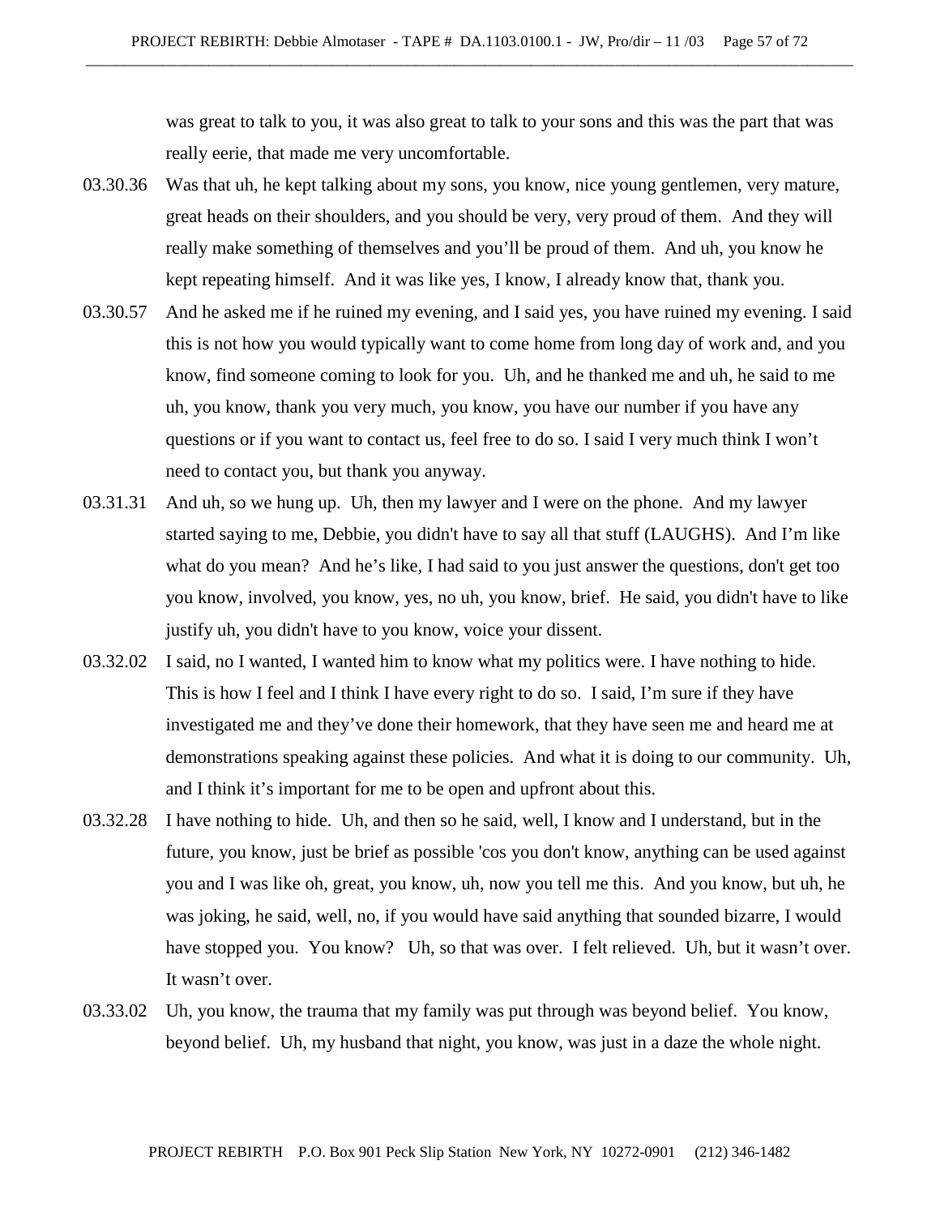was great to talk to you, it was also great to talk to your sons and this was the part that was really eerie, that made me very uncomfortable.

03.30.36 Was that uh, he kept talking about my sons, you know, nice young gentlemen, very mature, great heads on their shoulders, and you should be very, very proud of them. And they will really make something of themselves and you'll be proud of them. And uh, you know he kept repeating himself. And it was like yes, I know, I already know that, thank you.

03.30.57 And he asked me if he ruined my evening, and I said yes, you have ruined my evening. I said this is not how you would typically want to come home from long day of work and, and you know, find someone coming to look for you. Uh, and he thanked me and uh, he said to me uh, you know, thank you very much, you know, you have our number if you have any questions or if you want to contact us, feel free to do so. I said I very much think I won't need to contact you, but thank you anyway.

03.31.31 And uh, so we hung up. Uh, then my lawyer and I were on the phone. And my lawyer started saying to me, Debbie, you didn't have to say all that stuff (LAUGHS). And I'm like what do you mean? And he's like, I had said to you just answer the questions, don't get too you know, involved, you know, yes, no uh, you know, brief. He said, you didn't have to like justify uh, you didn't have to you know, voice your dissent.

03.32.02 I said, no I wanted, I wanted him to know what my politics were. I have nothing to hide. This is how I feel and I think I have every right to do so. I said, I'm sure if they have investigated me and they've done their homework, that they have seen me and heard me at demonstrations speaking against these policies. And what it is doing to our community. Uh, and I think it's important for me to be open and upfront about this.

03.32.28 I have nothing to hide. Uh, and then so he said, well, I know and I understand, but in the future, you know, just be brief as possible 'cos you don't know, anything can be used against you and I was like oh, great, you know, uh, now you tell me this. And you know, but uh, he was joking, he said, well, no, if you would have said anything that sounded bizarre, I would have stopped you. You know? Uh, so that was over. I felt relieved. Uh, but it wasn't over. It wasn't over.

03.33.02 Uh, you know, the trauma that my family was put through was beyond belief. You know, beyond belief. Uh, my husband that night, you know, was just in a daze the whole night.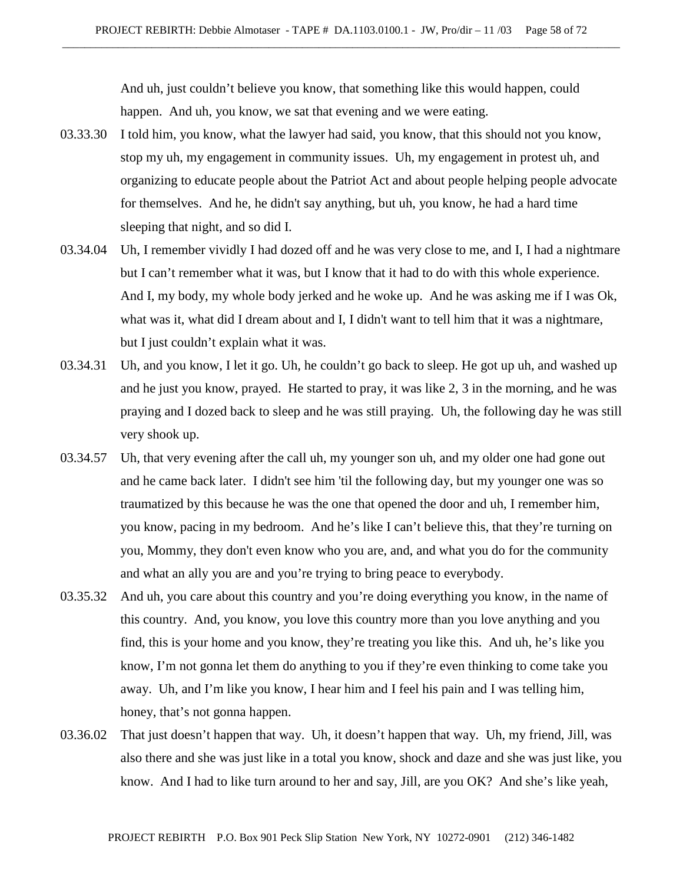And uh, just couldn't believe you know, that something like this would happen, could happen. And uh, you know, we sat that evening and we were eating.

03.33.30 I told him, you know, what the lawyer had said, you know, that this should not you know, stop my uh, my engagement in community issues. Uh, my engagement in protest uh, and organizing to educate people about the Patriot Act and about people helping people advocate for themselves. And he, he didn't say anything, but uh, you know, he had a hard time sleeping that night, and so did I.

03.34.04 Uh, I remember vividly I had dozed off and he was very close to me, and I, I had a nightmare but I can't remember what it was, but I know that it had to do with this whole experience. And I, my body, my whole body jerked and he woke up. And he was asking me if I was Ok, what was it, what did I dream about and I, I didn't want to tell him that it was a nightmare, but I just couldn't explain what it was.

03.34.31 Uh, and you know, I let it go. Uh, he couldn't go back to sleep. He got up uh, and washed up and he just you know, prayed. He started to pray, it was like 2, 3 in the morning, and he was praying and I dozed back to sleep and he was still praying. Uh, the following day he was still very shook up.

03.34.57 Uh, that very evening after the call uh, my younger son uh, and my older one had gone out and he came back later. I didn't see him 'til the following day, but my younger one was so traumatized by this because he was the one that opened the door and uh, I remember him, you know, pacing in my bedroom. And he's like I can't believe this, that they're turning on you, Mommy, they don't even know who you are, and, and what you do for the community and what an ally you are and you're trying to bring peace to everybody.

03.35.32 And uh, you care about this country and you're doing everything you know, in the name of this country. And, you know, you love this country more than you love anything and you find, this is your home and you know, they're treating you like this. And uh, he's like you know, I'm not gonna let them do anything to you if they're even thinking to come take you away. Uh, and I'm like you know, I hear him and I feel his pain and I was telling him, honey, that's not gonna happen.

03.36.02 That just doesn't happen that way. Uh, it doesn't happen that way. Uh, my friend, Jill, was also there and she was just like in a total you know, shock and daze and she was just like, you know. And I had to like turn around to her and say, Jill, are you OK? And she's like yeah,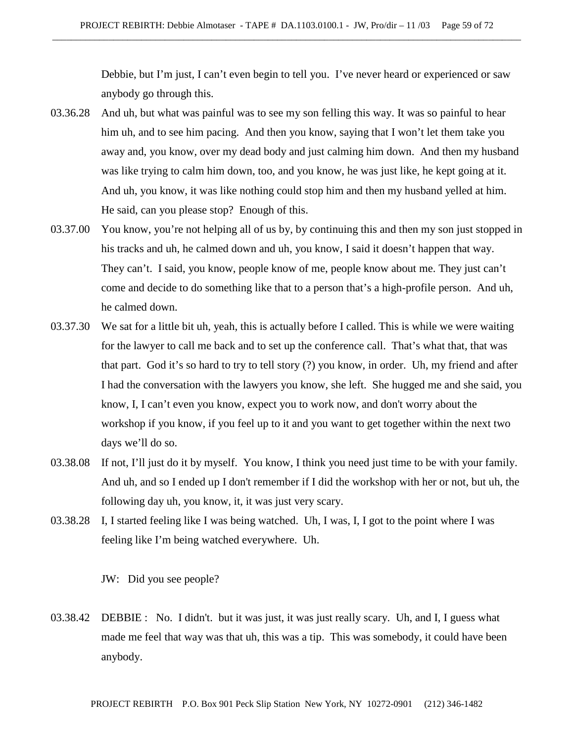Debbie, but I'm just, I can't even begin to tell you. I've never heard or experienced or saw anybody go through this.

03.36.28 And uh, but what was painful was to see my son felling this way. It was so painful to hear him uh, and to see him pacing. And then you know, saying that I won't let them take you away and, you know, over my dead body and just calming him down. And then my husband was like trying to calm him down, too, and you know, he was just like, he kept going at it. And uh, you know, it was like nothing could stop him and then my husband yelled at him. He said, can you please stop? Enough of this.

03.37.00 You know, you're not helping all of us by, by continuing this and then my son just stopped in his tracks and uh, he calmed down and uh, you know, I said it doesn't happen that way. They can't. I said, you know, people know of me, people know about me. They just can't come and decide to do something like that to a person that's a high-profile person. And uh, he calmed down.

03.37.30 We sat for a little bit uh, yeah, this is actually before I called. This is while we were waiting for the lawyer to call me back and to set up the conference call. That's what that, that was that part. God it's so hard to try to tell story (?) you know, in order. Uh, my friend and after I had the conversation with the lawyers you know, she left. She hugged me and she said, you know, I, I can't even you know, expect you to work now, and don't worry about the workshop if you know, if you feel up to it and you want to get together within the next two days we'll do so.

03.38.08 If not, I'll just do it by myself. You know, I think you need just time to be with your family. And uh, and so I ended up I don't remember if I did the workshop with her or not, but uh, the following day uh, you know, it, it was just very scary.

03.38.28 I, I started feeling like I was being watched. Uh, I was, I, I got to the point where I was feeling like I'm being watched everywhere. Uh.

JW: Did you see people?

03.38.42 DEBBIE : No. I didn't. but it was just, it was just really scary. Uh, and I, I guess what made me feel that way was that uh, this was a tip. This was somebody, it could have been anybody.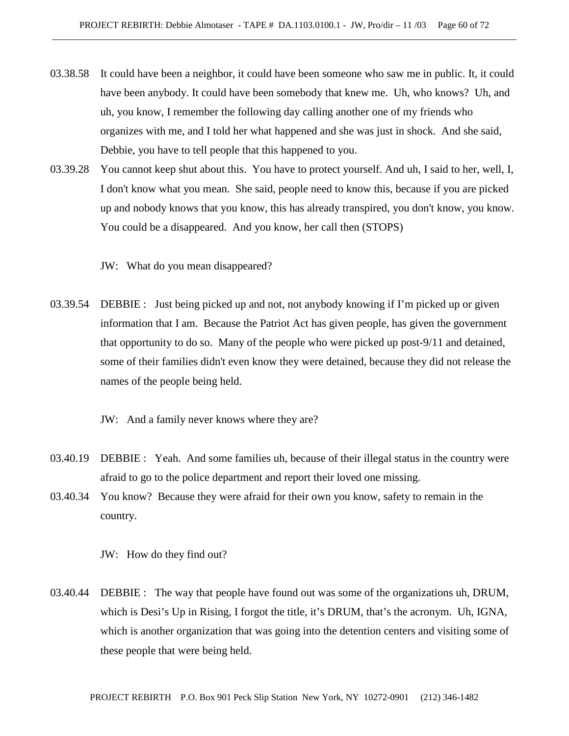03.38.58 It could have been a neighbor, it could have been someone who saw me in public. It, it could have been anybody. It could have been somebody that knew me. Uh, who knows? Uh, and uh, you know, I remember the following day calling another one of my friends who organizes with me, and I told her what happened and she was just in shock. And she said, Debbie, you have to tell people that this happened to you.

03.39.28 You cannot keep shut about this. You have to protect yourself. And uh, I said to her, well, I, I don't know what you mean. She said, people need to know this, because if you are picked up and nobody knows that you know, this has already transpired, you don't know, you know. You could be a disappeared. And you know, her call then (STOPS)

JW: What do you mean disappeared?

03.39.54 DEBBIE : Just being picked up and not, not anybody knowing if I'm picked up or given information that I am. Because the Patriot Act has given people, has given the government that opportunity to do so. Many of the people who were picked up post-9/11 and detained, some of their families didn't even know they were detained, because they did not release the names of the people being held.

JW: And a family never knows where they are?

03.40.19 DEBBIE : Yeah. And some families uh, because of their illegal status in the country were afraid to go to the police department and report their loved one missing.

03.40.34 You know? Because they were afraid for their own you know, safety to remain in the country.

JW: How do they find out?

03.40.44 DEBBIE : The way that people have found out was some of the organizations uh, DRUM, which is Desi's Up in Rising, I forgot the title, it's DRUM, that's the acronym. Uh, IGNA, which is another organization that was going into the detention centers and visiting some of these people that were being held.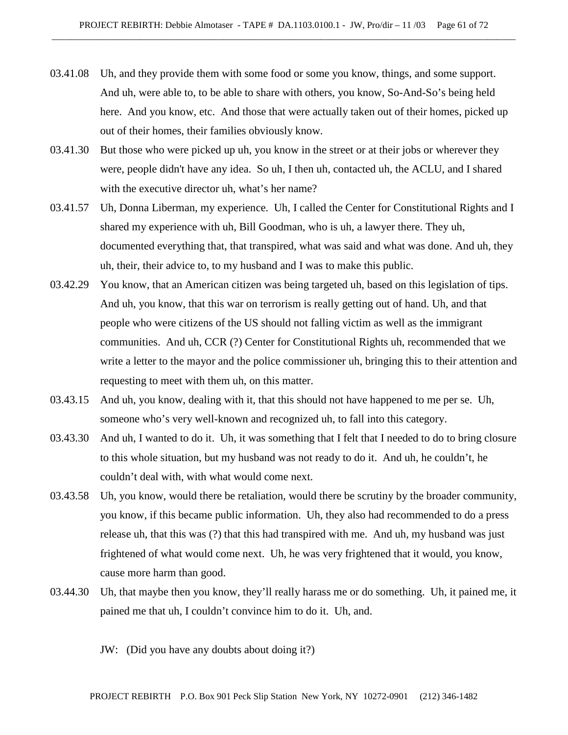03.41.08 Uh, and they provide them with some food or some you know, things, and some support. And uh, were able to, to be able to share with others, you know, So-And-So's being held here. And you know, etc. And those that were actually taken out of their homes, picked up out of their homes, their families obviously know.

03.41.30 But those who were picked up uh, you know in the street or at their jobs or wherever they were, people didn't have any idea. So uh, I then uh, contacted uh, the ACLU, and I shared with the executive director uh, what's her name?

03.41.57 Uh, Donna Liberman, my experience. Uh, I called the Center for Constitutional Rights and I shared my experience with uh, Bill Goodman, who is uh, a lawyer there. They uh, documented everything that, that transpired, what was said and what was done. And uh, they uh, their, their advice to, to my husband and I was to make this public.

03.42.29 You know, that an American citizen was being targeted uh, based on this legislation of tips. And uh, you know, that this war on terrorism is really getting out of hand. Uh, and that people who were citizens of the US should not falling victim as well as the immigrant communities. And uh, CCR (?) Center for Constitutional Rights uh, recommended that we write a letter to the mayor and the police commissioner uh, bringing this to their attention and requesting to meet with them uh, on this matter.

03.43.15 And uh, you know, dealing with it, that this should not have happened to me per se. Uh, someone who's very well-known and recognized uh, to fall into this category.

03.43.30 And uh, I wanted to do it. Uh, it was something that I felt that I needed to do to bring closure to this whole situation, but my husband was not ready to do it. And uh, he couldn't, he couldn't deal with, with what would come next.

03.43.58 Uh, you know, would there be retaliation, would there be scrutiny by the broader community, you know, if this became public information. Uh, they also had recommended to do a press release uh, that this was (?) that this had transpired with me. And uh, my husband was just frightened of what would come next. Uh, he was very frightened that it would, you know, cause more harm than good.

03.44.30 Uh, that maybe then you know, they'll really harass me or do something. Uh, it pained me, it pained me that uh, I couldn't convince him to do it. Uh, and.

JW: (Did you have any doubts about doing it?)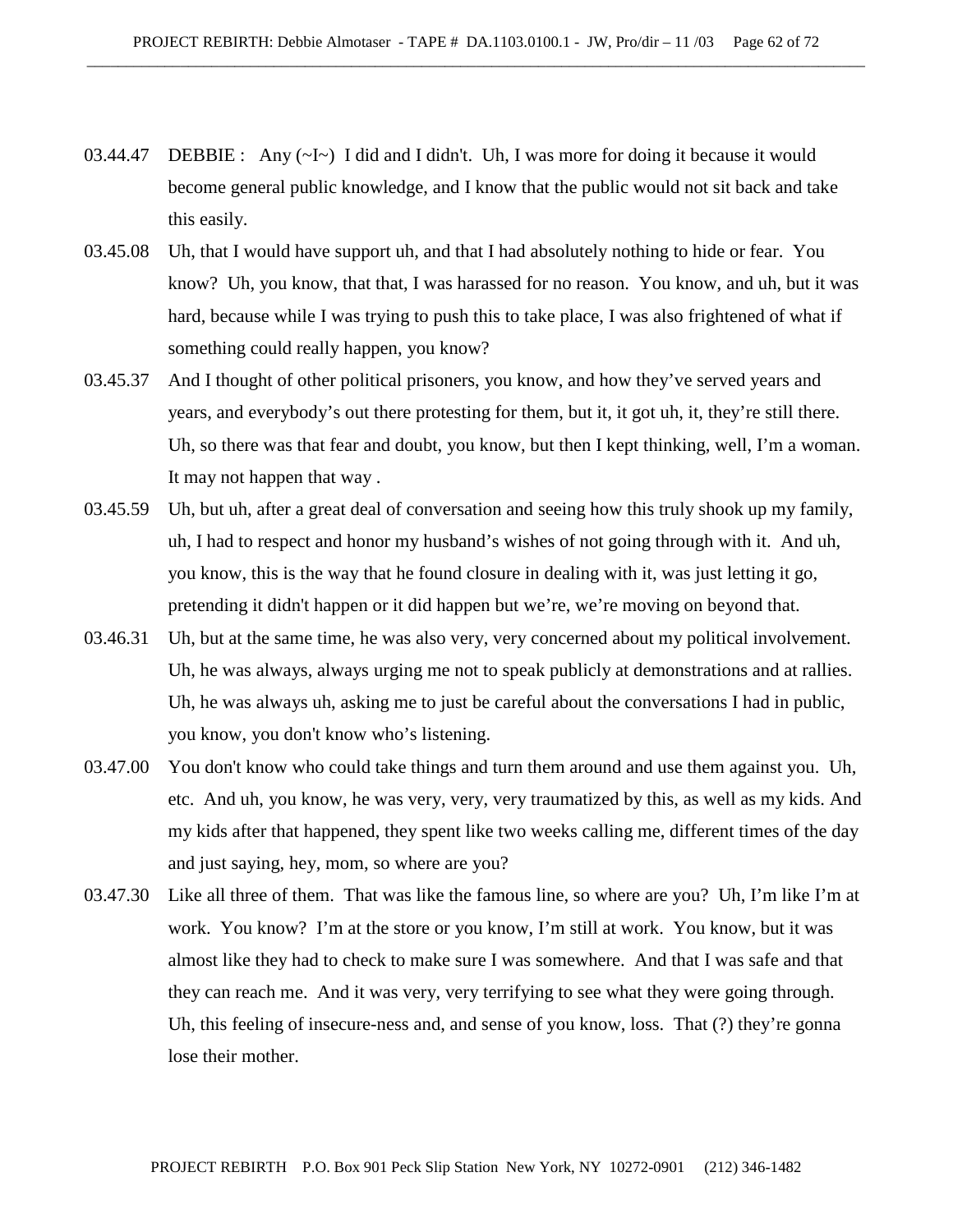03.44.47 DEBBIE : Any (~I~) I did and I didn't. Uh, I was more for doing it because it would become general public knowledge, and I know that the public would not sit back and take this easily.

03.45.08 Uh, that I would have support uh, and that I had absolutely nothing to hide or fear. You know? Uh, you know, that that, I was harassed for no reason. You know, and uh, but it was hard, because while I was trying to push this to take place, I was also frightened of what if something could really happen, you know?

03.45.37 And I thought of other political prisoners, you know, and how they've served years and years, and everybody's out there protesting for them, but it, it got uh, it, they're still there. Uh, so there was that fear and doubt, you know, but then I kept thinking, well, I'm a woman. It may not happen that way .

03.45.59 Uh, but uh, after a great deal of conversation and seeing how this truly shook up my family, uh, I had to respect and honor my husband's wishes of not going through with it. And uh, you know, this is the way that he found closure in dealing with it, was just letting it go, pretending it didn't happen or it did happen but we're, we're moving on beyond that.

03.46.31 Uh, but at the same time, he was also very, very concerned about my political involvement. Uh, he was always, always urging me not to speak publicly at demonstrations and at rallies. Uh, he was always uh, asking me to just be careful about the conversations I had in public, you know, you don't know who's listening.

03.47.00 You don't know who could take things and turn them around and use them against you. Uh, etc. And uh, you know, he was very, very, very traumatized by this, as well as my kids. And my kids after that happened, they spent like two weeks calling me, different times of the day and just saying, hey, mom, so where are you?

03.47.30 Like all three of them. That was like the famous line, so where are you? Uh, I'm like I'm at work. You know? I'm at the store or you know, I'm still at work. You know, but it was almost like they had to check to make sure I was somewhere. And that I was safe and that they can reach me. And it was very, very terrifying to see what they were going through. Uh, this feeling of insecure-ness and, and sense of you know, loss. That (?) they're gonna lose their mother.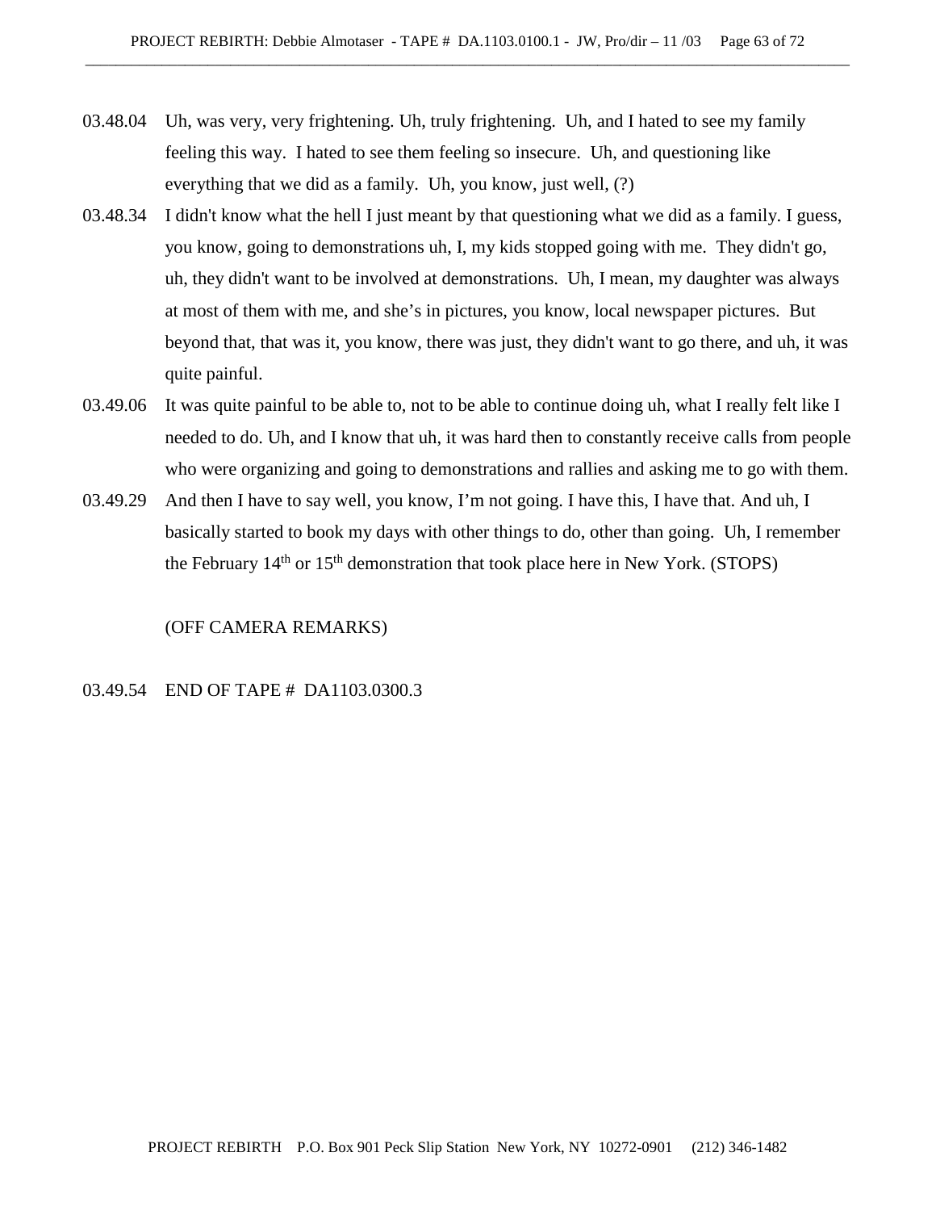03.48.04 Uh, was very, very frightening. Uh, truly frightening. Uh, and I hated to see my family feeling this way. I hated to see them feeling so insecure. Uh, and questioning like everything that we did as a family. Uh, you know, just well, (?)

03.48.34 I didn't know what the hell I just meant by that questioning what we did as a family. I guess, you know, going to demonstrations uh, I, my kids stopped going with me. They didn't go, uh, they didn't want to be involved at demonstrations. Uh, I mean, my daughter was always at most of them with me, and she's in pictures, you know, local newspaper pictures. But beyond that, that was it, you know, there was just, they didn't want to go there, and uh, it was quite painful.

03.49.06 It was quite painful to be able to, not to be able to continue doing uh, what I really felt like I needed to do. Uh, and I know that uh, it was hard then to constantly receive calls from people who were organizing and going to demonstrations and rallies and asking me to go with them.

03.49.29 And then I have to say well, you know, I'm not going. I have this, I have that. And uh, I basically started to book my days with other things to do, other than going. Uh, I remember the February 14th or 15th demonstration that took place here in New York. (STOPS)

(OFF CAMERA REMARKS)

03.49.54 END OF TAPE # DA1103.0300.3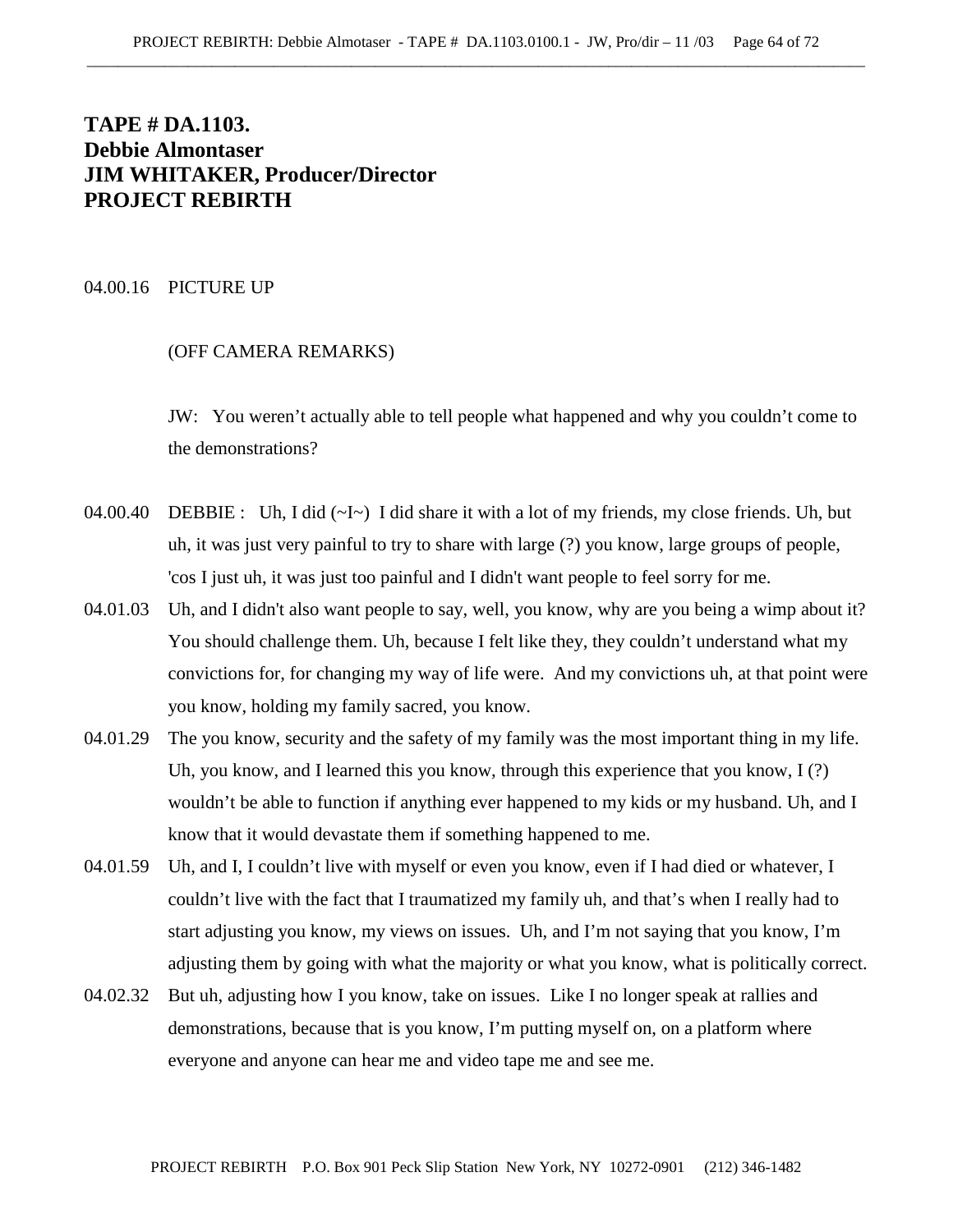**TAPE # DA.1103.**
**Debbie Almontaser**
**JIM WHITAKER, Producer/Director**
**PROJECT REBIRTH**

04.00.16 PICTURE UP

(OFF CAMERA REMARKS)

JW: You weren’t actually able to tell people what happened and why you couldn’t come to the demonstrations?

04.00.40 DEBBIE : Uh, I did (~I~) I did share it with a lot of my friends, my close friends. Uh, but uh, it was just very painful to try to share with large (?) you know, large groups of people, 'cos I just uh, it was just too painful and I didn't want people to feel sorry for me.

04.01.03 Uh, and I didn't also want people to say, well, you know, why are you being a wimp about it? You should challenge them. Uh, because I felt like they, they couldn’t understand what my convictions for, for changing my way of life were. And my convictions uh, at that point were you know, holding my family sacred, you know.

04.01.29 The you know, security and the safety of my family was the most important thing in my life. Uh, you know, and I learned this you know, through this experience that you know, I (?) wouldn’t be able to function if anything ever happened to my kids or my husband. Uh, and I know that it would devastate them if something happened to me.

04.01.59 Uh, and I, I couldn’t live with myself or even you know, even if I had died or whatever, I couldn’t live with the fact that I traumatized my family uh, and that’s when I really had to start adjusting you know, my views on issues. Uh, and I’m not saying that you know, I’m adjusting them by going with what the majority or what you know, what is politically correct.

04.02.32 But uh, adjusting how I you know, take on issues. Like I no longer speak at rallies and demonstrations, because that is you know, I’m putting myself on, on a platform where everyone and anyone can hear me and video tape me and see me.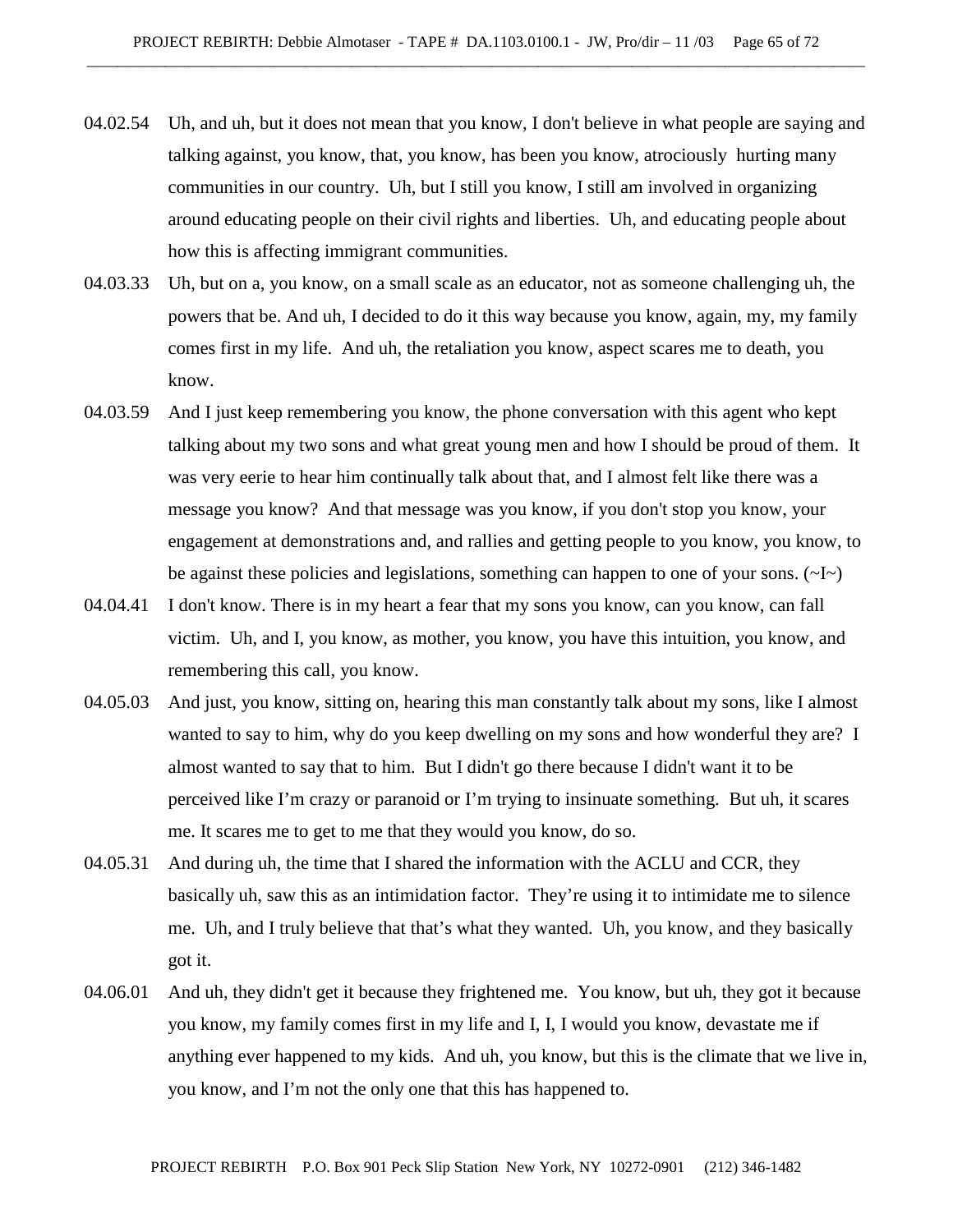04.02.54 Uh, and uh, but it does not mean that you know, I don't believe in what people are saying and talking against, you know, that, you know, has been you know, atrociously hurting many communities in our country. Uh, but I still you know, I still am involved in organizing around educating people on their civil rights and liberties. Uh, and educating people about how this is affecting immigrant communities.

04.03.33 Uh, but on a, you know, on a small scale as an educator, not as someone challenging uh, the powers that be. And uh, I decided to do it this way because you know, again, my, my family comes first in my life. And uh, the retaliation you know, aspect scares me to death, you know.

04.03.59 And I just keep remembering you know, the phone conversation with this agent who kept talking about my two sons and what great young men and how I should be proud of them. It was very eerie to hear him continually talk about that, and I almost felt like there was a message you know? And that message was you know, if you don't stop you know, your engagement at demonstrations and, and rallies and getting people to you know, you know, to be against these policies and legislations, something can happen to one of your sons. (~I~)

04.04.41 I don't know. There is in my heart a fear that my sons you know, can you know, can fall victim. Uh, and I, you know, as mother, you know, you have this intuition, you know, and remembering this call, you know.

04.05.03 And just, you know, sitting on, hearing this man constantly talk about my sons, like I almost wanted to say to him, why do you keep dwelling on my sons and how wonderful they are? I almost wanted to say that to him. But I didn't go there because I didn't want it to be perceived like I'm crazy or paranoid or I'm trying to insinuate something. But uh, it scares me. It scares me to get to me that they would you know, do so.

04.05.31 And during uh, the time that I shared the information with the ACLU and CCR, they basically uh, saw this as an intimidation factor. They're using it to intimidate me to silence me. Uh, and I truly believe that that's what they wanted. Uh, you know, and they basically got it.

04.06.01 And uh, they didn't get it because they frightened me. You know, but uh, they got it because you know, my family comes first in my life and I, I, I would you know, devastate me if anything ever happened to my kids. And uh, you know, but this is the climate that we live in, you know, and I'm not the only one that this has happened to.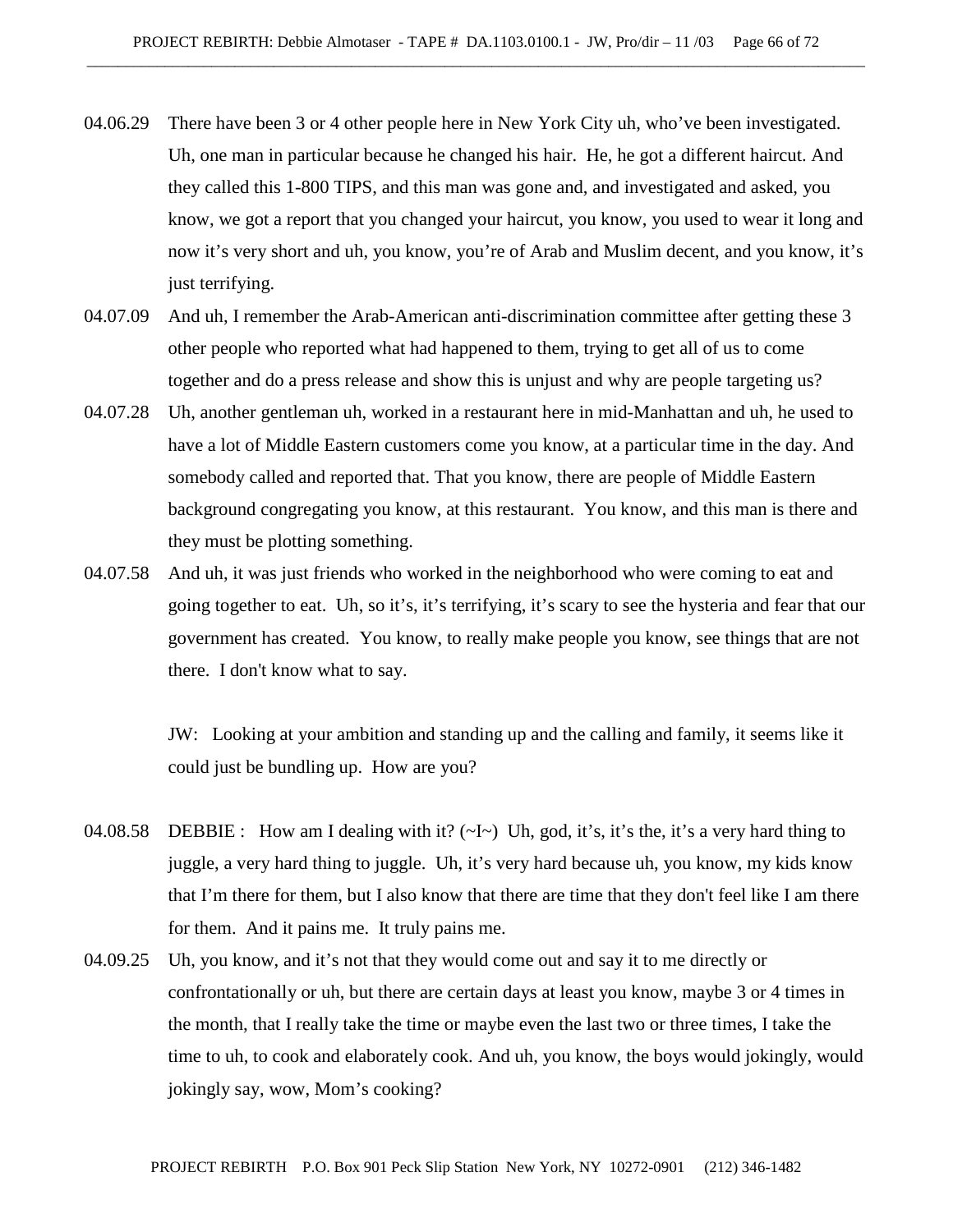04.06.29 There have been 3 or 4 other people here in New York City uh, who've been investigated. Uh, one man in particular because he changed his hair. He, he got a different haircut. And they called this 1-800 TIPS, and this man was gone and, and investigated and asked, you know, we got a report that you changed your haircut, you know, you used to wear it long and now it's very short and uh, you know, you're of Arab and Muslim decent, and you know, it's just terrifying.

04.07.09 And uh, I remember the Arab-American anti-discrimination committee after getting these 3 other people who reported what had happened to them, trying to get all of us to come together and do a press release and show this is unjust and why are people targeting us?

04.07.28 Uh, another gentleman uh, worked in a restaurant here in mid-Manhattan and uh, he used to have a lot of Middle Eastern customers come you know, at a particular time in the day. And somebody called and reported that. That you know, there are people of Middle Eastern background congregating you know, at this restaurant. You know, and this man is there and they must be plotting something.

04.07.58 And uh, it was just friends who worked in the neighborhood who were coming to eat and going together to eat. Uh, so it's, it's terrifying, it's scary to see the hysteria and fear that our government has created. You know, to really make people you know, see things that are not there. I don't know what to say.

JW: Looking at your ambition and standing up and the calling and family, it seems like it could just be bundling up. How are you?

04.08.58 DEBBIE : How am I dealing with it? (~I~) Uh, god, it's, it's the, it's a very hard thing to juggle, a very hard thing to juggle. Uh, it's very hard because uh, you know, my kids know that I'm there for them, but I also know that there are time that they don't feel like I am there for them. And it pains me. It truly pains me.

04.09.25 Uh, you know, and it's not that they would come out and say it to me directly or confrontationally or uh, but there are certain days at least you know, maybe 3 or 4 times in the month, that I really take the time or maybe even the last two or three times, I take the time to uh, to cook and elaborately cook. And uh, you know, the boys would jokingly, would jokingly say, wow, Mom's cooking?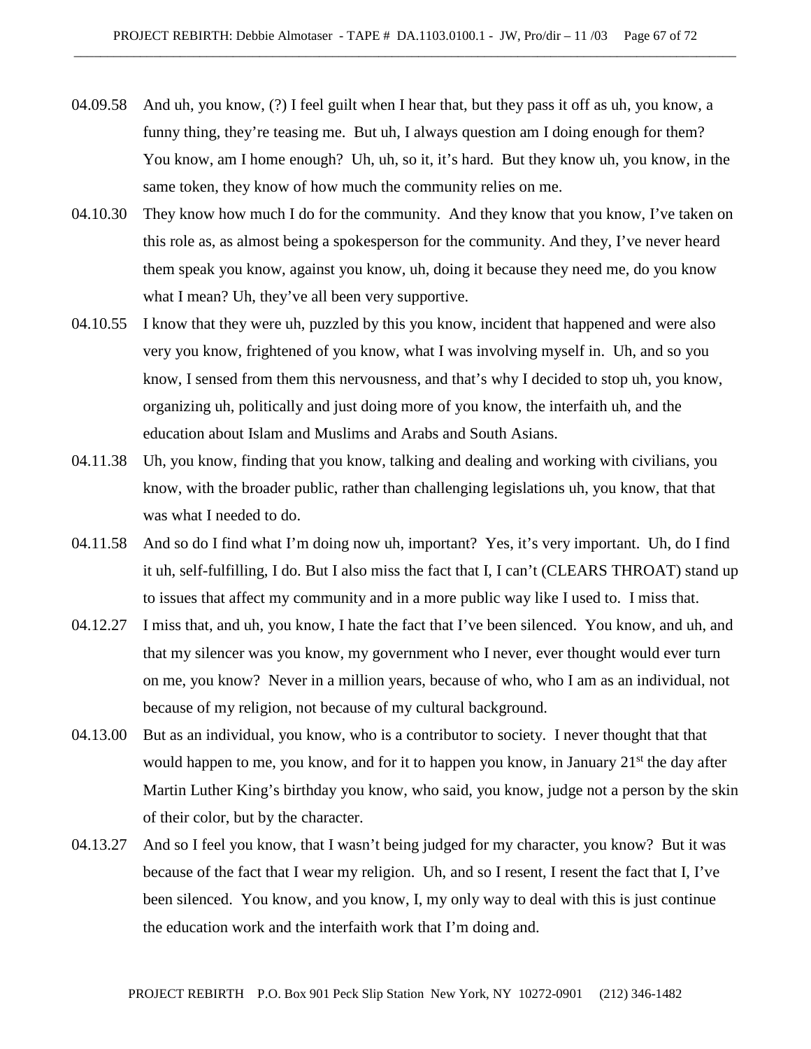04.09.58 And uh, you know, (?) I feel guilt when I hear that, but they pass it off as uh, you know, a funny thing, they're teasing me. But uh, I always question am I doing enough for them? You know, am I home enough? Uh, uh, so it, it's hard. But they know uh, you know, in the same token, they know of how much the community relies on me.

04.10.30 They know how much I do for the community. And they know that you know, I've taken on this role as, as almost being a spokesperson for the community. And they, I've never heard them speak you know, against you know, uh, doing it because they need me, do you know what I mean? Uh, they've all been very supportive.

04.10.55 I know that they were uh, puzzled by this you know, incident that happened and were also very you know, frightened of you know, what I was involving myself in. Uh, and so you know, I sensed from them this nervousness, and that's why I decided to stop uh, you know, organizing uh, politically and just doing more of you know, the interfaith uh, and the education about Islam and Muslims and Arabs and South Asians.

04.11.38 Uh, you know, finding that you know, talking and dealing and working with civilians, you know, with the broader public, rather than challenging legislations uh, you know, that that was what I needed to do.

04.11.58 And so do I find what I'm doing now uh, important? Yes, it's very important. Uh, do I find it uh, self-fulfilling, I do. But I also miss the fact that I, I can't (CLEARS THROAT) stand up to issues that affect my community and in a more public way like I used to. I miss that.

04.12.27 I miss that, and uh, you know, I hate the fact that I've been silenced. You know, and uh, and that my silencer was you know, my government who I never, ever thought would ever turn on me, you know? Never in a million years, because of who, who I am as an individual, not because of my religion, not because of my cultural background.

04.13.00 But as an individual, you know, who is a contributor to society. I never thought that that would happen to me, you know, and for it to happen you know, in January 21st the day after Martin Luther King's birthday you know, who said, you know, judge not a person by the skin of their color, but by the character.

04.13.27 And so I feel you know, that I wasn't being judged for my character, you know? But it was because of the fact that I wear my religion. Uh, and so I resent, I resent the fact that I, I've been silenced. You know, and you know, I, my only way to deal with this is just continue the education work and the interfaith work that I'm doing and.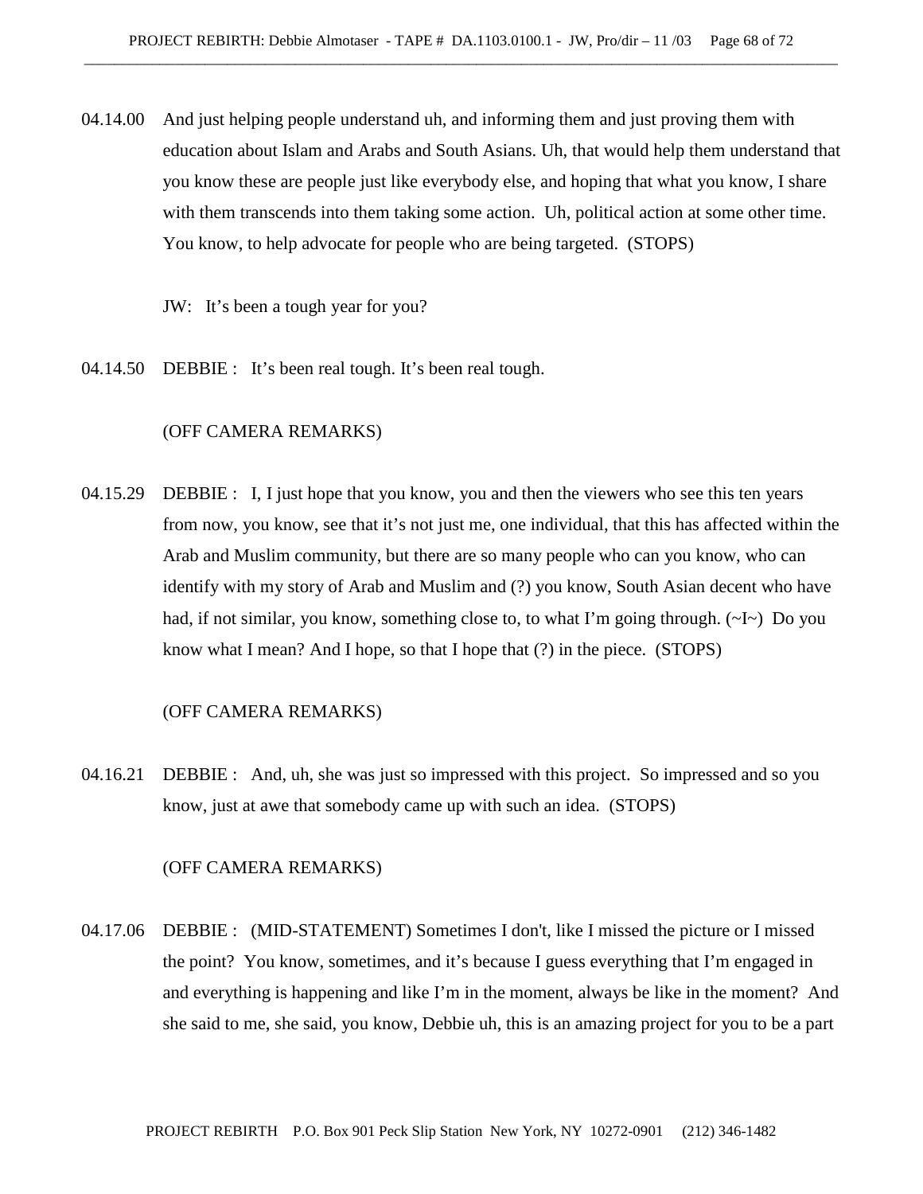04.14.00 And just helping people understand uh, and informing them and just proving them with education about Islam and Arabs and South Asians. Uh, that would help them understand that you know these are people just like everybody else, and hoping that what you know, I share with them transcends into them taking some action. Uh, political action at some other time. You know, to help advocate for people who are being targeted. (STOPS)

JW: It's been a tough year for you?

04.14.50 DEBBIE : It's been real tough. It's been real tough.

(OFF CAMERA REMARKS)

04.15.29 DEBBIE : I, I just hope that you know, you and then the viewers who see this ten years from now, you know, see that it's not just me, one individual, that this has affected within the Arab and Muslim community, but there are so many people who can you know, who can identify with my story of Arab and Muslim and (?) you know, South Asian decent who have had, if not similar, you know, something close to, to what I'm going through. (~I~) Do you know what I mean? And I hope, so that I hope that (?) in the piece. (STOPS)

(OFF CAMERA REMARKS)

04.16.21 DEBBIE : And, uh, she was just so impressed with this project. So impressed and so you know, just at awe that somebody came up with such an idea. (STOPS)

(OFF CAMERA REMARKS)

04.17.06 DEBBIE : (MID-STATEMENT) Sometimes I don't, like I missed the picture or I missed the point? You know, sometimes, and it's because I guess everything that I'm engaged in and everything is happening and like I'm in the moment, always be like in the moment? And she said to me, she said, you know, Debbie uh, this is an amazing project for you to be a part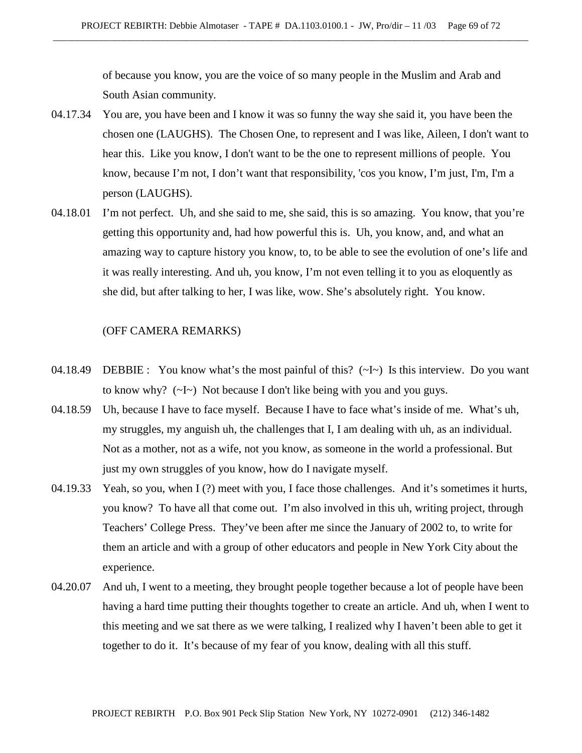of because you know, you are the voice of so many people in the Muslim and Arab and South Asian community.

04.17.34 You are, you have been and I know it was so funny the way she said it, you have been the chosen one (LAUGHS). The Chosen One, to represent and I was like, Aileen, I don't want to hear this. Like you know, I don't want to be the one to represent millions of people. You know, because I'm not, I don't want that responsibility, 'cos you know, I'm just, I'm, I'm a person (LAUGHS).

04.18.01 I'm not perfect. Uh, and she said to me, she said, this is so amazing. You know, that you're getting this opportunity and, had how powerful this is. Uh, you know, and, and what an amazing way to capture history you know, to, to be able to see the evolution of one's life and it was really interesting. And uh, you know, I'm not even telling it to you as eloquently as she did, but after talking to her, I was like, wow. She's absolutely right. You know.

(OFF CAMERA REMARKS)

04.18.49 DEBBIE : You know what's the most painful of this? (~I~) Is this interview. Do you want to know why? (~I~) Not because I don't like being with you and you guys.

04.18.59 Uh, because I have to face myself. Because I have to face what's inside of me. What's uh, my struggles, my anguish uh, the challenges that I, I am dealing with uh, as an individual. Not as a mother, not as a wife, not you know, as someone in the world a professional. But just my own struggles of you know, how do I navigate myself.

04.19.33 Yeah, so you, when I (?) meet with you, I face those challenges. And it's sometimes it hurts, you know? To have all that come out. I'm also involved in this uh, writing project, through Teachers' College Press. They've been after me since the January of 2002 to, to write for them an article and with a group of other educators and people in New York City about the experience.

04.20.07 And uh, I went to a meeting, they brought people together because a lot of people have been having a hard time putting their thoughts together to create an article. And uh, when I went to this meeting and we sat there as we were talking, I realized why I haven't been able to get it together to do it. It's because of my fear of you know, dealing with all this stuff.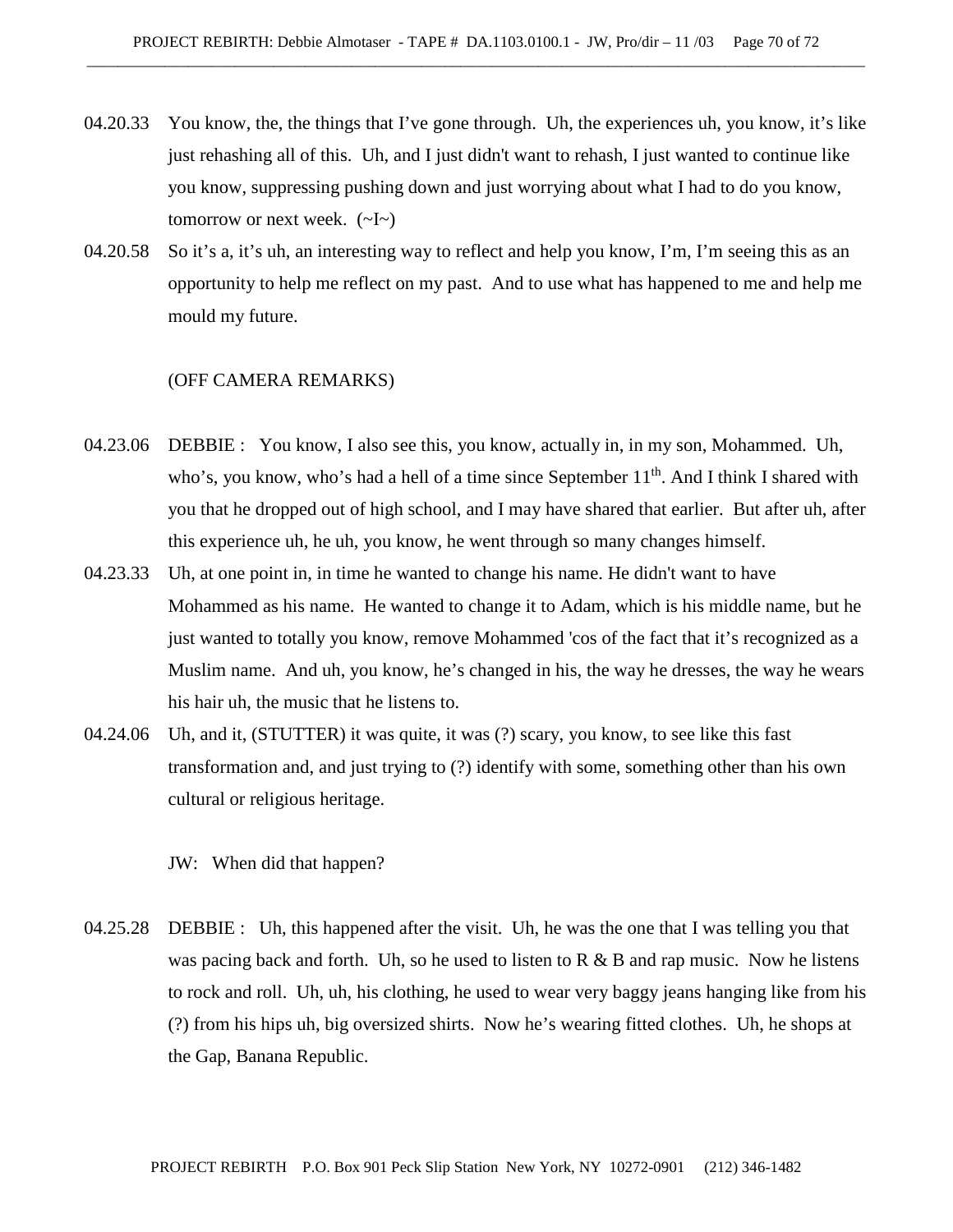04.20.33 You know, the, the things that I've gone through. Uh, the experiences uh, you know, it's like just rehashing all of this. Uh, and I just didn't want to rehash, I just wanted to continue like you know, suppressing pushing down and just worrying about what I had to do you know, tomorrow or next week. (~I~)

04.20.58 So it's a, it's uh, an interesting way to reflect and help you know, I'm, I'm seeing this as an opportunity to help me reflect on my past. And to use what has happened to me and help me mould my future.

(OFF CAMERA REMARKS)

04.23.06 DEBBIE : You know, I also see this, you know, actually in, in my son, Mohammed. Uh, who's, you know, who's had a hell of a time since September 11th. And I think I shared with you that he dropped out of high school, and I may have shared that earlier. But after uh, after this experience uh, he uh, you know, he went through so many changes himself.

04.23.33 Uh, at one point in, in time he wanted to change his name. He didn't want to have Mohammed as his name. He wanted to change it to Adam, which is his middle name, but he just wanted to totally you know, remove Mohammed 'cos of the fact that it's recognized as a Muslim name. And uh, you know, he's changed in his, the way he dresses, the way he wears his hair uh, the music that he listens to.

04.24.06 Uh, and it, (STUTTER) it was quite, it was (?) scary, you know, to see like this fast transformation and, and just trying to (?) identify with some, something other than his own cultural or religious heritage.

JW: When did that happen?

04.25.28 DEBBIE : Uh, this happened after the visit. Uh, he was the one that I was telling you that was pacing back and forth. Uh, so he used to listen to R & B and rap music. Now he listens to rock and roll. Uh, uh, his clothing, he used to wear very baggy jeans hanging like from his (?) from his hips uh, big oversized shirts. Now he's wearing fitted clothes. Uh, he shops at the Gap, Banana Republic.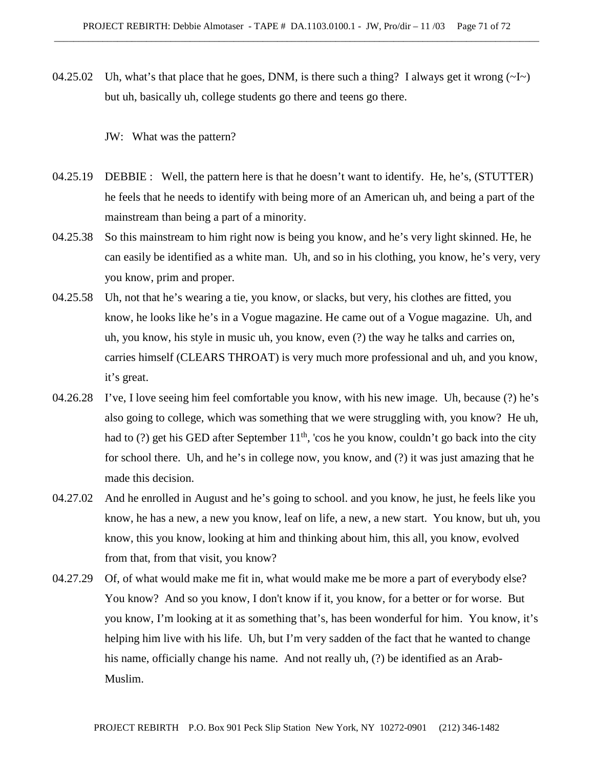04.25.02 Uh, what's that place that he goes, DNM, is there such a thing? I always get it wrong (~I~) but uh, basically uh, college students go there and teens go there.

JW: What was the pattern?

04.25.19 DEBBIE : Well, the pattern here is that he doesn't want to identify. He, he's, (STUTTER) he feels that he needs to identify with being more of an American uh, and being a part of the mainstream than being a part of a minority.

04.25.38 So this mainstream to him right now is being you know, and he's very light skinned. He, he can easily be identified as a white man. Uh, and so in his clothing, you know, he's very, very you know, prim and proper.

04.25.58 Uh, not that he's wearing a tie, you know, or slacks, but very, his clothes are fitted, you know, he looks like he's in a Vogue magazine. He came out of a Vogue magazine. Uh, and uh, you know, his style in music uh, you know, even (?) the way he talks and carries on, carries himself (CLEARS THROAT) is very much more professional and uh, and you know, it's great.

04.26.28 I've, I love seeing him feel comfortable you know, with his new image. Uh, because (?) he's also going to college, which was something that we were struggling with, you know? He uh, had to (?) get his GED after September 11th, 'cos he you know, couldn't go back into the city for school there. Uh, and he's in college now, you know, and (?) it was just amazing that he made this decision.

04.27.02 And he enrolled in August and he's going to school. and you know, he just, he feels like you know, he has a new, a new you know, leaf on life, a new, a new start. You know, but uh, you know, this you know, looking at him and thinking about him, this all, you know, evolved from that, from that visit, you know?

04.27.29 Of, of what would make me fit in, what would make me be more a part of everybody else? You know? And so you know, I don't know if it, you know, for a better or for worse. But you know, I'm looking at it as something that's, has been wonderful for him. You know, it's helping him live with his life. Uh, but I'm very sadden of the fact that he wanted to change his name, officially change his name. And not really uh, (?) be identified as an Arab-Muslim.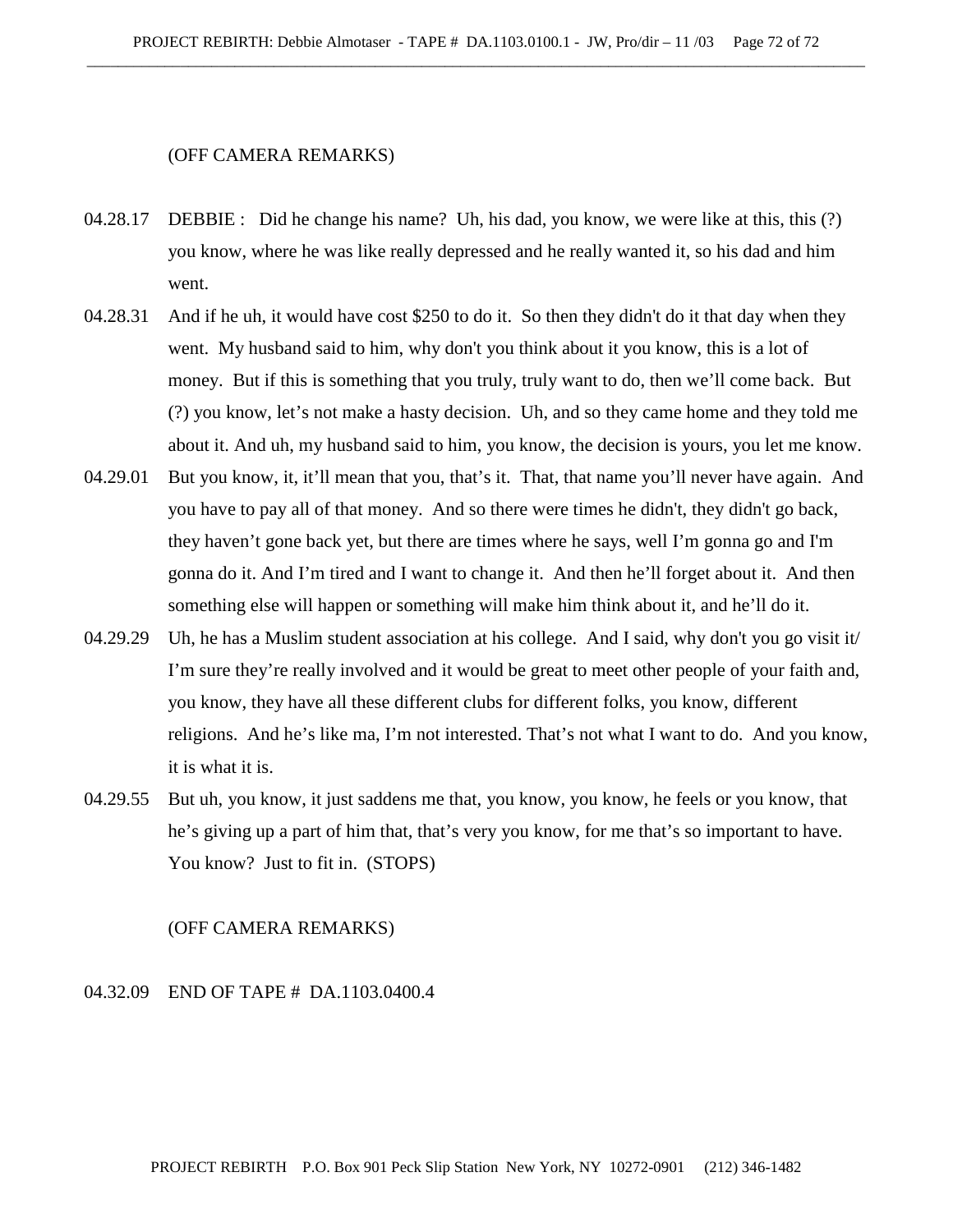(OFF CAMERA REMARKS)

04.28.17 DEBBIE : Did he change his name? Uh, his dad, you know, we were like at this, this (?) you know, where he was like really depressed and he really wanted it, so his dad and him went.

04.28.31 And if he uh, it would have cost $250 to do it. So then they didn't do it that day when they went. My husband said to him, why don't you think about it you know, this is a lot of money. But if this is something that you truly, truly want to do, then we'll come back. But (?) you know, let's not make a hasty decision. Uh, and so they came home and they told me about it. And uh, my husband said to him, you know, the decision is yours, you let me know.

04.29.01 But you know, it, it'll mean that you, that's it. That, that name you'll never have again. And you have to pay all of that money. And so there were times he didn't, they didn't go back, they haven't gone back yet, but there are times where he says, well I'm gonna go and I'm gonna do it. And I'm tired and I want to change it. And then he'll forget about it. And then something else will happen or something will make him think about it, and he'll do it.

04.29.29 Uh, he has a Muslim student association at his college. And I said, why don't you go visit it/ I'm sure they're really involved and it would be great to meet other people of your faith and, you know, they have all these different clubs for different folks, you know, different religions. And he's like ma, I'm not interested. That's not what I want to do. And you know, it is what it is.

04.29.55 But uh, you know, it just saddens me that, you know, you know, he feels or you know, that he's giving up a part of him that, that's very you know, for me that's so important to have. You know? Just to fit in. (STOPS)

(OFF CAMERA REMARKS)

04.32.09 END OF TAPE # DA.1103.0400.4